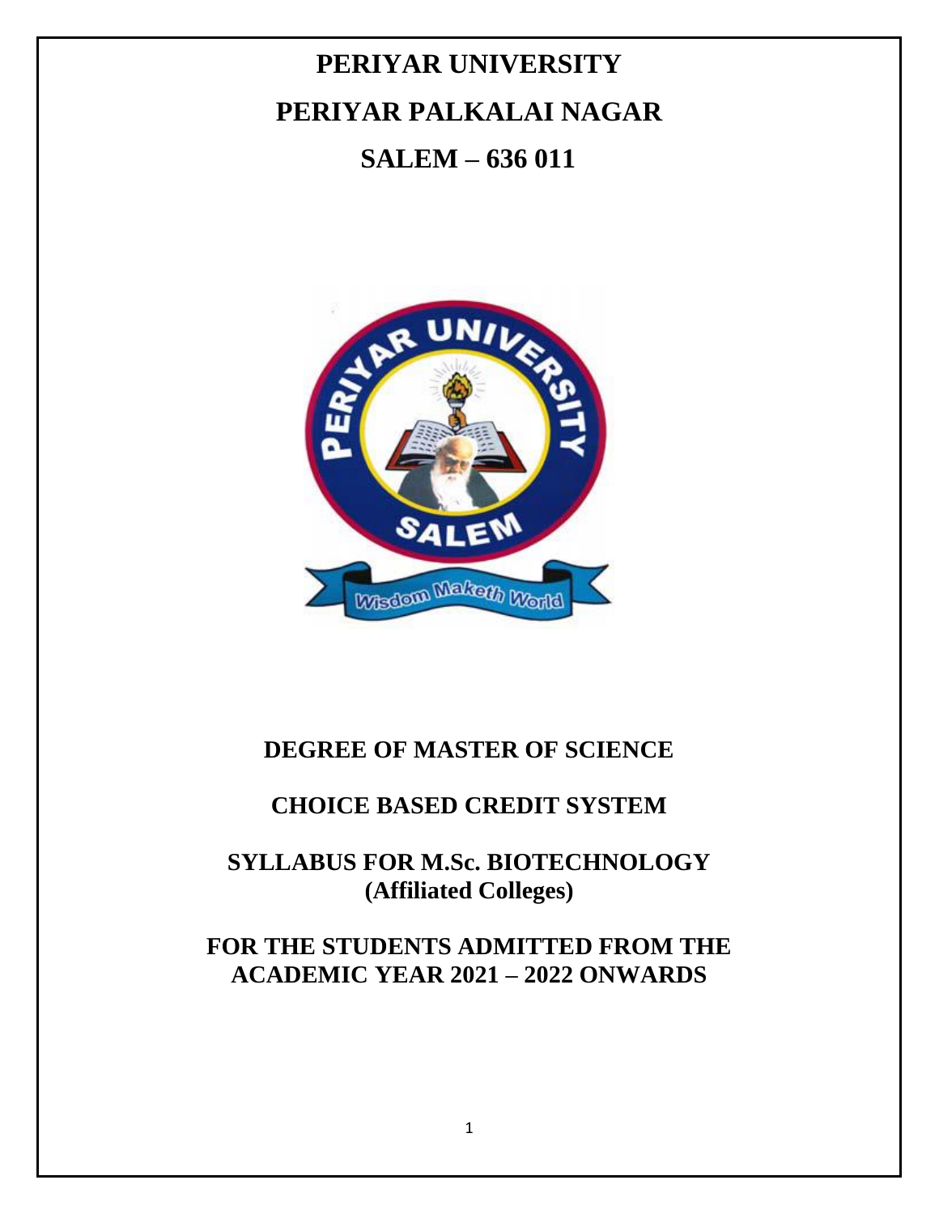# PERIYAR UNIVERSITY

# PERIYAR PALKALAI NAGAR

# SALEM – 636 011

## DEGREE OF MASTER OF SCIENCE

## CHOICE BASED CREDIT SYSTEM

## SYLLABUS FOR M.Sc. BIOTECHNOLOGY (Affiliated Colleges)

## FOR THE STUDENTS ADMITTED FROM THE ACADEMIC YEAR 2021 – 2022 ONWARDS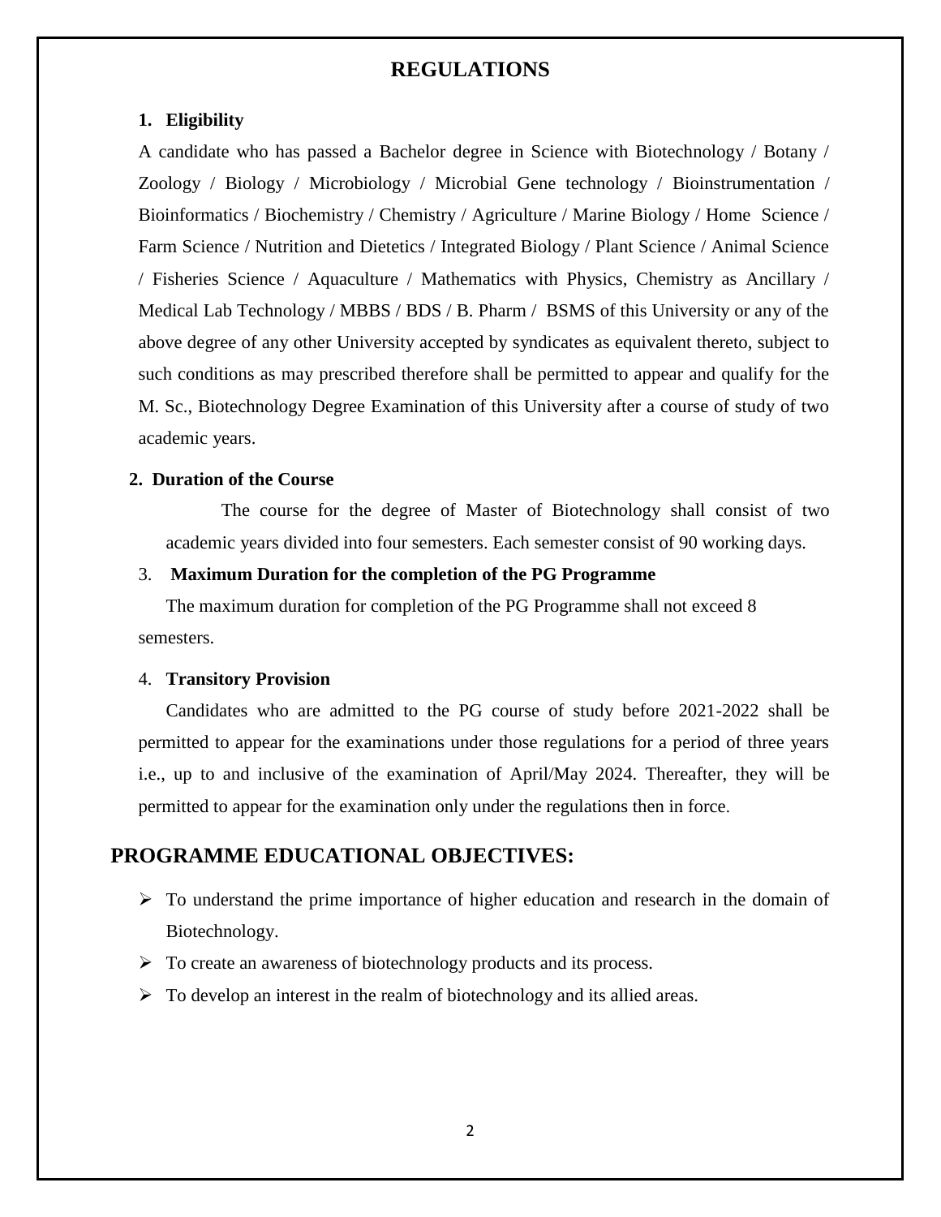# REGULATIONS

**1. Eligibility**

A candidate who has passed a Bachelor degree in Science with Biotechnology / Botany / Zoology / Biology / Microbiology / Microbial Gene technology / Bioinstrumentation / Bioinformatics / Biochemistry / Chemistry / Agriculture / Marine Biology / Home Science / Farm Science / Nutrition and Dietetics / Integrated Biology / Plant Science / Animal Science / Fisheries Science / Aquaculture / Mathematics with Physics, Chemistry as Ancillary / Medical Lab Technology / MBBS / BDS / B. Pharm / BSMS of this University or any of the above degree of any other University accepted by syndicates as equivalent thereto, subject to such conditions as may prescribed therefore shall be permitted to appear and qualify for the M. Sc., Biotechnology Degree Examination of this University after a course of study of two academic years.

**2. Duration of the Course**

The course for the degree of Master of Biotechnology shall consist of two academic years divided into four semesters. Each semester consist of 90 working days.

3. **Maximum Duration for the completion of the PG Programme**

The maximum duration for completion of the PG Programme shall not exceed 8 semesters.

4. **Transitory Provision**

Candidates who are admitted to the PG course of study before 2021-2022 shall be permitted to appear for the examinations under those regulations for a period of three years i.e., up to and inclusive of the examination of April/May 2024. Thereafter, they will be permitted to appear for the examination only under the regulations then in force.

## PROGRAMME EDUCATIONAL OBJECTIVES:

- To understand the prime importance of higher education and research in the domain of Biotechnology.
- To create an awareness of biotechnology products and its process.
- To develop an interest in the realm of biotechnology and its allied areas.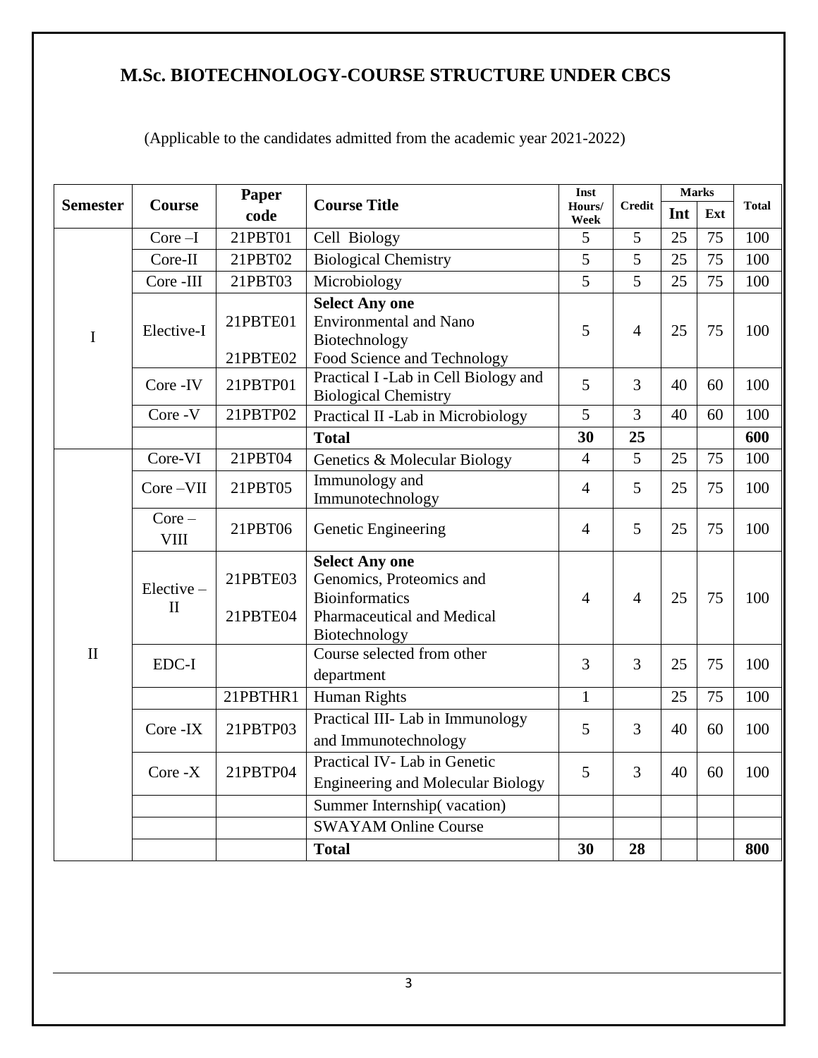# M.Sc. BIOTECHNOLOGY-COURSE STRUCTURE UNDER CBCS

(Applicable to the candidates admitted from the academic year 2021-2022)

| Semester | Course | Paper code | Course Title | Inst Hours/ Week | Credit | Marks | | Total |
|---|---|---|---|---|---|---|---|---|
| | | | | | | Int | Ext | |
| I | Core –I | 21PBT01 | Cell Biology | 5 | 5 | 25 | 75 | 100 |
| | Core-II | 21PBT02 | Biological Chemistry | 5 | 5 | 25 | 75 | 100 |
| | Core -III | 21PBT03 | Microbiology | 5 | 5 | 25 | 75 | 100 |
| | Elective-I | 21PBTE01<br>21PBTE02 | **Select Any one**<br>Environmental and Nano Biotechnology<br>Food Science and Technology | 5 | 4 | 25 | 75 | 100 |
| | Core -IV | 21PBTP01 | Practical I -Lab in Cell Biology and Biological Chemistry | 5 | 3 | 40 | 60 | 100 |
| | Core -V | 21PBTP02 | Practical II -Lab in Microbiology | 5 | 3 | 40 | 60 | 100 |
| | | | **Total** | **30** | **25** | | | **600** |
| II | Core-VI | 21PBT04 | Genetics & Molecular Biology | 4 | 5 | 25 | 75 | 100 |
| | Core –VII | 21PBT05 | Immunology and Immunotechnology | 4 | 5 | 25 | 75 | 100 |
| | Core – VIII | 21PBT06 | Genetic Engineering | 4 | 5 | 25 | 75 | 100 |
| | Elective – II | 21PBTE03<br>21PBTE04 | **Select Any one**<br>Genomics, Proteomics and Bioinformatics<br>Pharmaceutical and Medical Biotechnology | 4 | 4 | 25 | 75 | 100 |
| | EDC-I | | Course selected from other department | 3 | 3 | 25 | 75 | 100 |
| | | 21PBTHR1 | Human Rights | 1 | | 25 | 75 | 100 |
| | Core -IX | 21PBTP03 | Practical III- Lab in Immunology and Immunotechnology | 5 | 3 | 40 | 60 | 100 |
| | Core -X | 21PBTP04 | Practical IV- Lab in Genetic Engineering and Molecular Biology | 5 | 3 | 40 | 60 | 100 |
| | | | Summer Internship( vacation) | | | | | |
| | | | SWAYAM Online Course | | | | | |
| | | | **Total** | **30** | **28** | | | **800** |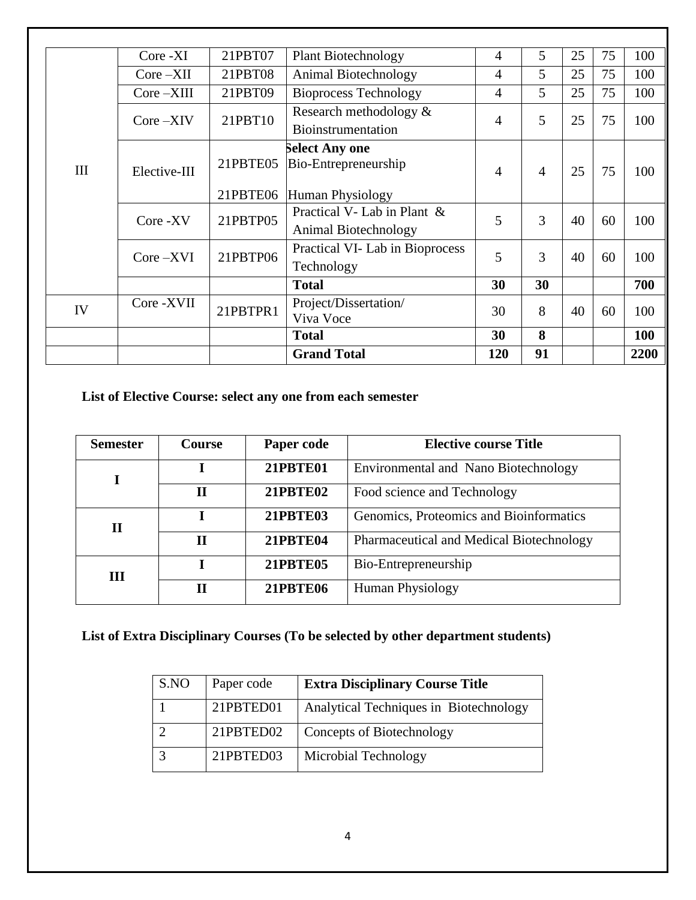| | | | | | | | | |
|---|---|---|---|---|---|---|---|---|
| III | Core -XI | 21PBT07 | Plant Biotechnology | 4 | 5 | 25 | 75 | 100 |
| | Core –XII | 21PBT08 | Animal Biotechnology | 4 | 5 | 25 | 75 | 100 |
| | Core –XIII | 21PBT09 | Bioprocess Technology | 4 | 5 | 25 | 75 | 100 |
| | Core –XIV | 21PBT10 | Research methodology & Bioinstrumentation | 4 | 5 | 25 | 75 | 100 |
| | Elective-III | 21PBTE05<br>21PBTE06 | **Select Any one**<br>Bio-Entrepreneurship<br>Human Physiology | 4 | 4 | 25 | 75 | 100 |
| | Core -XV | 21PBTP05 | Practical V- Lab in Plant & Animal Biotechnology | 5 | 3 | 40 | 60 | 100 |
| | Core –XVI | 21PBTP06 | Practical VI- Lab in Bioprocess Technology | 5 | 3 | 40 | 60 | 100 |
| | | | **Total** | **30** | **30** | | | **700** |
| IV | Core -XVII | 21PBTPR1 | Project/Dissertation/ Viva Voce | 30 | 8 | 40 | 60 | 100 |
| | | | **Total** | **30** | **8** | | | **100** |
| | | | **Grand Total** | **120** | **91** | | | **2200** |

**List of Elective Course: select any one from each semester**

| Semester | Course | Paper code | Elective course Title |
|---|---|---|---|
| **I** | **I** | **21PBTE01** | Environmental and Nano Biotechnology |
| | **II** | **21PBTE02** | Food science and Technology |
| **II** | **I** | **21PBTE03** | Genomics, Proteomics and Bioinformatics |
| | **II** | **21PBTE04** | Pharmaceutical and Medical Biotechnology |
| **III** | **I** | **21PBTE05** | Bio-Entrepreneurship |
| | **II** | **21PBTE06** | Human Physiology |

**List of Extra Disciplinary Courses (To be selected by other department students)**

| S.NO | Paper code | **Extra Disciplinary Course Title** |
|---|---|---|
| 1 | 21PBTED01 | Analytical Techniques in Biotechnology |
| 2 | 21PBTED02 | Concepts of Biotechnology |
| 3 | 21PBTED03 | Microbial Technology |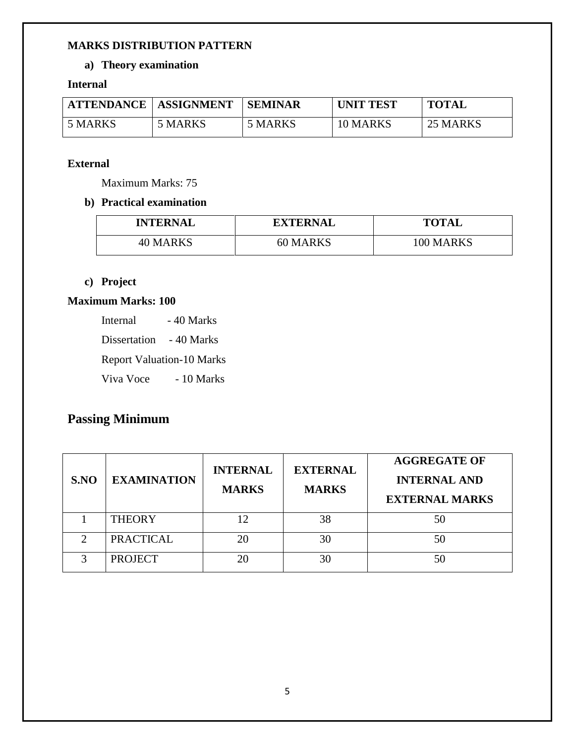**MARKS DISTRIBUTION PATTERN**

**a) Theory examination**

**Internal**

| ATTENDANCE | ASSIGNMENT | SEMINAR | UNIT TEST | TOTAL |
|---|---|---|---|---|
| 5 MARKS | 5 MARKS | 5 MARKS | 10 MARKS | 25 MARKS |

**External**

Maximum Marks: 75

**b) Practical examination**

| INTERNAL | EXTERNAL | TOTAL |
|---|---|---|
| 40 MARKS | 60 MARKS | 100 MARKS |

**c) Project**

**Maximum Marks: 100**

Internal - 40 Marks

Dissertation - 40 Marks

Report Valuation-10 Marks

Viva Voce - 10 Marks

## Passing Minimum

| S.NO | EXAMINATION | INTERNAL MARKS | EXTERNAL MARKS | AGGREGATE OF INTERNAL AND EXTERNAL MARKS |
|---|---|---|---|---|
| 1 | THEORY | 12 | 38 | 50 |
| 2 | PRACTICAL | 20 | 30 | 50 |
| 3 | PROJECT | 20 | 30 | 50 |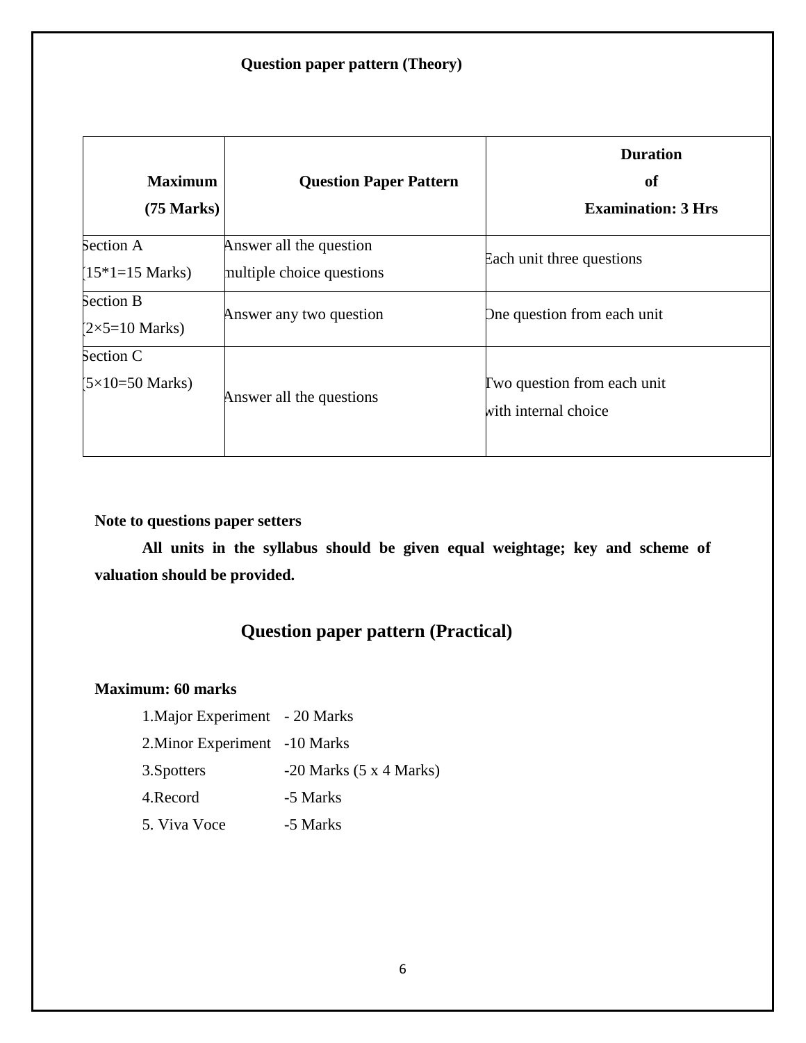## Question paper pattern (Theory)

| Maximum (75 Marks) | Question Paper Pattern | Duration of Examination: 3 Hrs |
|---|---|---|
| Section A (15*1=15 Marks) | Answer all the question multiple choice questions | Each unit three questions |
| Section B (2×5=10 Marks) | Answer any two question | One question from each unit |
| Section C (5×10=50 Marks) | Answer all the questions | Two question from each unit with internal choice |

**Note to questions paper setters**

**All units in the syllabus should be given equal weightage; key and scheme of valuation should be provided.**

## Question paper pattern (Practical)

**Maximum: 60 marks**

1.Major Experiment - 20 Marks
2.Minor Experiment -10 Marks
3.Spotters -20 Marks (5 x 4 Marks)
4.Record -5 Marks
5. Viva Voce -5 Marks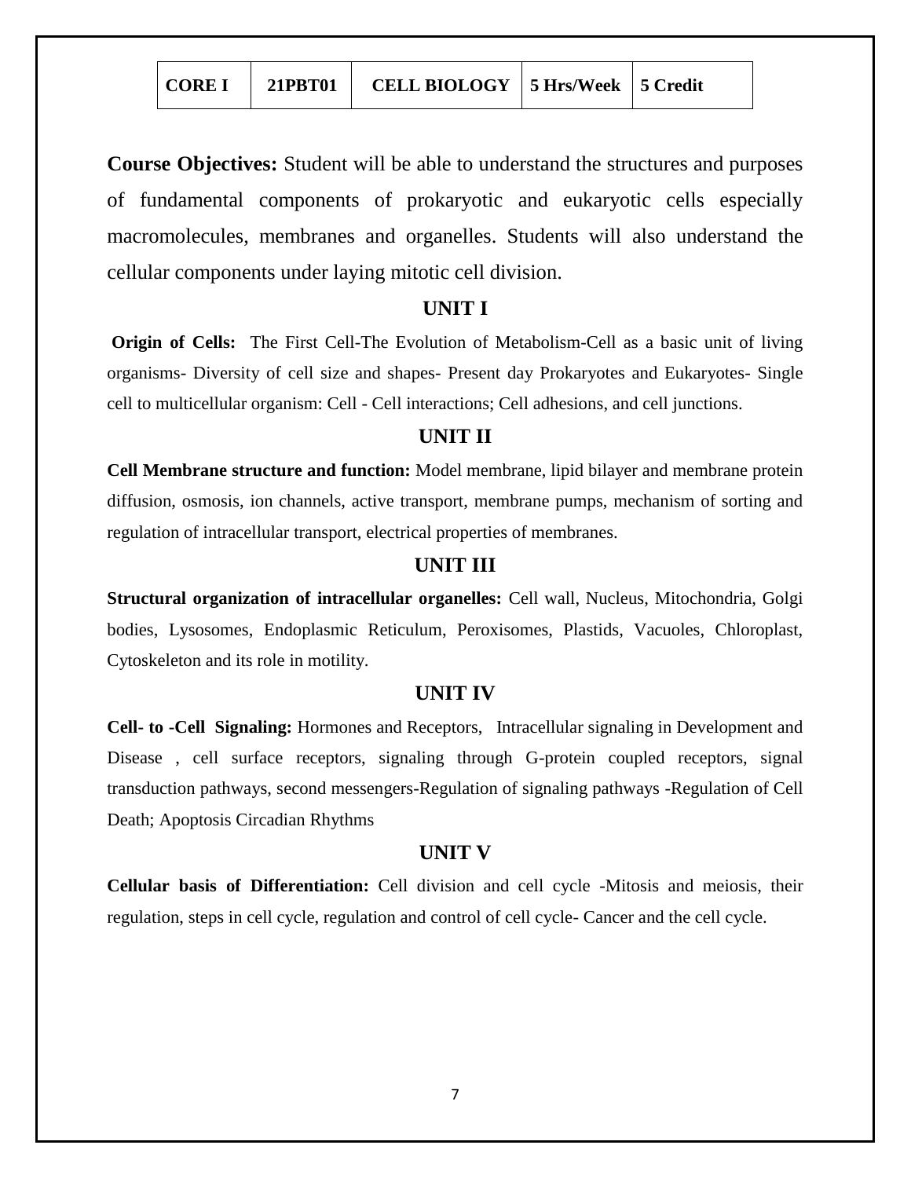| CORE I | 21PBT01 | CELL BIOLOGY | 5 Hrs/Week | 5 Credit |
| --- | --- | --- | --- | --- |

**Course Objectives:** Student will be able to understand the structures and purposes of fundamental components of prokaryotic and eukaryotic cells especially macromolecules, membranes and organelles. Students will also understand the cellular components under laying mitotic cell division.

## UNIT I

**Origin of Cells:** The First Cell-The Evolution of Metabolism-Cell as a basic unit of living organisms- Diversity of cell size and shapes- Present day Prokaryotes and Eukaryotes- Single cell to multicellular organism: Cell - Cell interactions; Cell adhesions, and cell junctions.

## UNIT II

**Cell Membrane structure and function:** Model membrane, lipid bilayer and membrane protein diffusion, osmosis, ion channels, active transport, membrane pumps, mechanism of sorting and regulation of intracellular transport, electrical properties of membranes.

## UNIT III

**Structural organization of intracellular organelles:** Cell wall, Nucleus, Mitochondria, Golgi bodies, Lysosomes, Endoplasmic Reticulum, Peroxisomes, Plastids, Vacuoles, Chloroplast, Cytoskeleton and its role in motility.

## UNIT IV

**Cell- to -Cell Signaling:** Hormones and Receptors, Intracellular signaling in Development and Disease , cell surface receptors, signaling through G-protein coupled receptors, signal transduction pathways, second messengers-Regulation of signaling pathways -Regulation of Cell Death; Apoptosis Circadian Rhythms

## UNIT V

**Cellular basis of Differentiation:** Cell division and cell cycle -Mitosis and meiosis, their regulation, steps in cell cycle, regulation and control of cell cycle- Cancer and the cell cycle.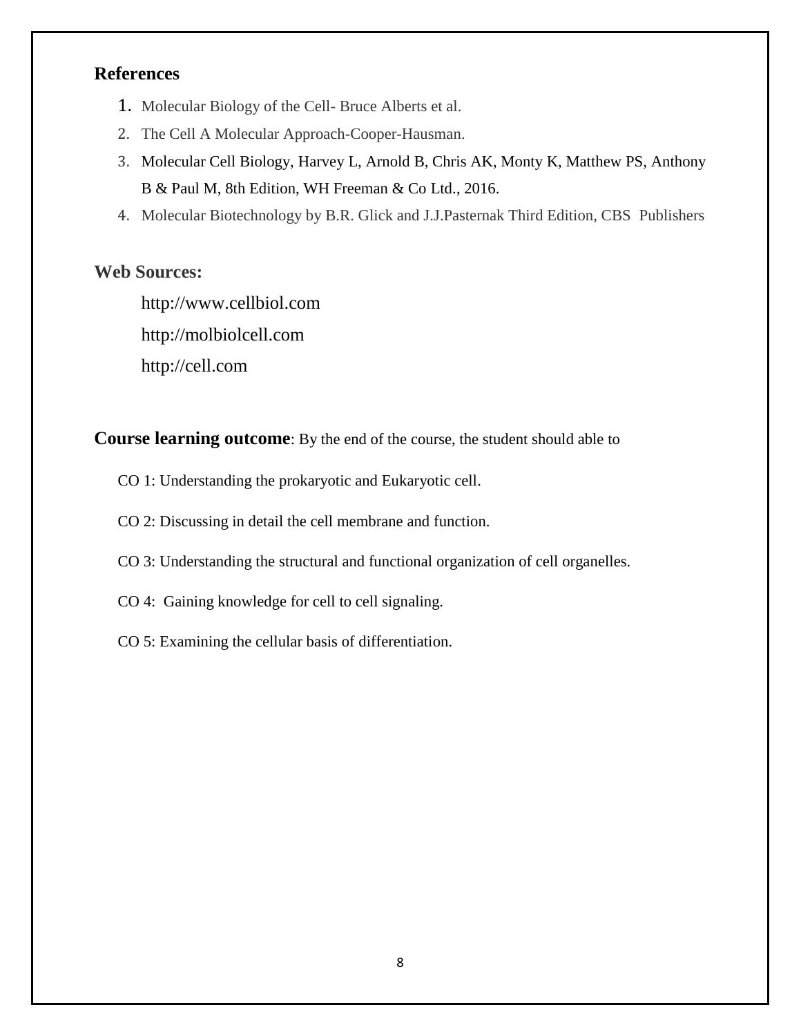## References

1. Molecular Biology of the Cell- Bruce Alberts et al.
2. The Cell A Molecular Approach-Cooper-Hausman.
3. Molecular Cell Biology, Harvey L, Arnold B, Chris AK, Monty K, Matthew PS, Anthony B & Paul M, 8th Edition, WH Freeman & Co Ltd., 2016.
4. Molecular Biotechnology by B.R. Glick and J.J.Pasternak Third Edition, CBS Publishers

## Web Sources:

http://www.cellbiol.com

http://molbiolcell.com

http://cell.com

**Course learning outcome**: By the end of the course, the student should able to

CO 1: Understanding the prokaryotic and Eukaryotic cell.

CO 2: Discussing in detail the cell membrane and function.

CO 3: Understanding the structural and functional organization of cell organelles.

CO 4: Gaining knowledge for cell to cell signaling.

CO 5: Examining the cellular basis of differentiation.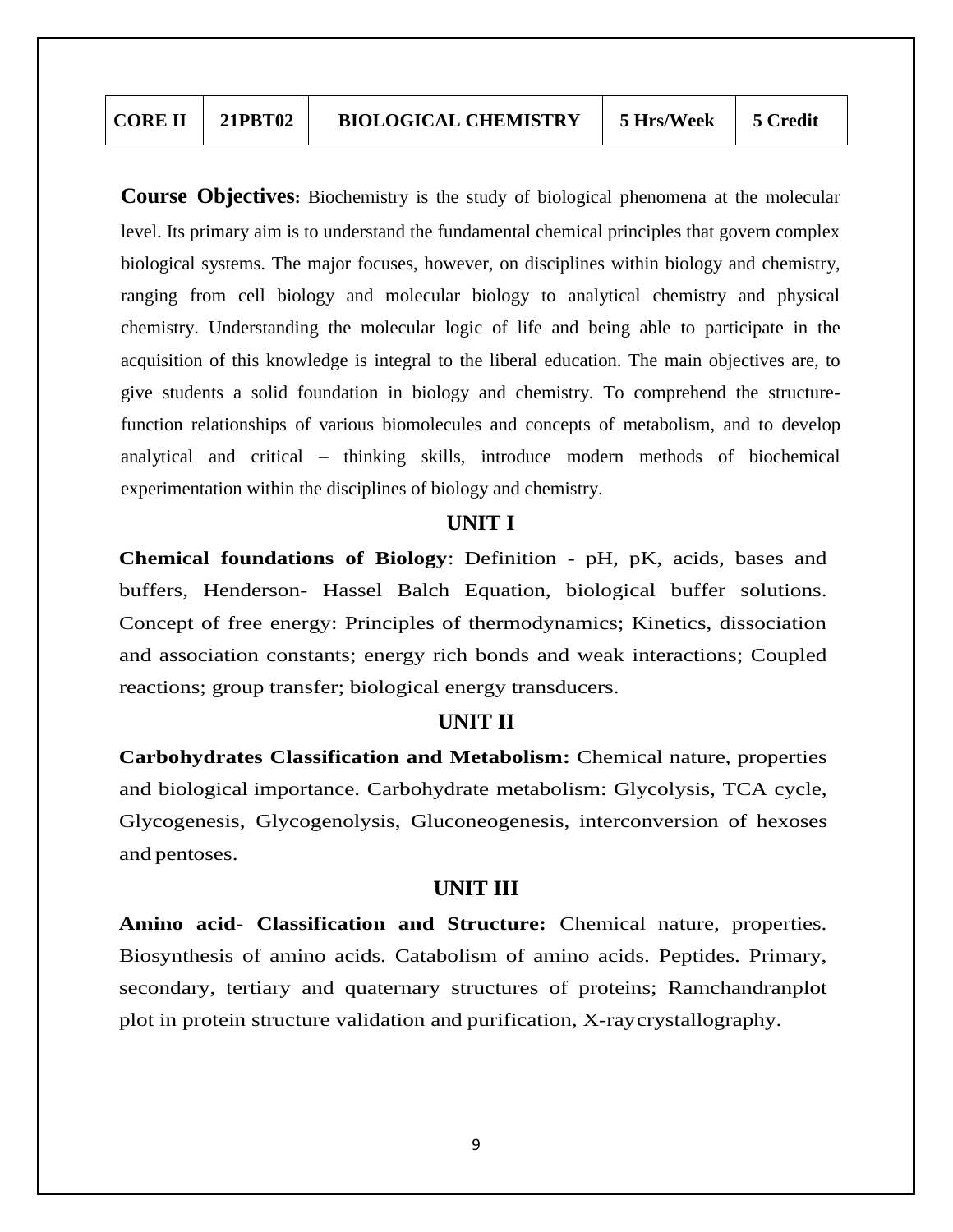| CORE II | 21PBT02 | BIOLOGICAL CHEMISTRY | 5 Hrs/Week | 5 Credit |
|---|---|---|---|---|

**Course Objectives:** Biochemistry is the study of biological phenomena at the molecular level. Its primary aim is to understand the fundamental chemical principles that govern complex biological systems. The major focuses, however, on disciplines within biology and chemistry, ranging from cell biology and molecular biology to analytical chemistry and physical chemistry. Understanding the molecular logic of life and being able to participate in the acquisition of this knowledge is integral to the liberal education. The main objectives are, to give students a solid foundation in biology and chemistry. To comprehend the structure-function relationships of various biomolecules and concepts of metabolism, and to develop analytical and critical – thinking skills, introduce modern methods of biochemical experimentation within the disciplines of biology and chemistry.

## UNIT I

**Chemical foundations of Biology**: Definition - pH, pK, acids, bases and buffers, Henderson- Hassel Balch Equation, biological buffer solutions. Concept of free energy: Principles of thermodynamics; Kinetics, dissociation and association constants; energy rich bonds and weak interactions; Coupled reactions; group transfer; biological energy transducers.

## UNIT II

**Carbohydrates Classification and Metabolism:** Chemical nature, properties and biological importance. Carbohydrate metabolism: Glycolysis, TCA cycle, Glycogenesis, Glycogenolysis, Gluconeogenesis, interconversion of hexoses and pentoses.

## UNIT III

**Amino acid- Classification and Structure:** Chemical nature, properties. Biosynthesis of amino acids. Catabolism of amino acids. Peptides. Primary, secondary, tertiary and quaternary structures of proteins; Ramchandranplot plot in protein structure validation and purification, X-raycrystallography.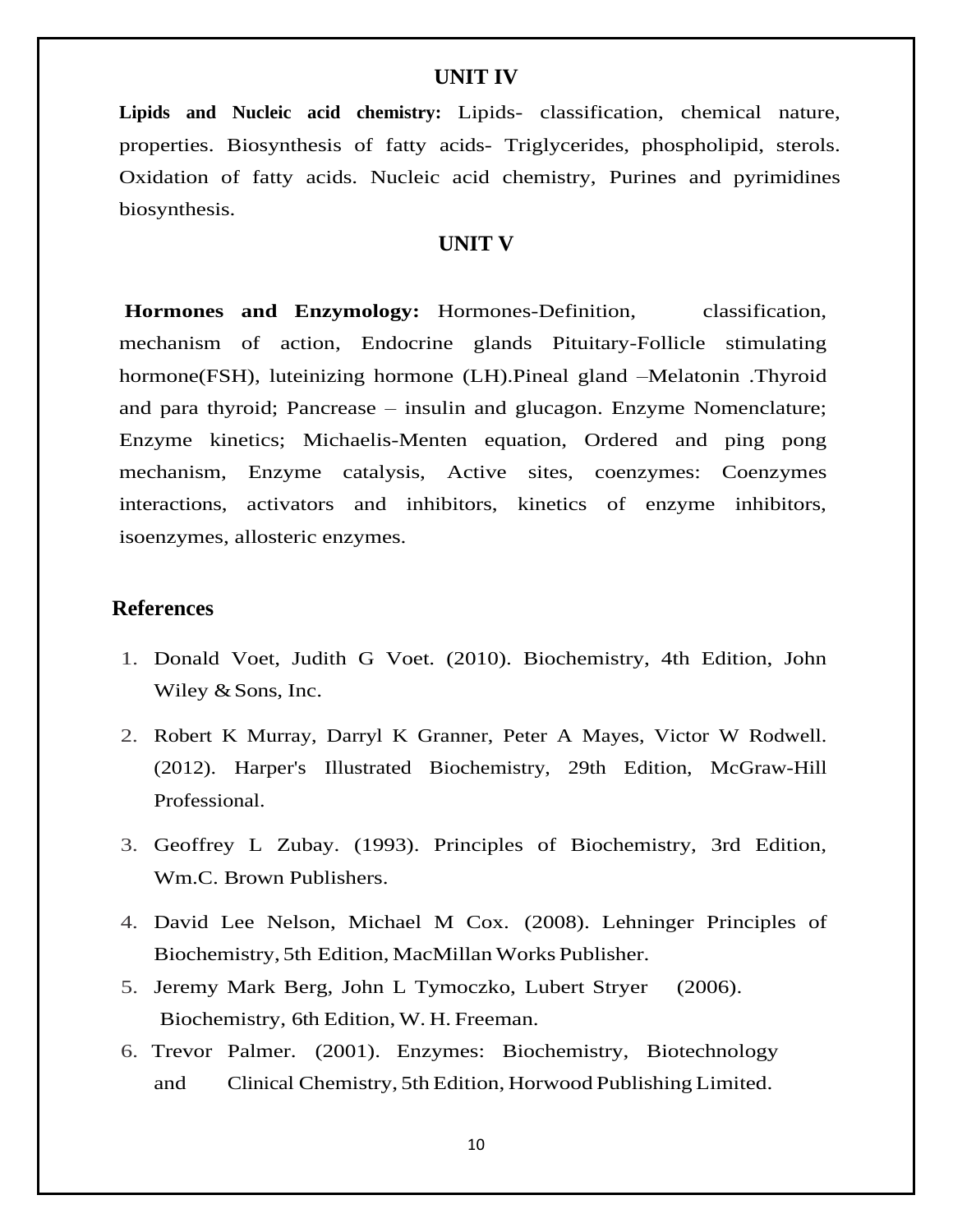## UNIT IV

**Lipids and Nucleic acid chemistry:** Lipids- classification, chemical nature, properties. Biosynthesis of fatty acids- Triglycerides, phospholipid, sterols. Oxidation of fatty acids. Nucleic acid chemistry, Purines and pyrimidines biosynthesis.

## UNIT V

**Hormones and Enzymology:** Hormones-Definition, classification, mechanism of action, Endocrine glands Pituitary-Follicle stimulating hormone(FSH), luteinizing hormone (LH).Pineal gland –Melatonin .Thyroid and para thyroid; Pancrease – insulin and glucagon. Enzyme Nomenclature; Enzyme kinetics; Michaelis-Menten equation, Ordered and ping pong mechanism, Enzyme catalysis, Active sites, coenzymes: Coenzymes interactions, activators and inhibitors, kinetics of enzyme inhibitors, isoenzymes, allosteric enzymes.

## References

1. Donald Voet, Judith G Voet. (2010). Biochemistry, 4th Edition, John Wiley & Sons, Inc.
2. Robert K Murray, Darryl K Granner, Peter A Mayes, Victor W Rodwell. (2012). Harper's Illustrated Biochemistry, 29th Edition, McGraw-Hill Professional.
3. Geoffrey L Zubay. (1993). Principles of Biochemistry, 3rd Edition, Wm.C. Brown Publishers.
4. David Lee Nelson, Michael M Cox. (2008). Lehninger Principles of Biochemistry, 5th Edition, MacMillan Works Publisher.
5. Jeremy Mark Berg, John L Tymoczko, Lubert Stryer (2006). Biochemistry, 6th Edition, W. H. Freeman.
6. Trevor Palmer. (2001). Enzymes: Biochemistry, Biotechnology and Clinical Chemistry, 5th Edition, Horwood Publishing Limited.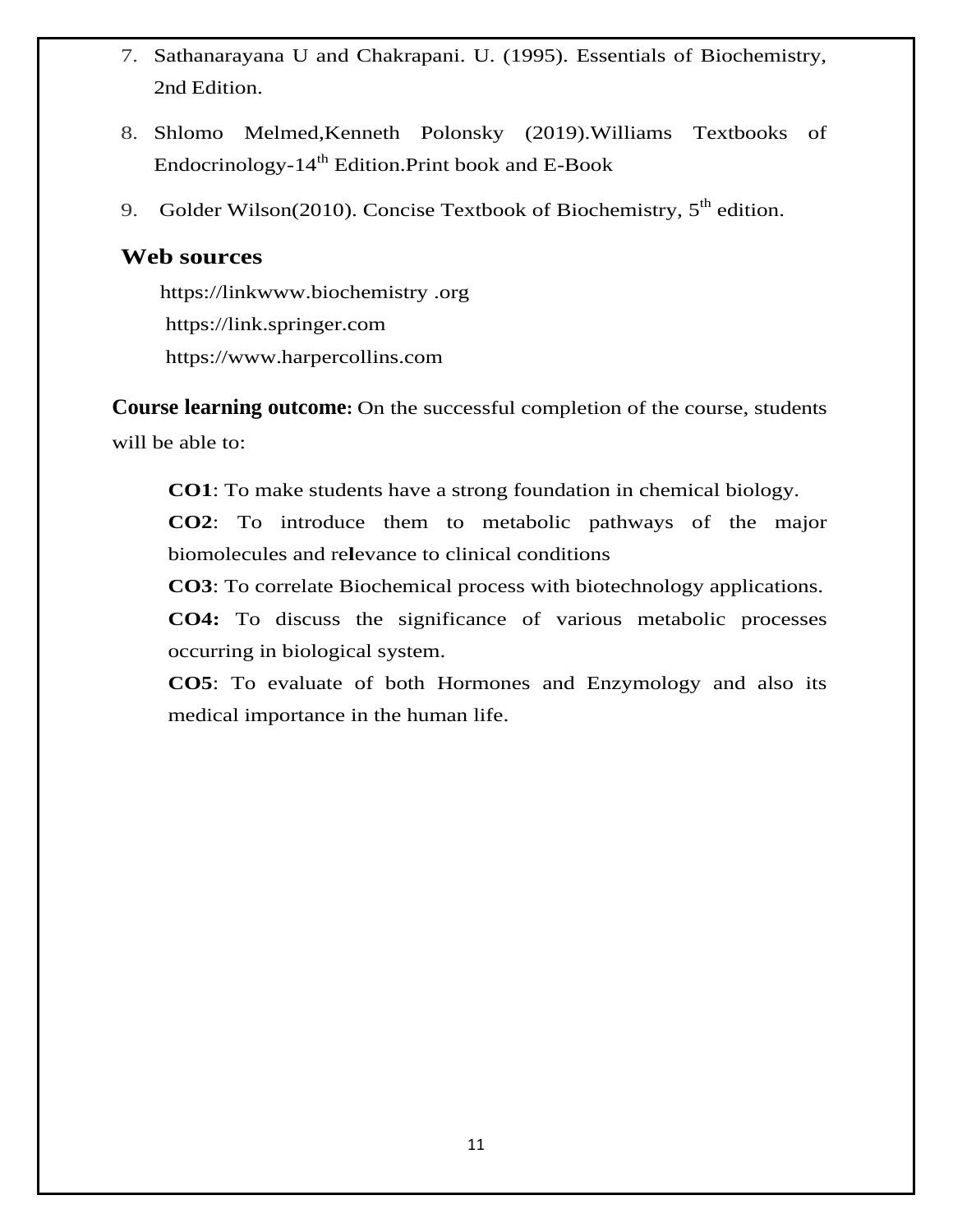7. Sathanarayana U and Chakrapani. U. (1995). Essentials of Biochemistry, 2nd Edition.
8. Shlomo Melmed,Kenneth Polonsky (2019).Williams Textbooks of Endocrinology-14th Edition.Print book and E-Book
9. Golder Wilson(2010). Concise Textbook of Biochemistry, 5th edition.

## Web sources

https://linkwww.biochemistry .org
https://link.springer.com
https://www.harpercollins.com

**Course learning outcome:** On the successful completion of the course, students will be able to:

**CO1**: To make students have a strong foundation in chemical biology.
**CO2**: To introduce them to metabolic pathways of the major biomolecules and relevance to clinical conditions
**CO3**: To correlate Biochemical process with biotechnology applications.
**CO4:** To discuss the significance of various metabolic processes occurring in biological system.
**CO5**: To evaluate of both Hormones and Enzymology and also its medical importance in the human life.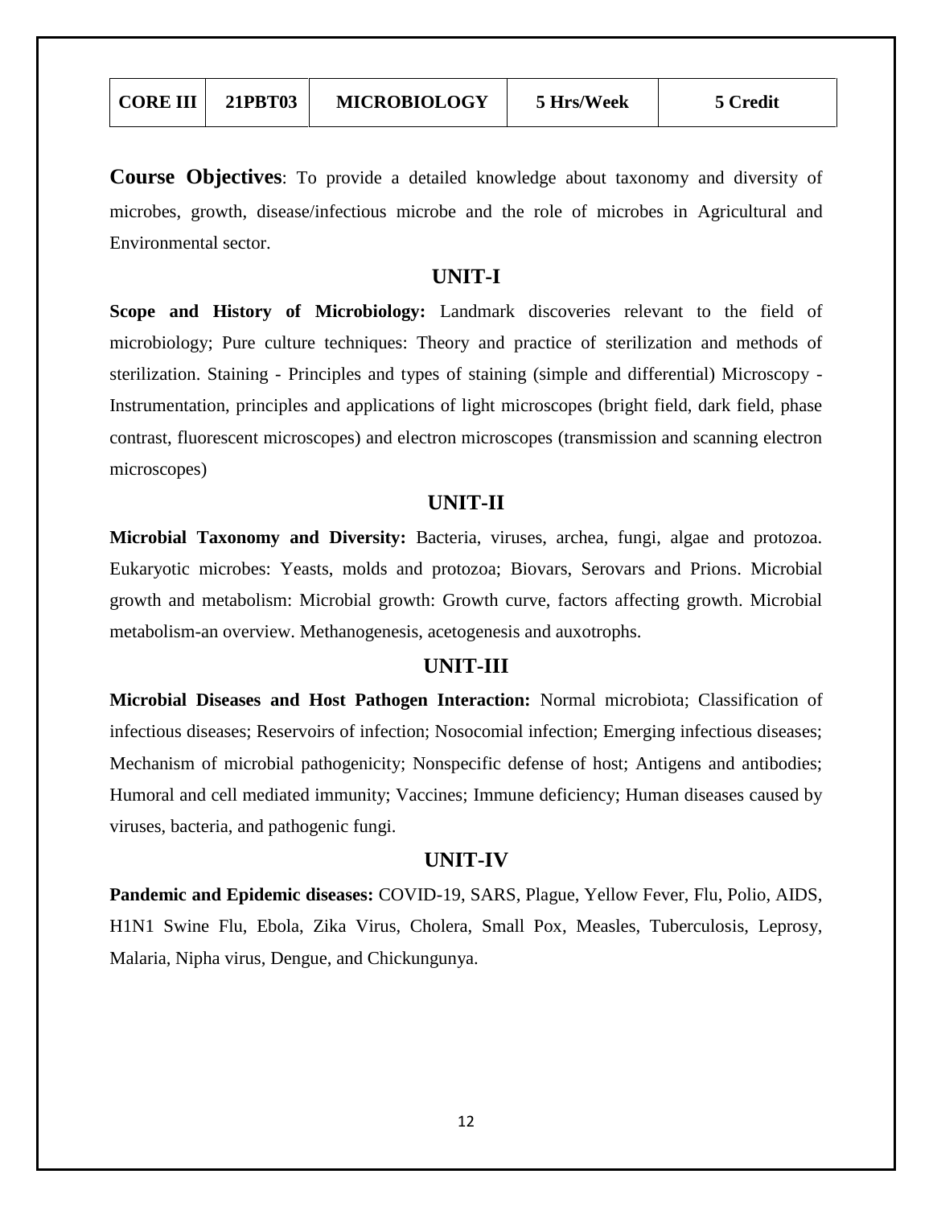| CORE III | 21PBT03 | MICROBIOLOGY | 5 Hrs/Week | 5 Credit |
|---|---|---|---|---|

**Course Objectives**: To provide a detailed knowledge about taxonomy and diversity of microbes, growth, disease/infectious microbe and the role of microbes in Agricultural and Environmental sector.

## UNIT-I

**Scope and History of Microbiology:** Landmark discoveries relevant to the field of microbiology; Pure culture techniques: Theory and practice of sterilization and methods of sterilization. Staining - Principles and types of staining (simple and differential) Microscopy - Instrumentation, principles and applications of light microscopes (bright field, dark field, phase contrast, fluorescent microscopes) and electron microscopes (transmission and scanning electron microscopes)

## UNIT-II

**Microbial Taxonomy and Diversity:** Bacteria, viruses, archea, fungi, algae and protozoa. Eukaryotic microbes: Yeasts, molds and protozoa; Biovars, Serovars and Prions. Microbial growth and metabolism: Microbial growth: Growth curve, factors affecting growth. Microbial metabolism-an overview. Methanogenesis, acetogenesis and auxotrophs.

## UNIT-III

**Microbial Diseases and Host Pathogen Interaction:** Normal microbiota; Classification of infectious diseases; Reservoirs of infection; Nosocomial infection; Emerging infectious diseases; Mechanism of microbial pathogenicity; Nonspecific defense of host; Antigens and antibodies; Humoral and cell mediated immunity; Vaccines; Immune deficiency; Human diseases caused by viruses, bacteria, and pathogenic fungi.

## UNIT-IV

**Pandemic and Epidemic diseases:** COVID-19, SARS, Plague, Yellow Fever, Flu, Polio, AIDS, H1N1 Swine Flu, Ebola, Zika Virus, Cholera, Small Pox, Measles, Tuberculosis, Leprosy, Malaria, Nipha virus, Dengue, and Chickungunya.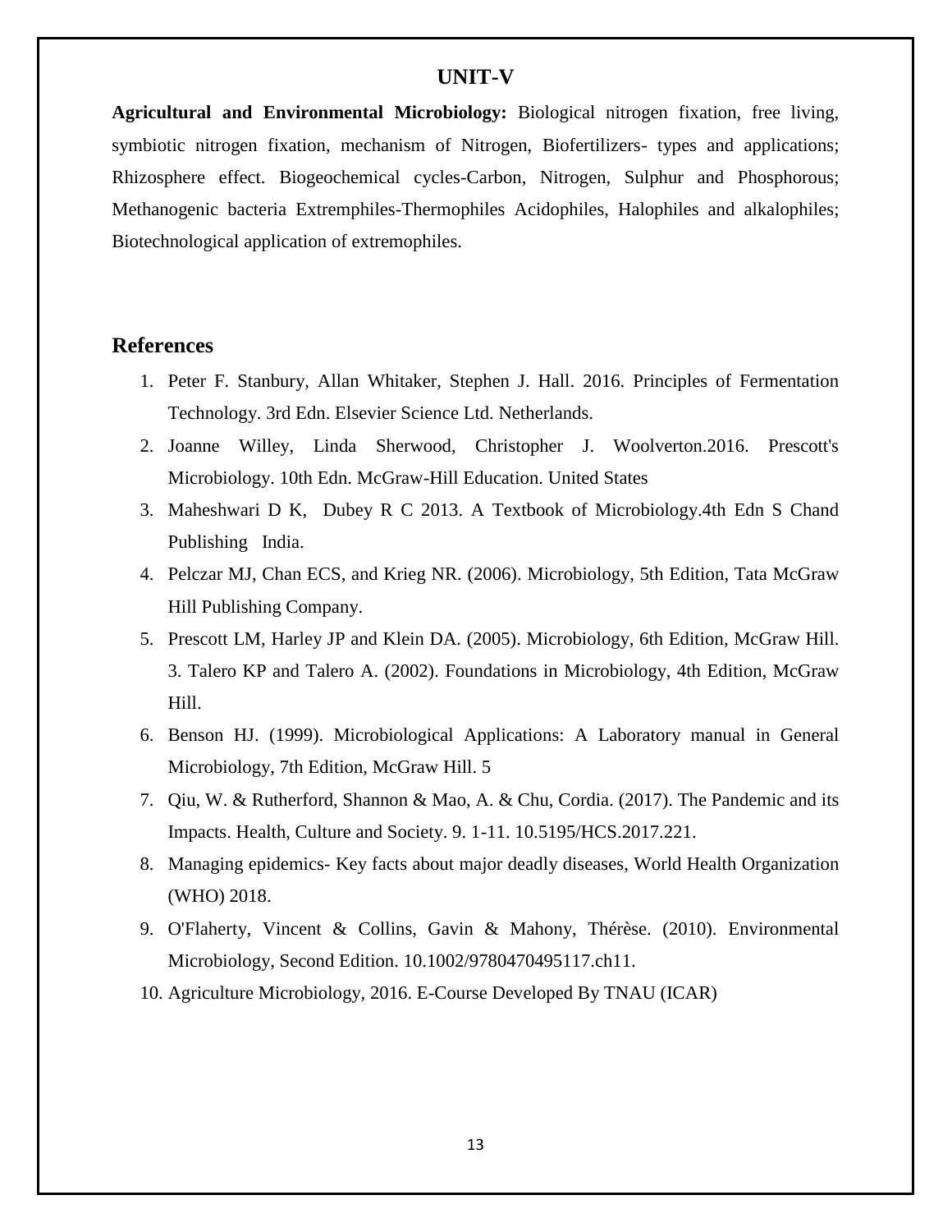## UNIT-V

**Agricultural and Environmental Microbiology:** Biological nitrogen fixation, free living, symbiotic nitrogen fixation, mechanism of Nitrogen, Biofertilizers- types and applications; Rhizosphere effect. Biogeochemical cycles-Carbon, Nitrogen, Sulphur and Phosphorous; Methanogenic bacteria Extremphiles-Thermophiles Acidophiles, Halophiles and alkalophiles; Biotechnological application of extremophiles.

## References

1. Peter F. Stanbury, Allan Whitaker, Stephen J. Hall. 2016. Principles of Fermentation Technology. 3rd Edn. Elsevier Science Ltd. Netherlands.
2. Joanne Willey, Linda Sherwood, Christopher J. Woolverton.2016. Prescott's Microbiology. 10th Edn. McGraw-Hill Education. United States
3. Maheshwari D K, Dubey R C 2013. A Textbook of Microbiology.4th Edn S Chand Publishing India.
4. Pelczar MJ, Chan ECS, and Krieg NR. (2006). Microbiology, 5th Edition, Tata McGraw Hill Publishing Company.
5. Prescott LM, Harley JP and Klein DA. (2005). Microbiology, 6th Edition, McGraw Hill. 3. Talero KP and Talero A. (2002). Foundations in Microbiology, 4th Edition, McGraw Hill.
6. Benson HJ. (1999). Microbiological Applications: A Laboratory manual in General Microbiology, 7th Edition, McGraw Hill. 5
7. Qiu, W. & Rutherford, Shannon & Mao, A. & Chu, Cordia. (2017). The Pandemic and its Impacts. Health, Culture and Society. 9. 1-11. 10.5195/HCS.2017.221.
8. Managing epidemics- Key facts about major deadly diseases, World Health Organization (WHO) 2018.
9. O'Flaherty, Vincent & Collins, Gavin & Mahony, Thérèse. (2010). Environmental Microbiology, Second Edition. 10.1002/9780470495117.ch11.
10. Agriculture Microbiology, 2016. E-Course Developed By TNAU (ICAR)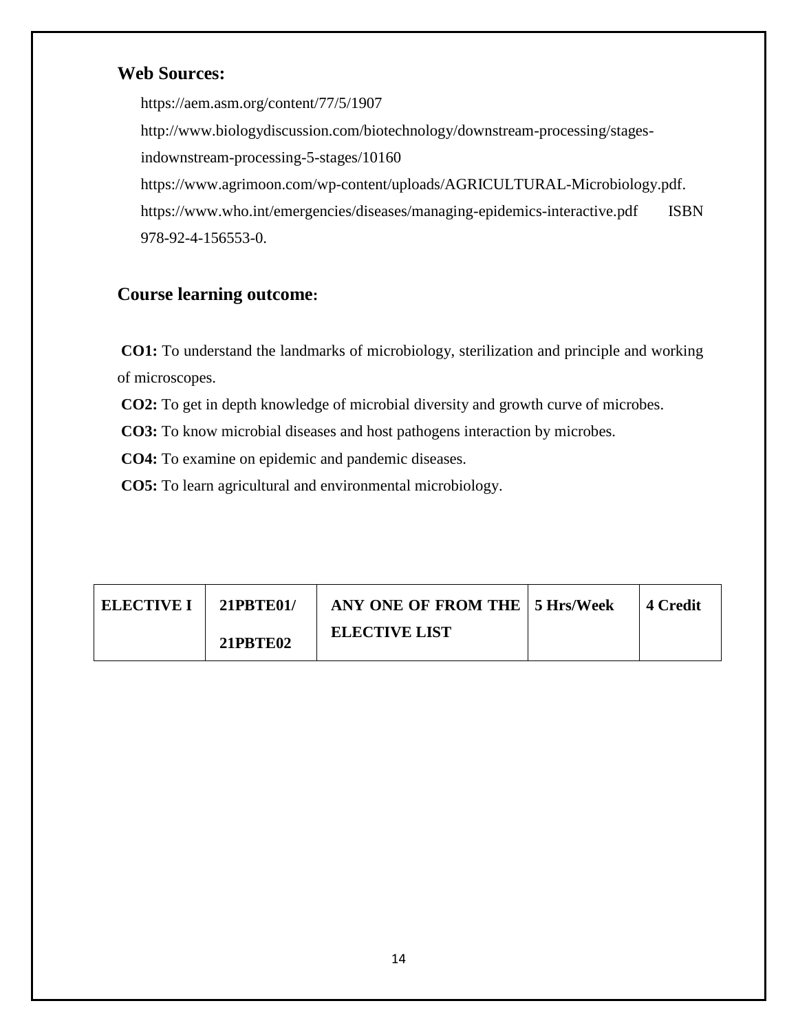## Web Sources:

https://aem.asm.org/content/77/5/1907

http://www.biologydiscussion.com/biotechnology/downstream-processing/stages-indownstream-processing-5-stages/10160

https://www.agrimoon.com/wp-content/uploads/AGRICULTURAL-Microbiology.pdf.

https://www.who.int/emergencies/diseases/managing-epidemics-interactive.pdf ISBN 978-92-4-156553-0.

## Course learning outcome:

**CO1:** To understand the landmarks of microbiology, sterilization and principle and working of microscopes.

**CO2:** To get in depth knowledge of microbial diversity and growth curve of microbes.

**CO3:** To know microbial diseases and host pathogens interaction by microbes.

**CO4:** To examine on epidemic and pandemic diseases.

**CO5:** To learn agricultural and environmental microbiology.

| ELECTIVE I | 21PBTE01/ 21PBTE02 | ANY ONE OF FROM THE ELECTIVE LIST | 5 Hrs/Week | 4 Credit |
|---|---|---|---|---|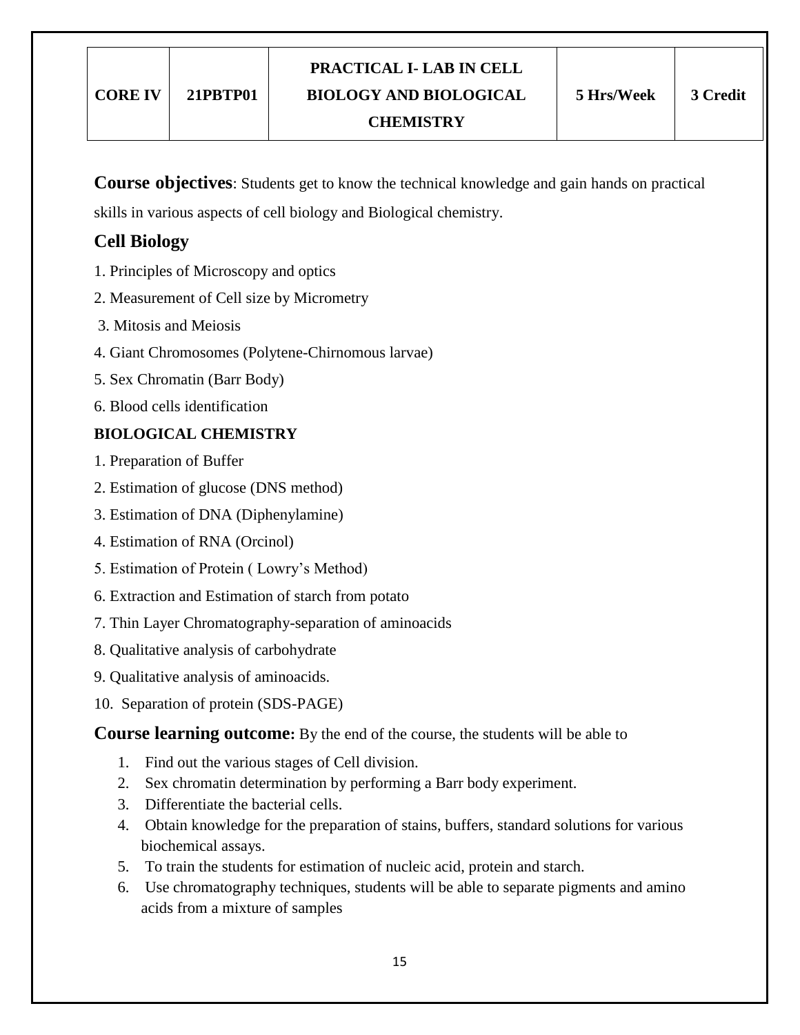| CORE IV | 21PBTP01 | PRACTICAL I- LAB IN CELL BIOLOGY AND BIOLOGICAL CHEMISTRY | 5 Hrs/Week | 3 Credit |
|---|---|---|---|---|

**Course objectives**: Students get to know the technical knowledge and gain hands on practical skills in various aspects of cell biology and Biological chemistry.

## Cell Biology

1. Principles of Microscopy and optics
2. Measurement of Cell size by Micrometry
3. Mitosis and Meiosis
4. Giant Chromosomes (Polytene-Chirnomous larvae)
5. Sex Chromatin (Barr Body)
6. Blood cells identification

### BIOLOGICAL CHEMISTRY

1. Preparation of Buffer
2. Estimation of glucose (DNS method)
3. Estimation of DNA (Diphenylamine)
4. Estimation of RNA (Orcinol)
5. Estimation of Protein ( Lowry's Method)
6. Extraction and Estimation of starch from potato
7. Thin Layer Chromatography-separation of aminoacids
8. Qualitative analysis of carbohydrate
9. Qualitative analysis of aminoacids.
10. Separation of protein (SDS-PAGE)

**Course learning outcome:** By the end of the course, the students will be able to

1. Find out the various stages of Cell division.
2. Sex chromatin determination by performing a Barr body experiment.
3. Differentiate the bacterial cells.
4. Obtain knowledge for the preparation of stains, buffers, standard solutions for various biochemical assays.
5. To train the students for estimation of nucleic acid, protein and starch.
6. Use chromatography techniques, students will be able to separate pigments and amino acids from a mixture of samples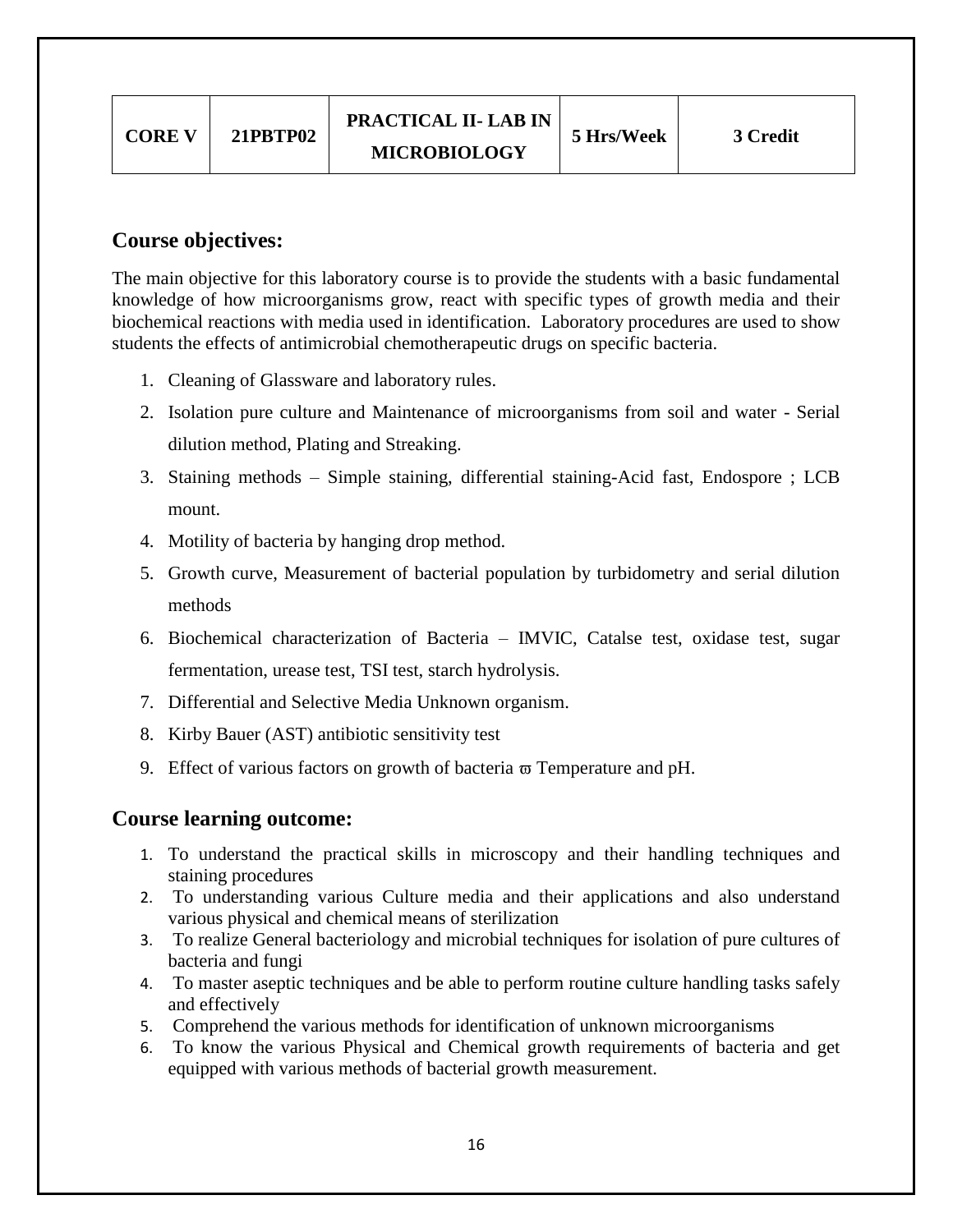| CORE V | 21PBTP02 | PRACTICAL II- LAB IN MICROBIOLOGY | 5 Hrs/Week | 3 Credit |
|---|---|---|---|---|

## Course objectives:

The main objective for this laboratory course is to provide the students with a basic fundamental knowledge of how microorganisms grow, react with specific types of growth media and their biochemical reactions with media used in identification. Laboratory procedures are used to show students the effects of antimicrobial chemotherapeutic drugs on specific bacteria.

1. Cleaning of Glassware and laboratory rules.
2. Isolation pure culture and Maintenance of microorganisms from soil and water - Serial dilution method, Plating and Streaking.
3. Staining methods – Simple staining, differential staining-Acid fast, Endospore ; LCB mount.
4. Motility of bacteria by hanging drop method.
5. Growth curve, Measurement of bacterial population by turbidometry and serial dilution methods
6. Biochemical characterization of Bacteria – IMVIC, Catalse test, oxidase test, sugar fermentation, urease test, TSI test, starch hydrolysis.
7. Differential and Selective Media Unknown organism.
8. Kirby Bauer (AST) antibiotic sensitivity test
9. Effect of various factors on growth of bacteria ϖ Temperature and pH.

## Course learning outcome:

1. To understand the practical skills in microscopy and their handling techniques and staining procedures
2. To understanding various Culture media and their applications and also understand various physical and chemical means of sterilization
3. To realize General bacteriology and microbial techniques for isolation of pure cultures of bacteria and fungi
4. To master aseptic techniques and be able to perform routine culture handling tasks safely and effectively
5. Comprehend the various methods for identification of unknown microorganisms
6. To know the various Physical and Chemical growth requirements of bacteria and get equipped with various methods of bacterial growth measurement.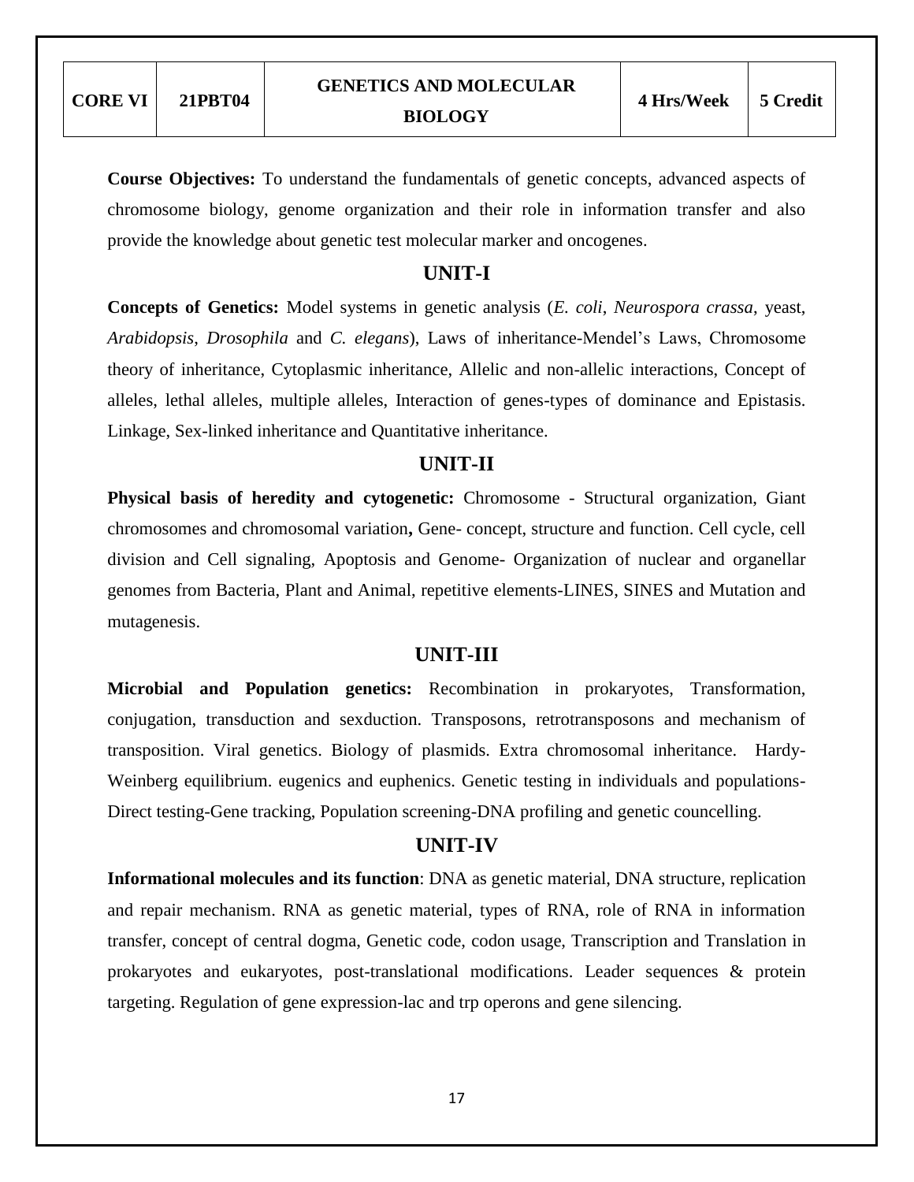| CORE VI | 21PBT04 | GENETICS AND MOLECULAR BIOLOGY | 4 Hrs/Week | 5 Credit |
|---|---|---|---|---|

**Course Objectives:** To understand the fundamentals of genetic concepts, advanced aspects of chromosome biology, genome organization and their role in information transfer and also provide the knowledge about genetic test molecular marker and oncogenes.

## UNIT-I

**Concepts of Genetics:** Model systems in genetic analysis (*E. coli*, *Neurospora crassa*, yeast, *Arabidopsis*, *Drosophila* and *C. elegans*), Laws of inheritance-Mendel's Laws, Chromosome theory of inheritance, Cytoplasmic inheritance, Allelic and non-allelic interactions, Concept of alleles, lethal alleles, multiple alleles, Interaction of genes-types of dominance and Epistasis. Linkage, Sex-linked inheritance and Quantitative inheritance.

## UNIT-II

**Physical basis of heredity and cytogenetic:** Chromosome - Structural organization, Giant chromosomes and chromosomal variation**,** Gene- concept, structure and function. Cell cycle, cell division and Cell signaling, Apoptosis and Genome- Organization of nuclear and organellar genomes from Bacteria, Plant and Animal, repetitive elements-LINES, SINES and Mutation and mutagenesis.

## UNIT-III

**Microbial and Population genetics:** Recombination in prokaryotes, Transformation, conjugation, transduction and sexduction. Transposons, retrotransposons and mechanism of transposition. Viral genetics. Biology of plasmids. Extra chromosomal inheritance. Hardy-Weinberg equilibrium. eugenics and euphenics. Genetic testing in individuals and populations-Direct testing-Gene tracking, Population screening-DNA profiling and genetic councelling.

## UNIT-IV

**Informational molecules and its function**: DNA as genetic material, DNA structure, replication and repair mechanism. RNA as genetic material, types of RNA, role of RNA in information transfer, concept of central dogma, Genetic code, codon usage, Transcription and Translation in prokaryotes and eukaryotes, post-translational modifications. Leader sequences & protein targeting. Regulation of gene expression-lac and trp operons and gene silencing.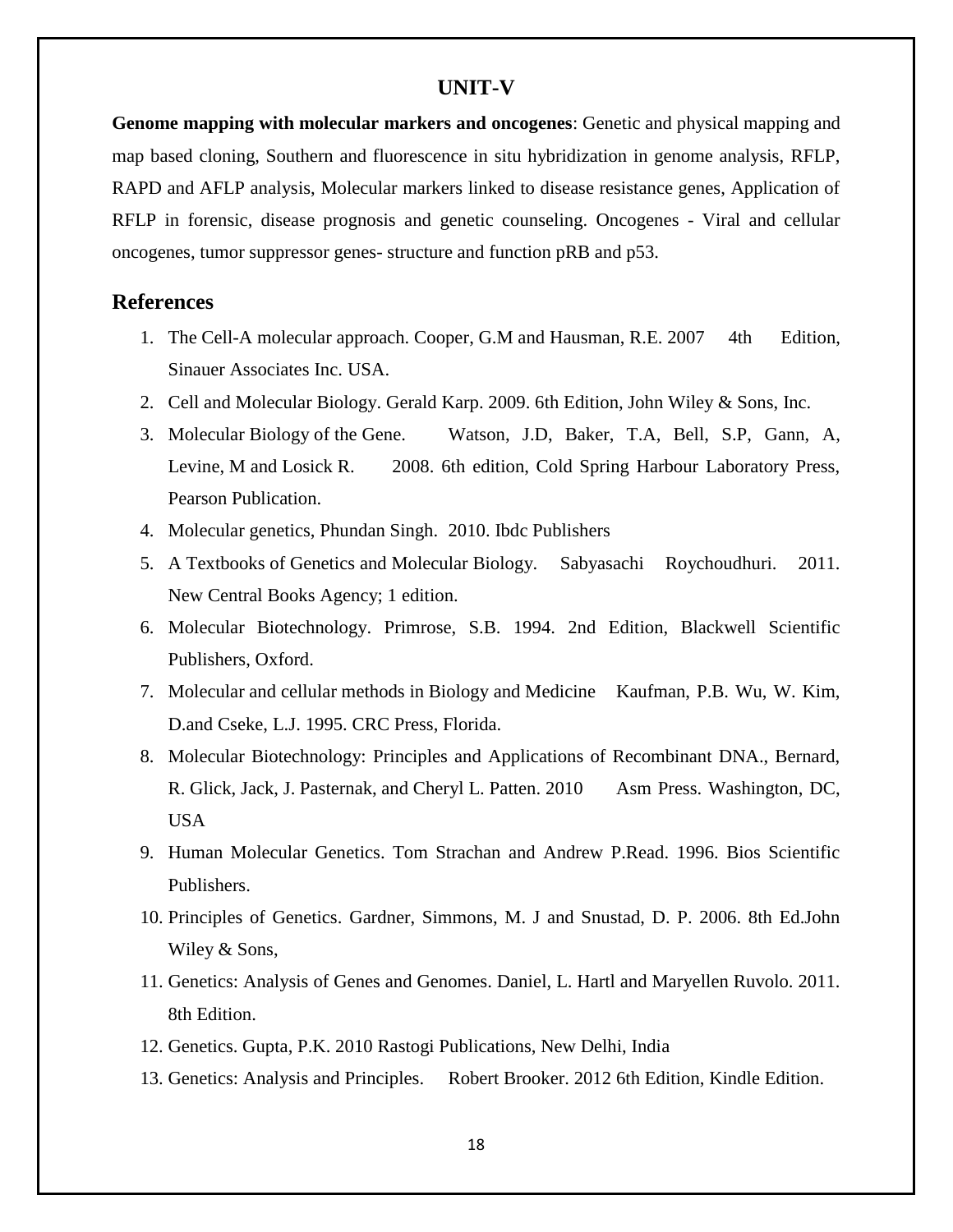## UNIT-V

**Genome mapping with molecular markers and oncogenes**: Genetic and physical mapping and map based cloning, Southern and fluorescence in situ hybridization in genome analysis, RFLP, RAPD and AFLP analysis, Molecular markers linked to disease resistance genes, Application of RFLP in forensic, disease prognosis and genetic counseling. Oncogenes - Viral and cellular oncogenes, tumor suppressor genes- structure and function pRB and p53.

## References

1. The Cell-A molecular approach. Cooper, G.M and Hausman, R.E. 2007 4th Edition, Sinauer Associates Inc. USA.
2. Cell and Molecular Biology. Gerald Karp. 2009. 6th Edition, John Wiley & Sons, Inc.
3. Molecular Biology of the Gene. Watson, J.D, Baker, T.A, Bell, S.P, Gann, A, Levine, M and Losick R. 2008. 6th edition, Cold Spring Harbour Laboratory Press, Pearson Publication.
4. Molecular genetics, Phundan Singh. 2010. Ibdc Publishers
5. A Textbooks of Genetics and Molecular Biology. Sabyasachi Roychoudhuri. 2011. New Central Books Agency; 1 edition.
6. Molecular Biotechnology. Primrose, S.B. 1994. 2nd Edition, Blackwell Scientific Publishers, Oxford.
7. Molecular and cellular methods in Biology and Medicine Kaufman, P.B. Wu, W. Kim, D.and Cseke, L.J. 1995. CRC Press, Florida.
8. Molecular Biotechnology: Principles and Applications of Recombinant DNA., Bernard, R. Glick, Jack, J. Pasternak, and Cheryl L. Patten. 2010 Asm Press. Washington, DC, USA
9. Human Molecular Genetics. Tom Strachan and Andrew P.Read. 1996. Bios Scientific Publishers.
10. Principles of Genetics. Gardner, Simmons, M. J and Snustad, D. P. 2006. 8th Ed.John Wiley & Sons,
11. Genetics: Analysis of Genes and Genomes. Daniel, L. Hartl and Maryellen Ruvolo. 2011. 8th Edition.
12. Genetics. Gupta, P.K. 2010 Rastogi Publications, New Delhi, India
13. Genetics: Analysis and Principles. Robert Brooker. 2012 6th Edition, Kindle Edition.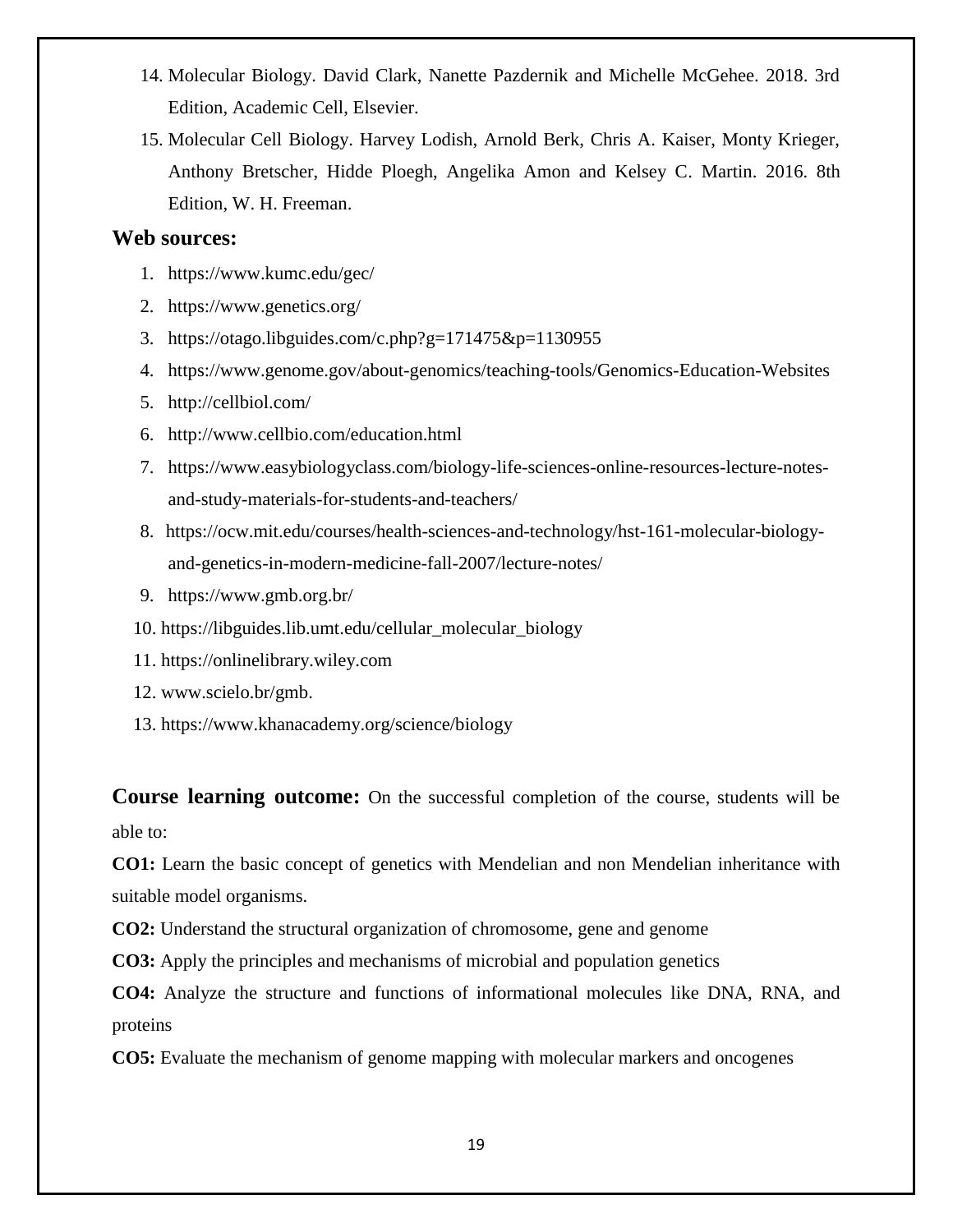14. Molecular Biology. David Clark, Nanette Pazdernik and Michelle McGehee. 2018. 3rd Edition, Academic Cell, Elsevier.
15. Molecular Cell Biology. Harvey Lodish, Arnold Berk, Chris A. Kaiser, Monty Krieger, Anthony Bretscher, Hidde Ploegh, Angelika Amon and Kelsey C. Martin. 2016. 8th Edition, W. H. Freeman.

## Web sources:

1. https://www.kumc.edu/gec/
2. https://www.genetics.org/
3. https://otago.libguides.com/c.php?g=171475&p=1130955
4. https://www.genome.gov/about-genomics/teaching-tools/Genomics-Education-Websites
5. http://cellbiol.com/
6. http://www.cellbio.com/education.html
7. https://www.easybiologyclass.com/biology-life-sciences-online-resources-lecture-notes-and-study-materials-for-students-and-teachers/
8. https://ocw.mit.edu/courses/health-sciences-and-technology/hst-161-molecular-biology-and-genetics-in-modern-medicine-fall-2007/lecture-notes/
9. https://www.gmb.org.br/
10. https://libguides.lib.umt.edu/cellular_molecular_biology
11. https://onlinelibrary.wiley.com
12. www.scielo.br/gmb.
13. https://www.khanacademy.org/science/biology

**Course learning outcome:** On the successful completion of the course, students will be able to:

**CO1:** Learn the basic concept of genetics with Mendelian and non Mendelian inheritance with suitable model organisms.

**CO2:** Understand the structural organization of chromosome, gene and genome

**CO3:** Apply the principles and mechanisms of microbial and population genetics

**CO4:** Analyze the structure and functions of informational molecules like DNA, RNA, and proteins

**CO5:** Evaluate the mechanism of genome mapping with molecular markers and oncogenes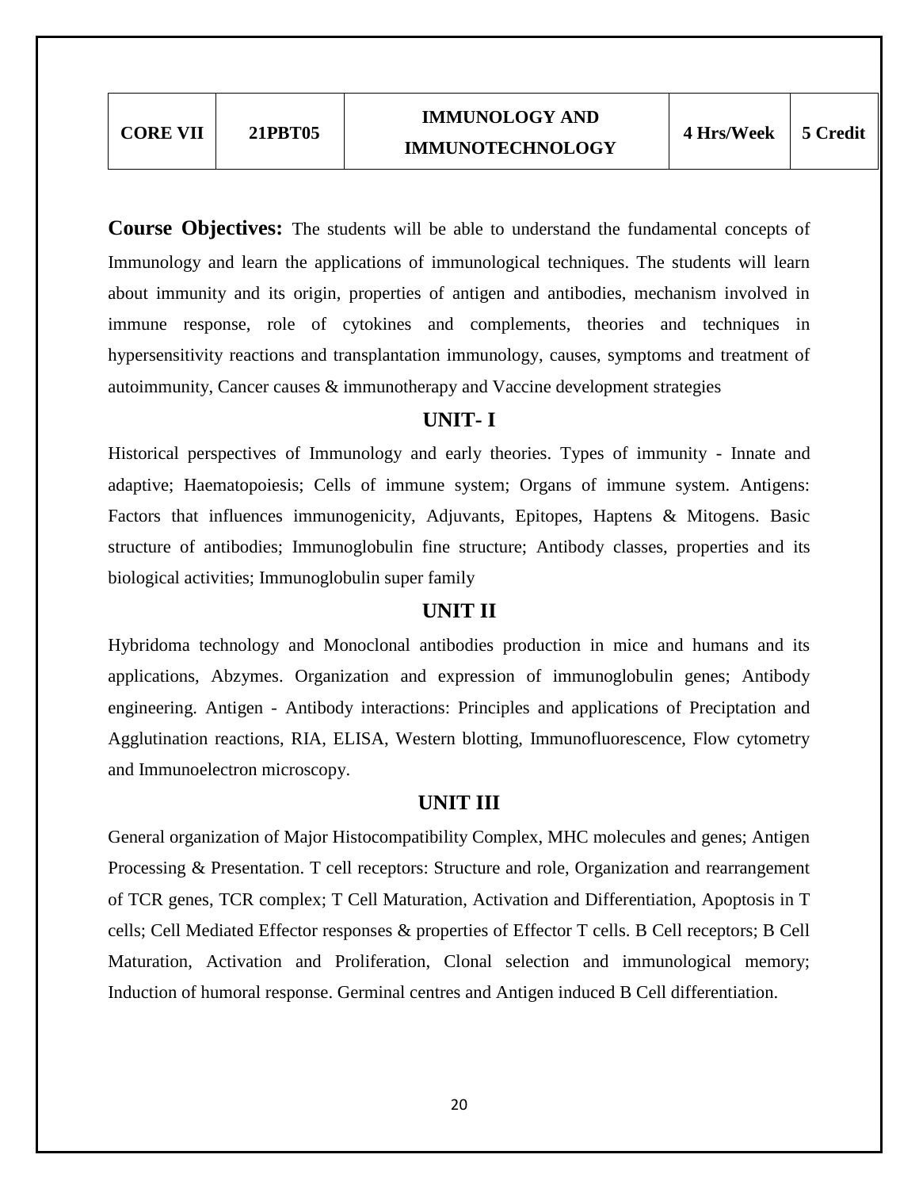| CORE VII | 21PBT05 | IMMUNOLOGY AND IMMUNOTECHNOLOGY | 4 Hrs/Week | 5 Credit |
|---|---|---|---|---|

**Course Objectives:** The students will be able to understand the fundamental concepts of Immunology and learn the applications of immunological techniques. The students will learn about immunity and its origin, properties of antigen and antibodies, mechanism involved in immune response, role of cytokines and complements, theories and techniques in hypersensitivity reactions and transplantation immunology, causes, symptoms and treatment of autoimmunity, Cancer causes & immunotherapy and Vaccine development strategies

## UNIT- I

Historical perspectives of Immunology and early theories. Types of immunity - Innate and adaptive; Haematopoiesis; Cells of immune system; Organs of immune system. Antigens: Factors that influences immunogenicity, Adjuvants, Epitopes, Haptens & Mitogens. Basic structure of antibodies; Immunoglobulin fine structure; Antibody classes, properties and its biological activities; Immunoglobulin super family

## UNIT II

Hybridoma technology and Monoclonal antibodies production in mice and humans and its applications, Abzymes. Organization and expression of immunoglobulin genes; Antibody engineering. Antigen - Antibody interactions: Principles and applications of Preciptation and Agglutination reactions, RIA, ELISA, Western blotting, Immunofluorescence, Flow cytometry and Immunoelectron microscopy.

## UNIT III

General organization of Major Histocompatibility Complex, MHC molecules and genes; Antigen Processing & Presentation. T cell receptors: Structure and role, Organization and rearrangement of TCR genes, TCR complex; T Cell Maturation, Activation and Differentiation, Apoptosis in T cells; Cell Mediated Effector responses & properties of Effector T cells. B Cell receptors; B Cell Maturation, Activation and Proliferation, Clonal selection and immunological memory; Induction of humoral response. Germinal centres and Antigen induced B Cell differentiation.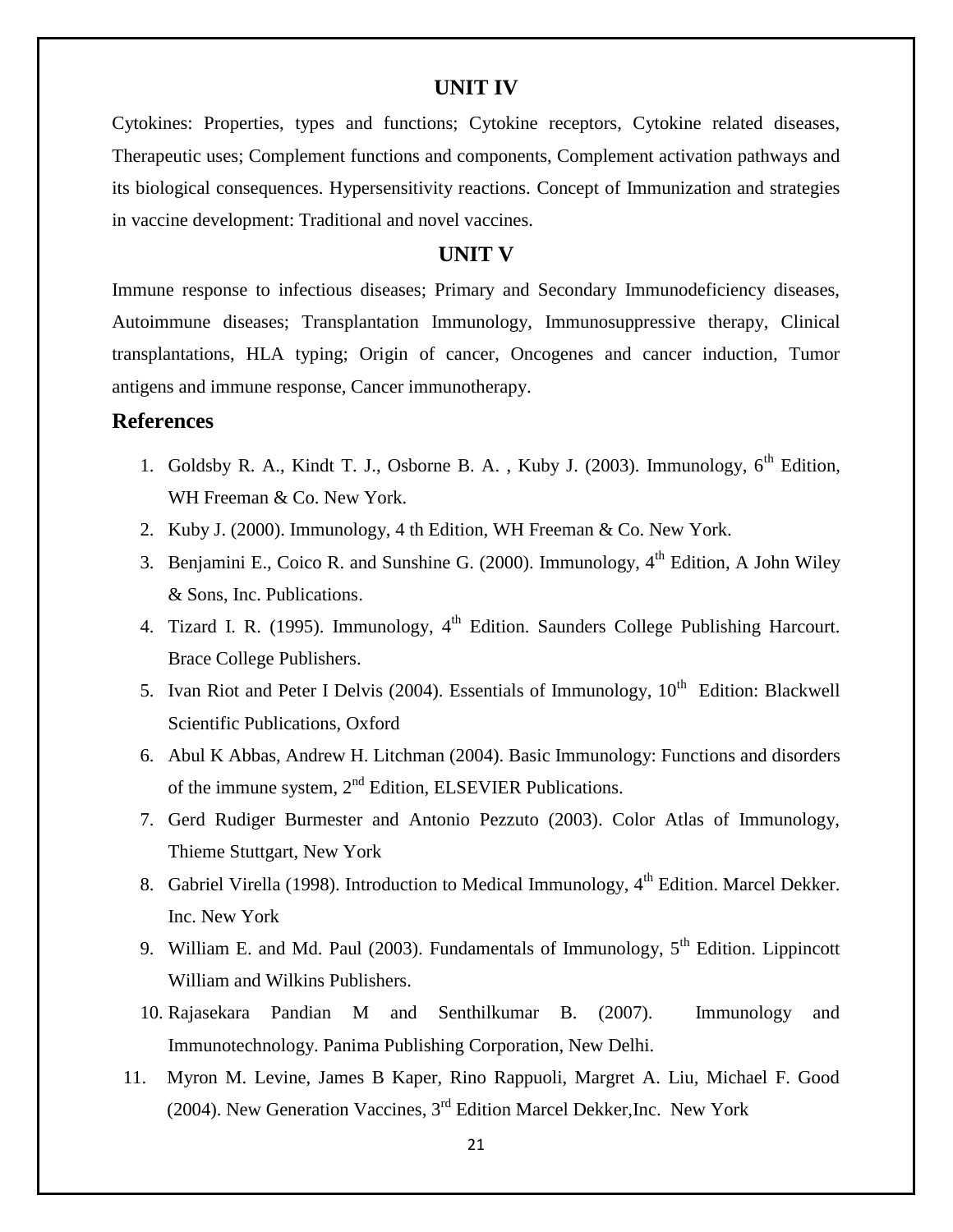## UNIT IV

Cytokines: Properties, types and functions; Cytokine receptors, Cytokine related diseases, Therapeutic uses; Complement functions and components, Complement activation pathways and its biological consequences. Hypersensitivity reactions. Concept of Immunization and strategies in vaccine development: Traditional and novel vaccines.

## UNIT V

Immune response to infectious diseases; Primary and Secondary Immunodeficiency diseases, Autoimmune diseases; Transplantation Immunology, Immunosuppressive therapy, Clinical transplantations, HLA typing; Origin of cancer, Oncogenes and cancer induction, Tumor antigens and immune response, Cancer immunotherapy.

## References

1. Goldsby R. A., Kindt T. J., Osborne B. A. , Kuby J. (2003). Immunology, 6th Edition, WH Freeman & Co. New York.
2. Kuby J. (2000). Immunology, 4 th Edition, WH Freeman & Co. New York.
3. Benjamini E., Coico R. and Sunshine G. (2000). Immunology, 4th Edition, A John Wiley & Sons, Inc. Publications.
4. Tizard I. R. (1995). Immunology, 4th Edition. Saunders College Publishing Harcourt. Brace College Publishers.
5. Ivan Riot and Peter I Delvis (2004). Essentials of Immunology, 10th Edition: Blackwell Scientific Publications, Oxford
6. Abul K Abbas, Andrew H. Litchman (2004). Basic Immunology: Functions and disorders of the immune system, 2nd Edition, ELSEVIER Publications.
7. Gerd Rudiger Burmester and Antonio Pezzuto (2003). Color Atlas of Immunology, Thieme Stuttgart, New York
8. Gabriel Virella (1998). Introduction to Medical Immunology, 4th Edition. Marcel Dekker. Inc. New York
9. William E. and Md. Paul (2003). Fundamentals of Immunology, 5th Edition. Lippincott William and Wilkins Publishers.
10. Rajasekara Pandian M and Senthilkumar B. (2007). Immunology and Immunotechnology. Panima Publishing Corporation, New Delhi.
11. Myron M. Levine, James B Kaper, Rino Rappuoli, Margret A. Liu, Michael F. Good (2004). New Generation Vaccines, 3rd Edition Marcel Dekker,Inc. New York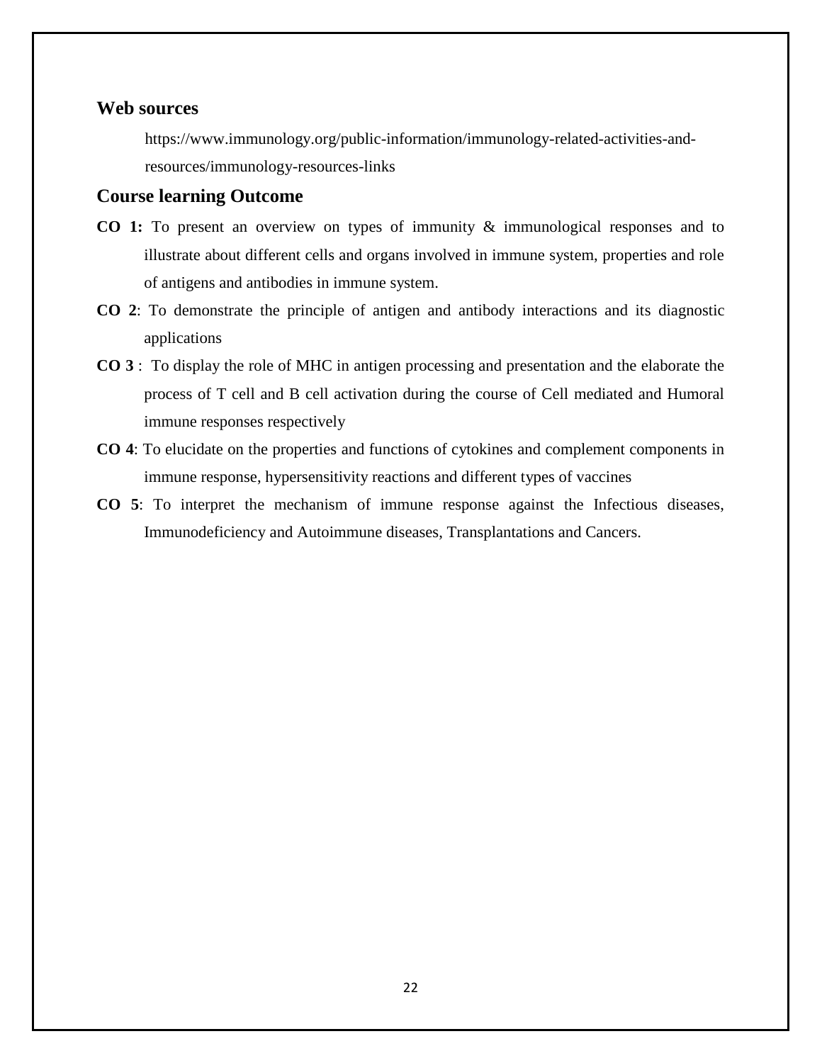## Web sources

https://www.immunology.org/public-information/immunology-related-activities-and-resources/immunology-resources-links

## Course learning Outcome

**CO 1:** To present an overview on types of immunity & immunological responses and to illustrate about different cells and organs involved in immune system, properties and role of antigens and antibodies in immune system.

**CO 2**: To demonstrate the principle of antigen and antibody interactions and its diagnostic applications

**CO 3** : To display the role of MHC in antigen processing and presentation and the elaborate the process of T cell and B cell activation during the course of Cell mediated and Humoral immune responses respectively

**CO 4**: To elucidate on the properties and functions of cytokines and complement components in immune response, hypersensitivity reactions and different types of vaccines

**CO 5**: To interpret the mechanism of immune response against the Infectious diseases, Immunodeficiency and Autoimmune diseases, Transplantations and Cancers.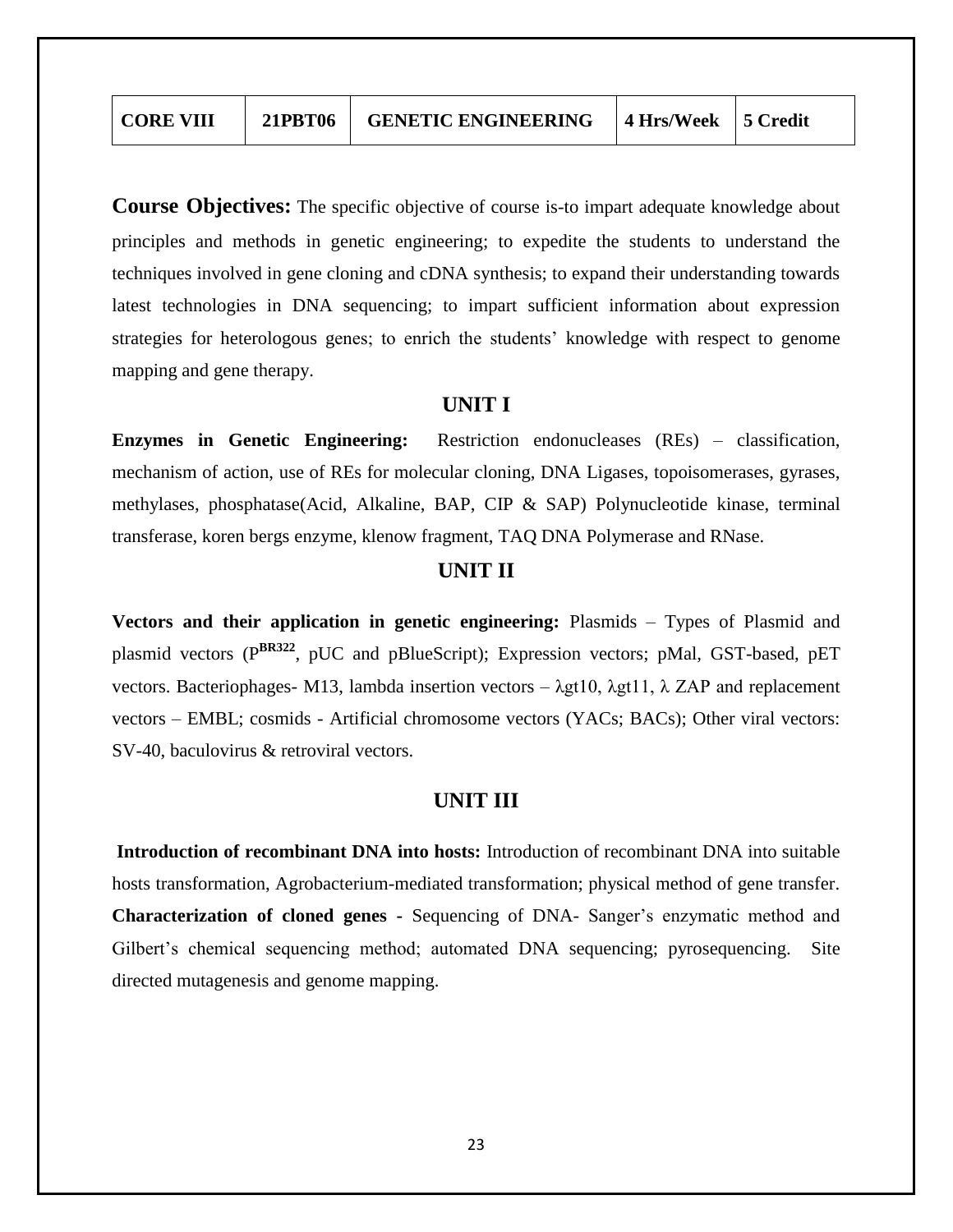| CORE VIII | 21PBT06 | GENETIC ENGINEERING | 4 Hrs/Week | 5 Credit |
|---|---|---|---|---|

**Course Objectives:** The specific objective of course is-to impart adequate knowledge about principles and methods in genetic engineering; to expedite the students to understand the techniques involved in gene cloning and cDNA synthesis; to expand their understanding towards latest technologies in DNA sequencing; to impart sufficient information about expression strategies for heterologous genes; to enrich the students' knowledge with respect to genome mapping and gene therapy.

## UNIT I

**Enzymes in Genetic Engineering:** Restriction endonucleases (REs) – classification, mechanism of action, use of REs for molecular cloning, DNA Ligases, topoisomerases, gyrases, methylases, phosphatase(Acid, Alkaline, BAP, CIP & SAP) Polynucleotide kinase, terminal transferase, koren bergs enzyme, klenow fragment, TAQ DNA Polymerase and RNase.

## UNIT II

**Vectors and their application in genetic engineering:** Plasmids – Types of Plasmid and plasmid vectors ($P^{BR322}$, pUC and pBlueScript); Expression vectors; pMal, GST-based, pET vectors. Bacteriophages- M13, lambda insertion vectors – λgt10, λgt11, λ ZAP and replacement vectors – EMBL; cosmids - Artificial chromosome vectors (YACs; BACs); Other viral vectors: SV-40, baculovirus & retroviral vectors.

## UNIT III

**Introduction of recombinant DNA into hosts:** Introduction of recombinant DNA into suitable hosts transformation, Agrobacterium-mediated transformation; physical method of gene transfer. **Characterization of cloned genes -** Sequencing of DNA- Sanger's enzymatic method and Gilbert's chemical sequencing method; automated DNA sequencing; pyrosequencing. Site directed mutagenesis and genome mapping.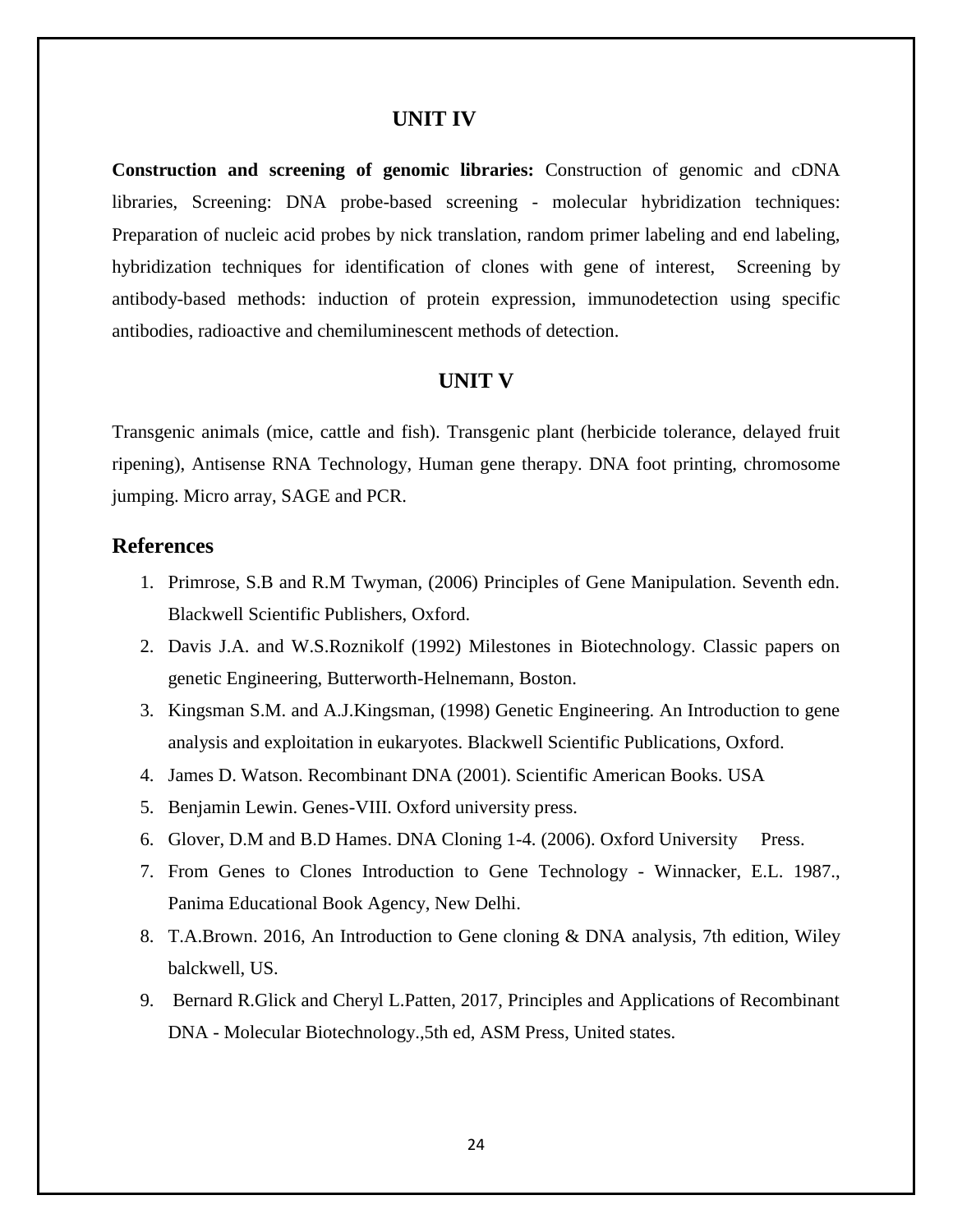## UNIT IV

**Construction and screening of genomic libraries:** Construction of genomic and cDNA libraries, Screening: DNA probe-based screening - molecular hybridization techniques: Preparation of nucleic acid probes by nick translation, random primer labeling and end labeling, hybridization techniques for identification of clones with gene of interest, Screening by antibody-based methods: induction of protein expression, immunodetection using specific antibodies, radioactive and chemiluminescent methods of detection.

## UNIT V

Transgenic animals (mice, cattle and fish). Transgenic plant (herbicide tolerance, delayed fruit ripening), Antisense RNA Technology, Human gene therapy. DNA foot printing, chromosome jumping. Micro array, SAGE and PCR.

## References

1. Primrose, S.B and R.M Twyman, (2006) Principles of Gene Manipulation. Seventh edn. Blackwell Scientific Publishers, Oxford.
2. Davis J.A. and W.S.Roznikolf (1992) Milestones in Biotechnology. Classic papers on genetic Engineering, Butterworth-Helnemann, Boston.
3. Kingsman S.M. and A.J.Kingsman, (1998) Genetic Engineering. An Introduction to gene analysis and exploitation in eukaryotes. Blackwell Scientific Publications, Oxford.
4. James D. Watson. Recombinant DNA (2001). Scientific American Books. USA
5. Benjamin Lewin. Genes-VIII. Oxford university press.
6. Glover, D.M and B.D Hames. DNA Cloning 1-4. (2006). Oxford University Press.
7. From Genes to Clones Introduction to Gene Technology - Winnacker, E.L. 1987., Panima Educational Book Agency, New Delhi.
8. T.A.Brown. 2016, An Introduction to Gene cloning & DNA analysis, 7th edition, Wiley balckwell, US.
9. Bernard R.Glick and Cheryl L.Patten, 2017, Principles and Applications of Recombinant DNA - Molecular Biotechnology.,5th ed, ASM Press, United states.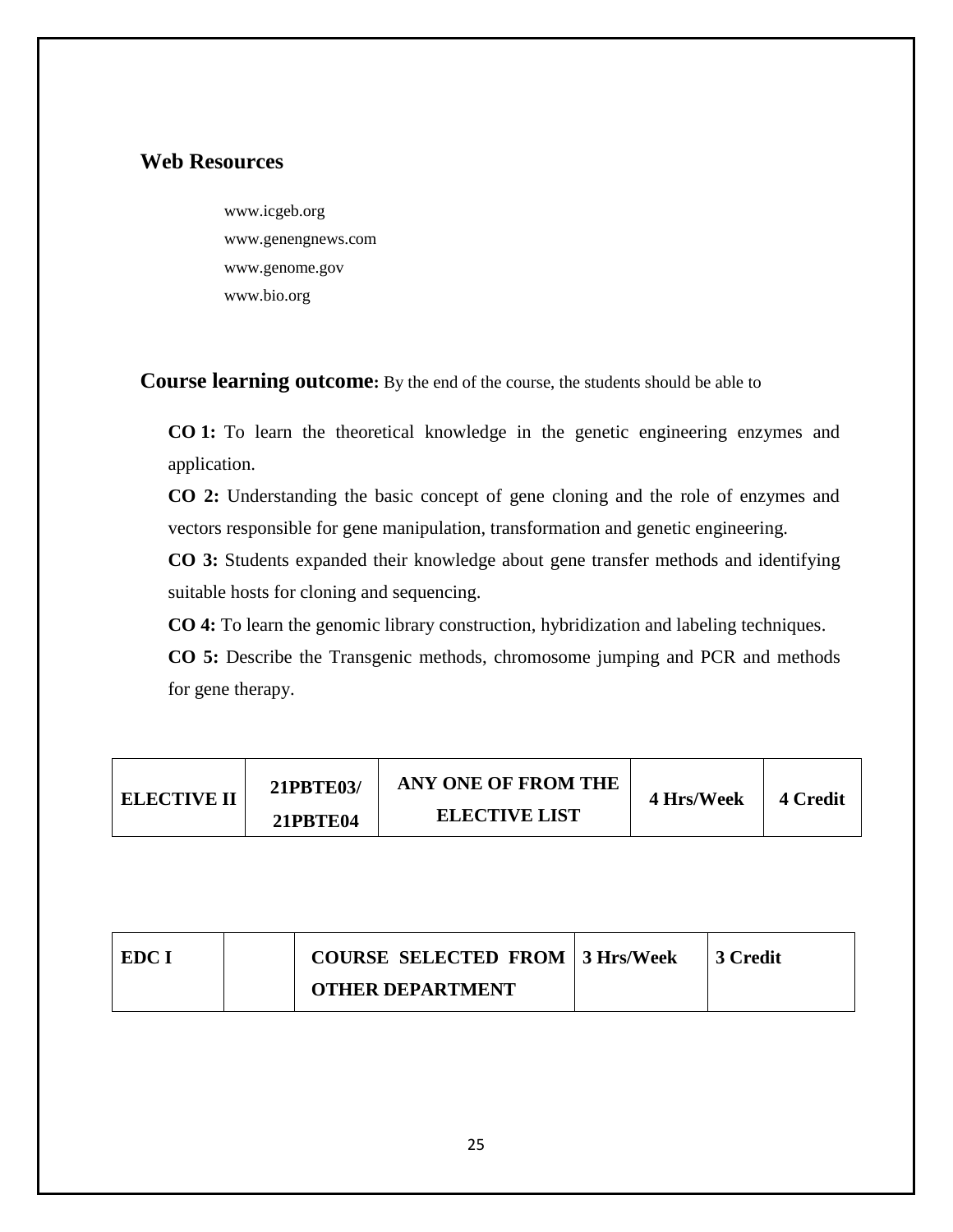## Web Resources

www.icgeb.org
www.genengnews.com
www.genome.gov
www.bio.org

**Course learning outcome:** By the end of the course, the students should be able to

**CO 1:** To learn the theoretical knowledge in the genetic engineering enzymes and application.

**CO 2:** Understanding the basic concept of gene cloning and the role of enzymes and vectors responsible for gene manipulation, transformation and genetic engineering.

**CO 3:** Students expanded their knowledge about gene transfer methods and identifying suitable hosts for cloning and sequencing.

**CO 4:** To learn the genomic library construction, hybridization and labeling techniques.

**CO 5:** Describe the Transgenic methods, chromosome jumping and PCR and methods for gene therapy.

| **ELECTIVE II** | **21PBTE03/ 21PBTE04** | **ANY ONE OF FROM THE ELECTIVE LIST** | **4 Hrs/Week** | **4 Credit** |
|---|---|---|---|---|

| **EDC I** | | **COURSE SELECTED FROM OTHER DEPARTMENT** | **3 Hrs/Week** | **3 Credit** |
|---|---|---|---|---|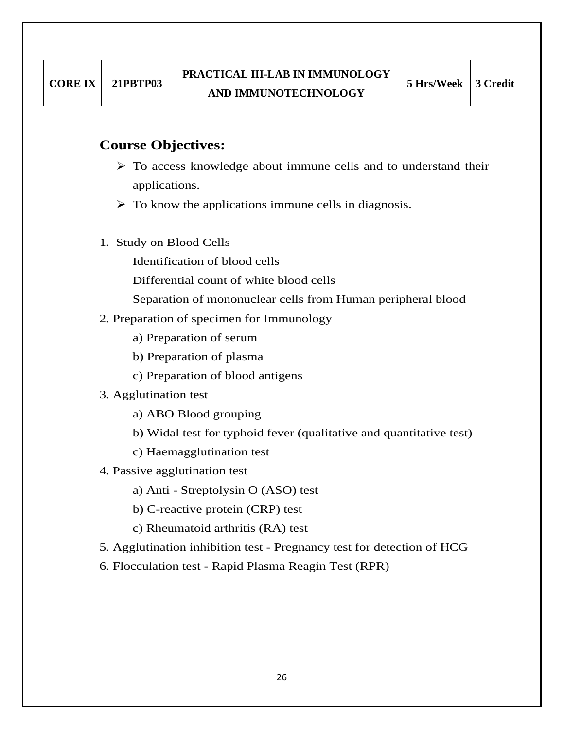| CORE IX | 21PBTP03 | PRACTICAL III-LAB IN IMMUNOLOGY AND IMMUNOTECHNOLOGY | 5 Hrs/Week | 3 Credit |
|---|---|---|---|---|

## Course Objectives:

- To access knowledge about immune cells and to understand their applications.
- To know the applications immune cells in diagnosis.

1. Study on Blood Cells
   - Identification of blood cells
   - Differential count of white blood cells
   - Separation of mononuclear cells from Human peripheral blood
2. Preparation of specimen for Immunology
   - a) Preparation of serum
   - b) Preparation of plasma
   - c) Preparation of blood antigens
3. Agglutination test
   - a) ABO Blood grouping
   - b) Widal test for typhoid fever (qualitative and quantitative test)
   - c) Haemagglutination test
4. Passive agglutination test
   - a) Anti - Streptolysin O (ASO) test
   - b) C-reactive protein (CRP) test
   - c) Rheumatoid arthritis (RA) test
5. Agglutination inhibition test - Pregnancy test for detection of HCG
6. Flocculation test - Rapid Plasma Reagin Test (RPR)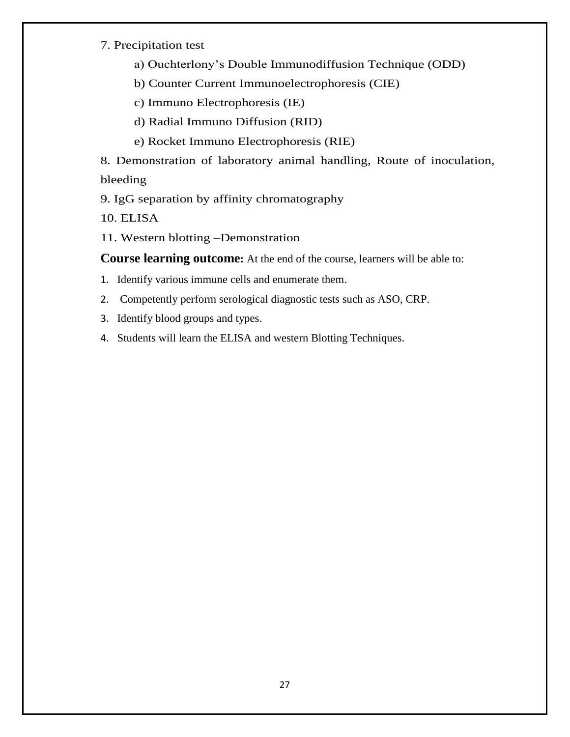7. Precipitation test

   a) Ouchterlony’s Double Immunodiffusion Technique (ODD)

   b) Counter Current Immunoelectrophoresis (CIE)

   c) Immuno Electrophoresis (IE)

   d) Radial Immuno Diffusion (RID)

   e) Rocket Immuno Electrophoresis (RIE)

8. Demonstration of laboratory animal handling, Route of inoculation, bleeding

9. IgG separation by affinity chromatography

10. ELISA

11. Western blotting –Demonstration

**Course learning outcome:** At the end of the course, learners will be able to:

1. Identify various immune cells and enumerate them.
2. Competently perform serological diagnostic tests such as ASO, CRP.
3. Identify blood groups and types.
4. Students will learn the ELISA and western Blotting Techniques.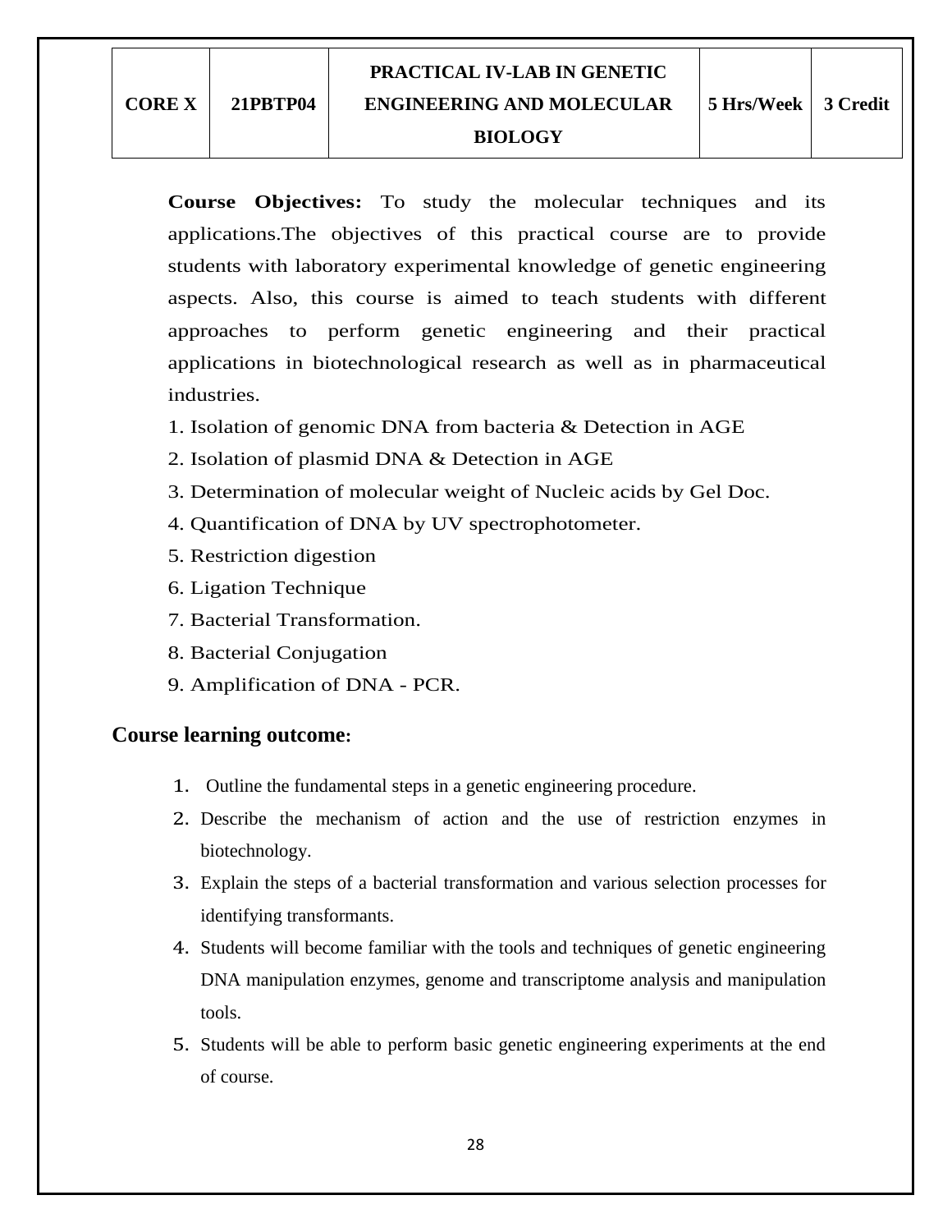| CORE X | 21PBTP04 | PRACTICAL IV-LAB IN GENETIC ENGINEERING AND MOLECULAR BIOLOGY | 5 Hrs/Week | 3 Credit |
|---|---|---|---|---|

**Course Objectives:** To study the molecular techniques and its applications.The objectives of this practical course are to provide students with laboratory experimental knowledge of genetic engineering aspects. Also, this course is aimed to teach students with different approaches to perform genetic engineering and their practical applications in biotechnological research as well as in pharmaceutical industries.

1. Isolation of genomic DNA from bacteria & Detection in AGE
2. Isolation of plasmid DNA & Detection in AGE
3. Determination of molecular weight of Nucleic acids by Gel Doc.
4. Quantification of DNA by UV spectrophotometer.
5. Restriction digestion
6. Ligation Technique
7. Bacterial Transformation.
8. Bacterial Conjugation
9. Amplification of DNA - PCR.

## Course learning outcome:

1. Outline the fundamental steps in a genetic engineering procedure.
2. Describe the mechanism of action and the use of restriction enzymes in biotechnology.
3. Explain the steps of a bacterial transformation and various selection processes for identifying transformants.
4. Students will become familiar with the tools and techniques of genetic engineering DNA manipulation enzymes, genome and transcriptome analysis and manipulation tools.
5. Students will be able to perform basic genetic engineering experiments at the end of course.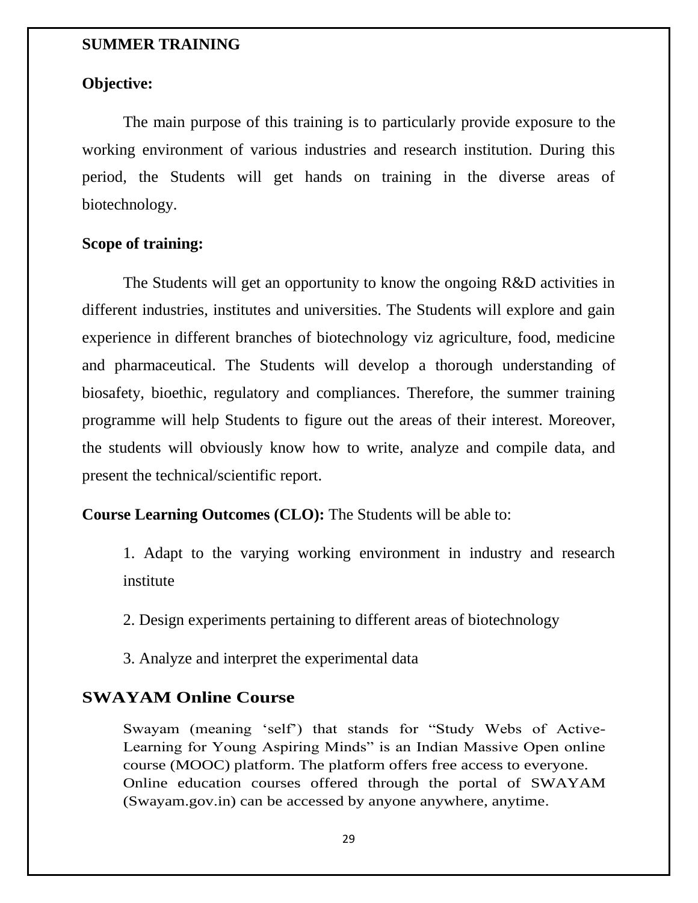## SUMMER TRAINING

**Objective:**

The main purpose of this training is to particularly provide exposure to the working environment of various industries and research institution. During this period, the Students will get hands on training in the diverse areas of biotechnology.

**Scope of training:**

The Students will get an opportunity to know the ongoing R&D activities in different industries, institutes and universities. The Students will explore and gain experience in different branches of biotechnology viz agriculture, food, medicine and pharmaceutical. The Students will develop a thorough understanding of biosafety, bioethic, regulatory and compliances. Therefore, the summer training programme will help Students to figure out the areas of their interest. Moreover, the students will obviously know how to write, analyze and compile data, and present the technical/scientific report.

**Course Learning Outcomes (CLO):** The Students will be able to:

1. Adapt to the varying working environment in industry and research institute
2. Design experiments pertaining to different areas of biotechnology
3. Analyze and interpret the experimental data

## SWAYAM Online Course

Swayam (meaning 'self') that stands for "Study Webs of Active-Learning for Young Aspiring Minds" is an Indian Massive Open online course (MOOC) platform. The platform offers free access to everyone. Online education courses offered through the portal of SWAYAM (Swayam.gov.in) can be accessed by anyone anywhere, anytime.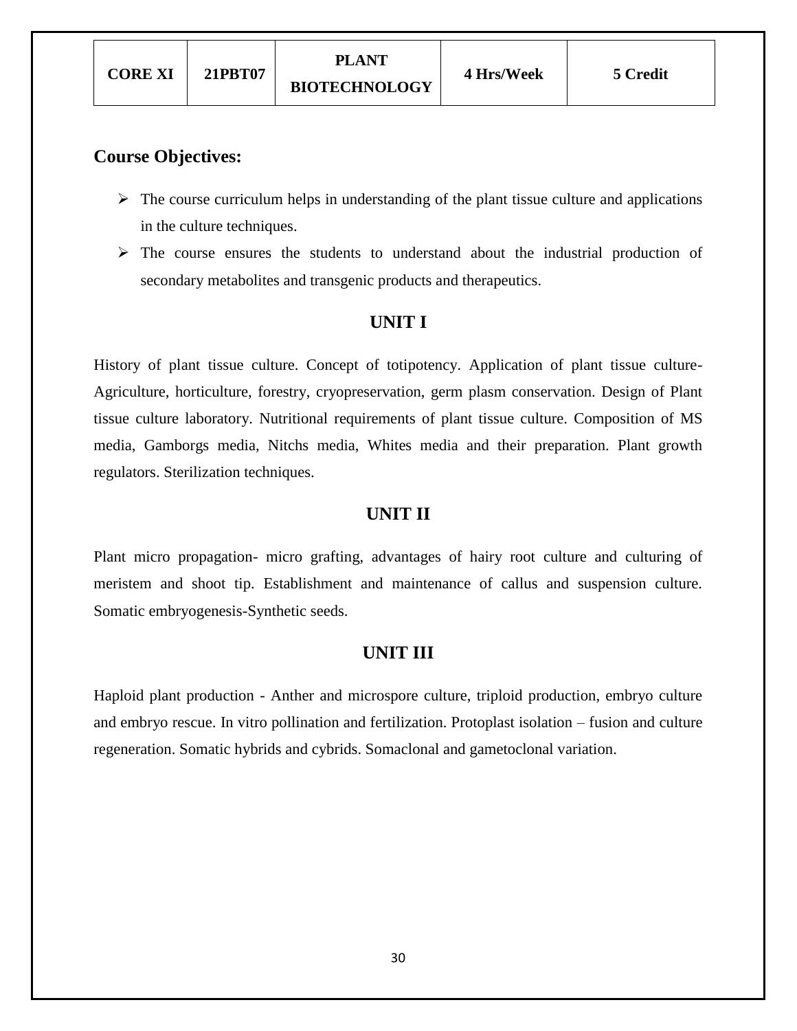| CORE XI | 21PBT07 | PLANT BIOTECHNOLOGY | 4 Hrs/Week | 5 Credit |
|---|---|---|---|---|

## Course Objectives:

- The course curriculum helps in understanding of the plant tissue culture and applications in the culture techniques.
- The course ensures the students to understand about the industrial production of secondary metabolites and transgenic products and therapeutics.

## UNIT I

History of plant tissue culture. Concept of totipotency. Application of plant tissue culture- Agriculture, horticulture, forestry, cryopreservation, germ plasm conservation. Design of Plant tissue culture laboratory. Nutritional requirements of plant tissue culture. Composition of MS media, Gamborgs media, Nitchs media, Whites media and their preparation. Plant growth regulators. Sterilization techniques.

## UNIT II

Plant micro propagation- micro grafting, advantages of hairy root culture and culturing of meristem and shoot tip. Establishment and maintenance of callus and suspension culture. Somatic embryogenesis-Synthetic seeds.

## UNIT III

Haploid plant production - Anther and microspore culture, triploid production, embryo culture and embryo rescue. In vitro pollination and fertilization. Protoplast isolation – fusion and culture regeneration. Somatic hybrids and cybrids. Somaclonal and gametoclonal variation.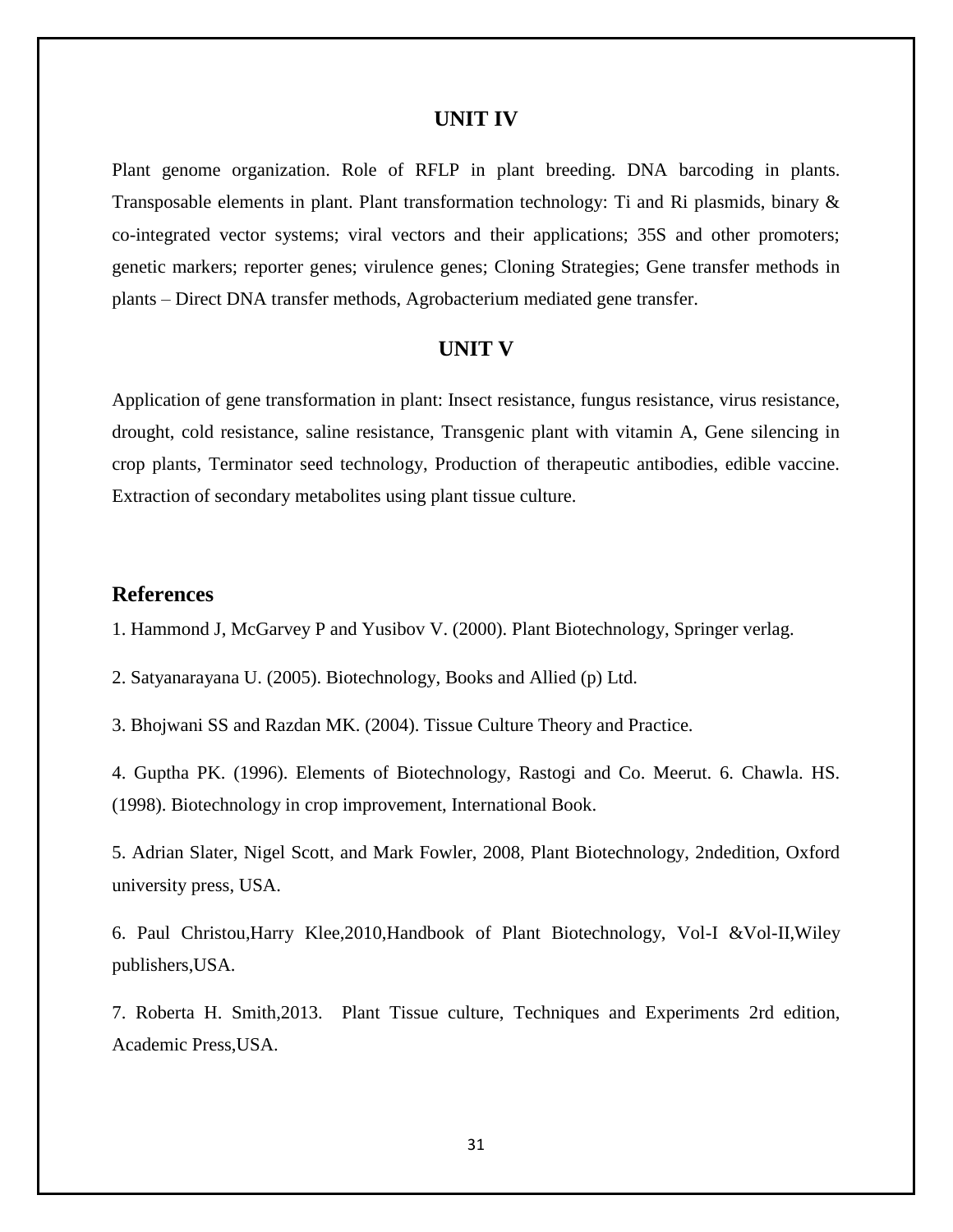## UNIT IV

Plant genome organization. Role of RFLP in plant breeding. DNA barcoding in plants. Transposable elements in plant. Plant transformation technology: Ti and Ri plasmids, binary & co-integrated vector systems; viral vectors and their applications; 35S and other promoters; genetic markers; reporter genes; virulence genes; Cloning Strategies; Gene transfer methods in plants – Direct DNA transfer methods, Agrobacterium mediated gene transfer.

## UNIT V

Application of gene transformation in plant: Insect resistance, fungus resistance, virus resistance, drought, cold resistance, saline resistance, Transgenic plant with vitamin A, Gene silencing in crop plants, Terminator seed technology, Production of therapeutic antibodies, edible vaccine. Extraction of secondary metabolites using plant tissue culture.

## References

1. Hammond J, McGarvey P and Yusibov V. (2000). Plant Biotechnology, Springer verlag.

2. Satyanarayana U. (2005). Biotechnology, Books and Allied (p) Ltd.

3. Bhojwani SS and Razdan MK. (2004). Tissue Culture Theory and Practice.

4. Guptha PK. (1996). Elements of Biotechnology, Rastogi and Co. Meerut. 6. Chawla. HS. (1998). Biotechnology in crop improvement, International Book.

5. Adrian Slater, Nigel Scott, and Mark Fowler, 2008, Plant Biotechnology, 2ndedition, Oxford university press, USA.

6. Paul Christou,Harry Klee,2010,Handbook of Plant Biotechnology, Vol-I &Vol-II,Wiley publishers,USA.

7. Roberta H. Smith,2013. Plant Tissue culture, Techniques and Experiments 2rd edition, Academic Press,USA.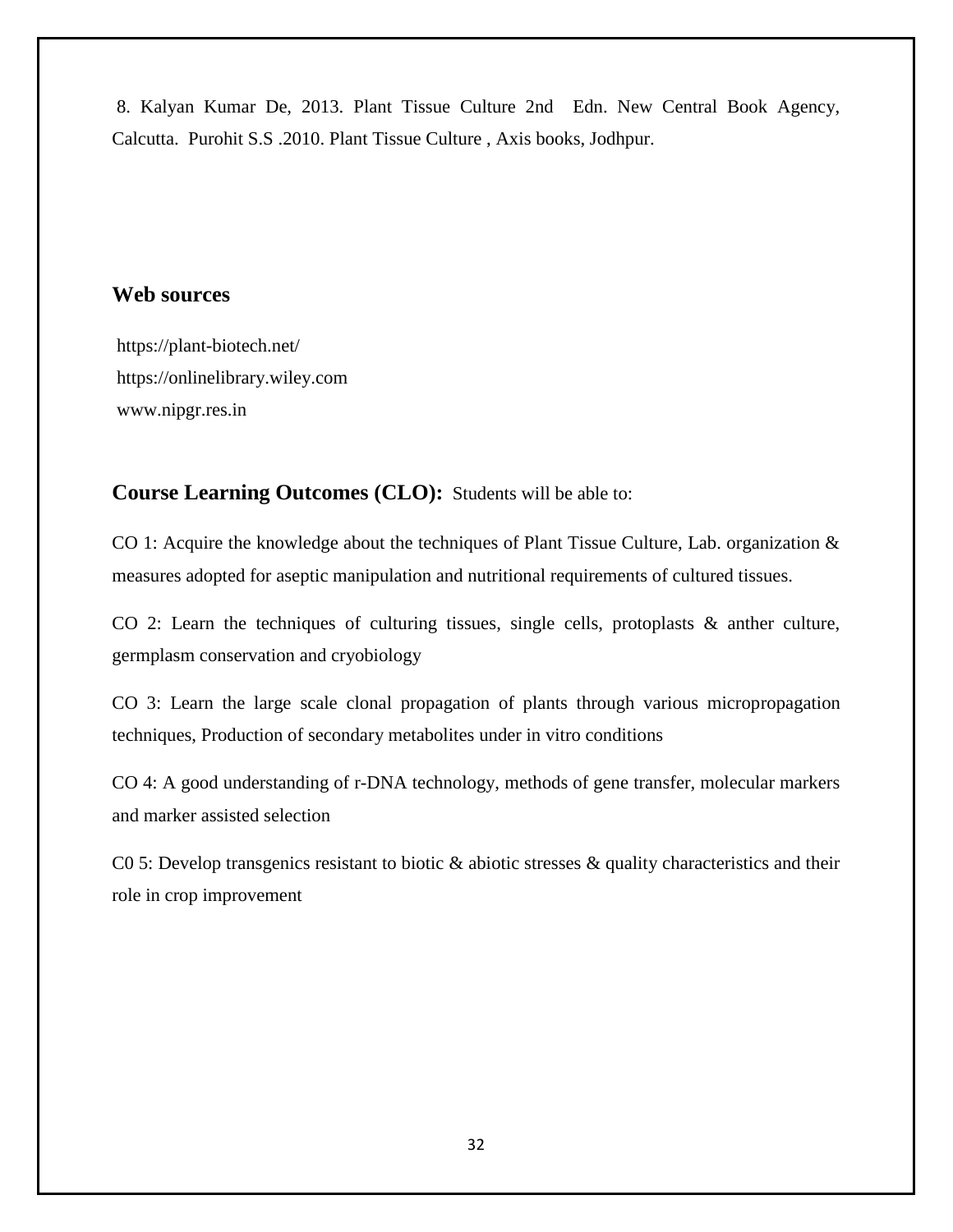8. Kalyan Kumar De, 2013. Plant Tissue Culture 2nd Edn. New Central Book Agency, Calcutta. Purohit S.S .2010. Plant Tissue Culture , Axis books, Jodhpur.

### Web sources

https://plant-biotech.net/
https://onlinelibrary.wiley.com
www.nipgr.res.in

### Course Learning Outcomes (CLO): Students will be able to:

CO 1: Acquire the knowledge about the techniques of Plant Tissue Culture, Lab. organization & measures adopted for aseptic manipulation and nutritional requirements of cultured tissues.

CO 2: Learn the techniques of culturing tissues, single cells, protoplasts & anther culture, germplasm conservation and cryobiology

CO 3: Learn the large scale clonal propagation of plants through various micropropagation techniques, Production of secondary metabolites under in vitro conditions

CO 4: A good understanding of r-DNA technology, methods of gene transfer, molecular markers and marker assisted selection

C0 5: Develop transgenics resistant to biotic & abiotic stresses & quality characteristics and their role in crop improvement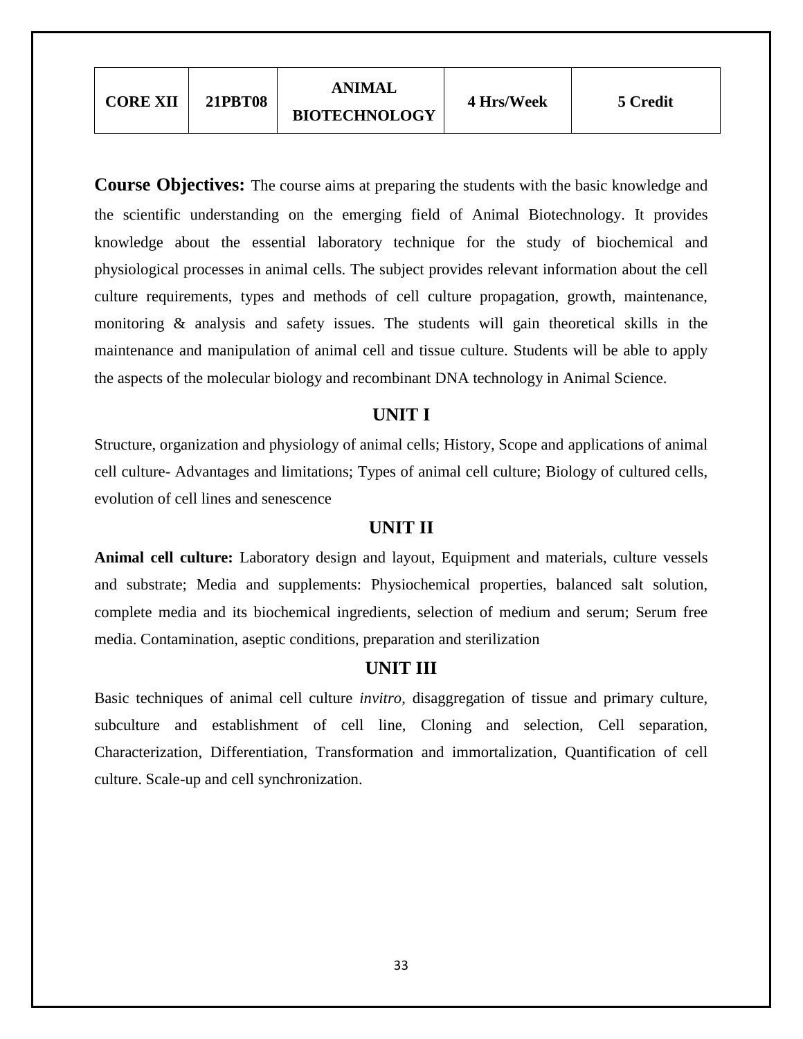| CORE XII | 21PBT08 | ANIMAL BIOTECHNOLOGY | 4 Hrs/Week | 5 Credit |
|---|---|---|---|---|

**Course Objectives:** The course aims at preparing the students with the basic knowledge and the scientific understanding on the emerging field of Animal Biotechnology. It provides knowledge about the essential laboratory technique for the study of biochemical and physiological processes in animal cells. The subject provides relevant information about the cell culture requirements, types and methods of cell culture propagation, growth, maintenance, monitoring & analysis and safety issues. The students will gain theoretical skills in the maintenance and manipulation of animal cell and tissue culture. Students will be able to apply the aspects of the molecular biology and recombinant DNA technology in Animal Science.

## UNIT I

Structure, organization and physiology of animal cells; History, Scope and applications of animal cell culture- Advantages and limitations; Types of animal cell culture; Biology of cultured cells, evolution of cell lines and senescence

## UNIT II

**Animal cell culture:** Laboratory design and layout, Equipment and materials, culture vessels and substrate; Media and supplements: Physiochemical properties, balanced salt solution, complete media and its biochemical ingredients, selection of medium and serum; Serum free media. Contamination, aseptic conditions, preparation and sterilization

## UNIT III

Basic techniques of animal cell culture *invitro*, disaggregation of tissue and primary culture, subculture and establishment of cell line, Cloning and selection, Cell separation, Characterization, Differentiation, Transformation and immortalization, Quantification of cell culture. Scale-up and cell synchronization.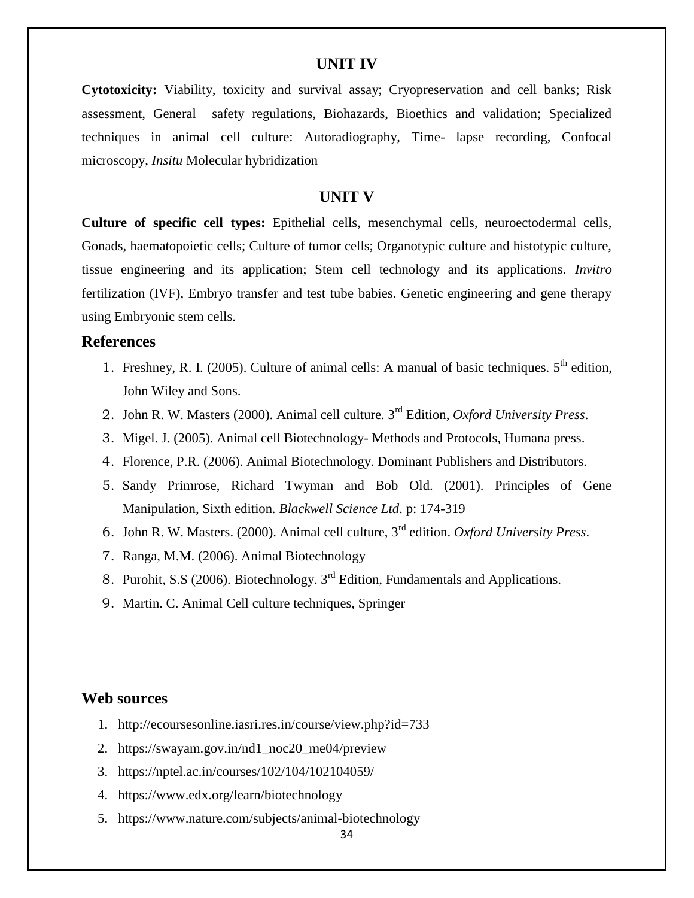## UNIT IV

**Cytotoxicity:** Viability, toxicity and survival assay; Cryopreservation and cell banks; Risk assessment, General safety regulations, Biohazards, Bioethics and validation; Specialized techniques in animal cell culture: Autoradiography, Time- lapse recording, Confocal microscopy, *Insitu* Molecular hybridization

## UNIT V

**Culture of specific cell types:** Epithelial cells, mesenchymal cells, neuroectodermal cells, Gonads, haematopoietic cells; Culture of tumor cells; Organotypic culture and histotypic culture, tissue engineering and its application; Stem cell technology and its applications. *Invitro* fertilization (IVF), Embryo transfer and test tube babies. Genetic engineering and gene therapy using Embryonic stem cells.

## References

1. Freshney, R. I. (2005). Culture of animal cells: A manual of basic techniques. 5th edition, John Wiley and Sons.
2. John R. W. Masters (2000). Animal cell culture. 3rd Edition, *Oxford University Press*.
3. Migel. J. (2005). Animal cell Biotechnology- Methods and Protocols, Humana press.
4. Florence, P.R. (2006). Animal Biotechnology. Dominant Publishers and Distributors.
5. Sandy Primrose, Richard Twyman and Bob Old. (2001). Principles of Gene Manipulation, Sixth edition. *Blackwell Science Ltd*. p: 174-319
6. John R. W. Masters. (2000). Animal cell culture, 3rd edition. *Oxford University Press*.
7. Ranga, M.M. (2006). Animal Biotechnology
8. Purohit, S.S (2006). Biotechnology. 3rd Edition, Fundamentals and Applications.
9. Martin. C. Animal Cell culture techniques, Springer

## Web sources

1. http://ecoursesonline.iasri.res.in/course/view.php?id=733
2. https://swayam.gov.in/nd1_noc20_me04/preview
3. https://nptel.ac.in/courses/102/104/102104059/
4. https://www.edx.org/learn/biotechnology
5. https://www.nature.com/subjects/animal-biotechnology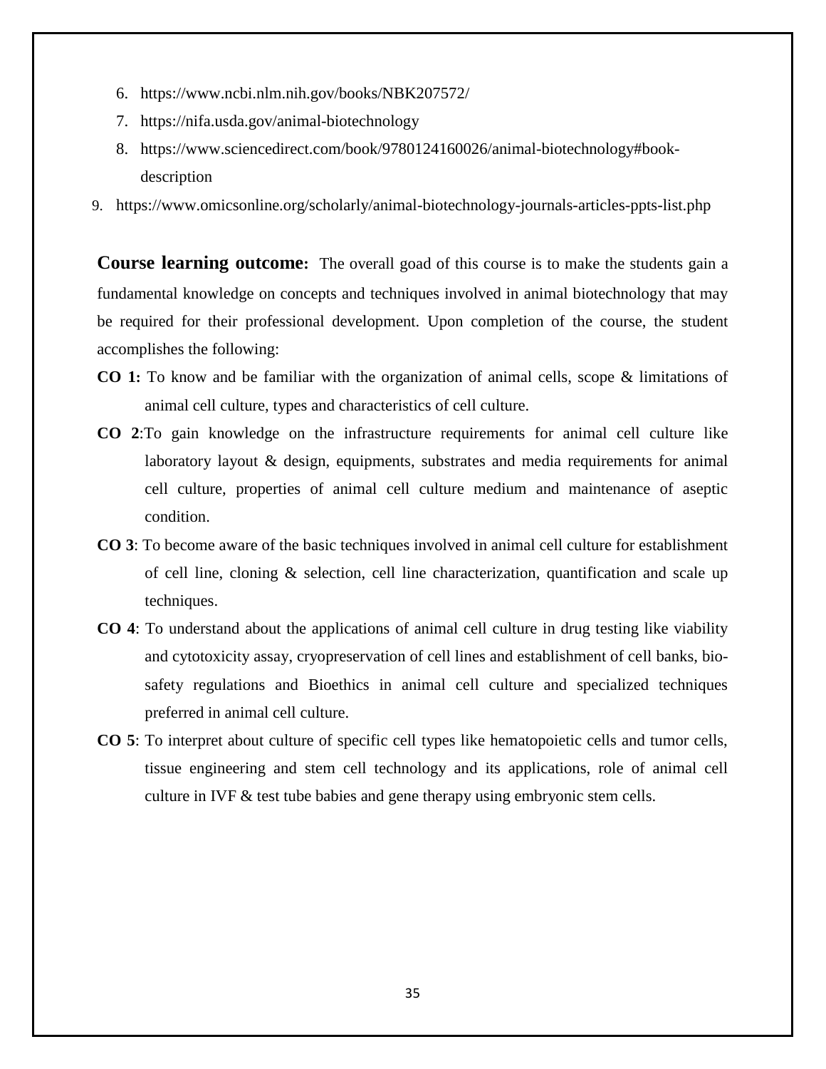6. https://www.ncbi.nlm.nih.gov/books/NBK207572/
7. https://nifa.usda.gov/animal-biotechnology
8. https://www.sciencedirect.com/book/9780124160026/animal-biotechnology#book-description
9. https://www.omicsonline.org/scholarly/animal-biotechnology-journals-articles-ppts-list.php

**Course learning outcome:** The overall goad of this course is to make the students gain a fundamental knowledge on concepts and techniques involved in animal biotechnology that may be required for their professional development. Upon completion of the course, the student accomplishes the following:

**CO 1:** To know and be familiar with the organization of animal cells, scope & limitations of animal cell culture, types and characteristics of cell culture.

**CO 2**:To gain knowledge on the infrastructure requirements for animal cell culture like laboratory layout & design, equipments, substrates and media requirements for animal cell culture, properties of animal cell culture medium and maintenance of aseptic condition.

**CO 3**: To become aware of the basic techniques involved in animal cell culture for establishment of cell line, cloning & selection, cell line characterization, quantification and scale up techniques.

**CO 4**: To understand about the applications of animal cell culture in drug testing like viability and cytotoxicity assay, cryopreservation of cell lines and establishment of cell banks, bio-safety regulations and Bioethics in animal cell culture and specialized techniques preferred in animal cell culture.

**CO 5**: To interpret about culture of specific cell types like hematopoietic cells and tumor cells, tissue engineering and stem cell technology and its applications, role of animal cell culture in IVF & test tube babies and gene therapy using embryonic stem cells.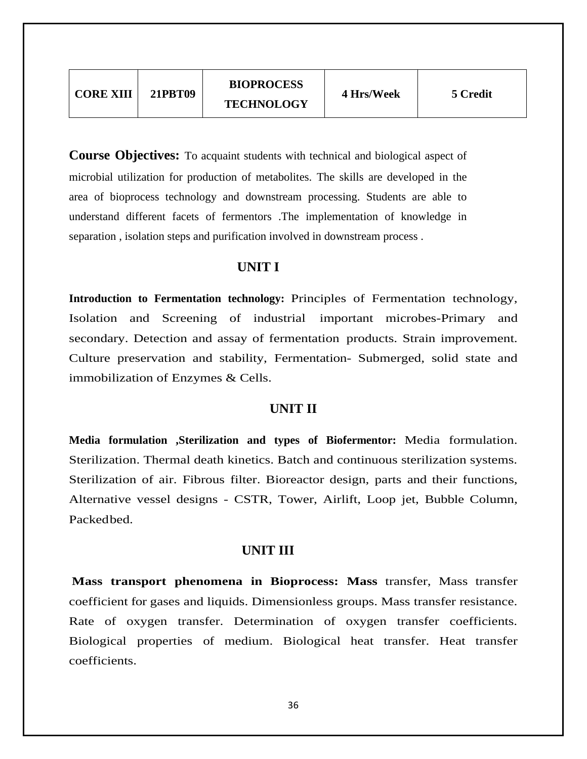| CORE XIII | 21PBT09 | BIOPROCESS TECHNOLOGY | 4 Hrs/Week | 5 Credit |
|---|---|---|---|---|

**Course Objectives:** To acquaint students with technical and biological aspect of microbial utilization for production of metabolites. The skills are developed in the area of bioprocess technology and downstream processing. Students are able to understand different facets of fermentors .The implementation of knowledge in separation , isolation steps and purification involved in downstream process .

## UNIT I

**Introduction to Fermentation technology:** Principles of Fermentation technology, Isolation and Screening of industrial important microbes-Primary and secondary. Detection and assay of fermentation products. Strain improvement. Culture preservation and stability, Fermentation- Submerged, solid state and immobilization of Enzymes & Cells.

## UNIT II

**Media formulation ,Sterilization and types of Biofermentor:** Media formulation. Sterilization. Thermal death kinetics. Batch and continuous sterilization systems. Sterilization of air. Fibrous filter. Bioreactor design, parts and their functions, Alternative vessel designs - CSTR, Tower, Airlift, Loop jet, Bubble Column, Packedbed.

## UNIT III

**Mass transport phenomena in Bioprocess: Mass** transfer, Mass transfer coefficient for gases and liquids. Dimensionless groups. Mass transfer resistance. Rate of oxygen transfer. Determination of oxygen transfer coefficients. Biological properties of medium. Biological heat transfer. Heat transfer coefficients.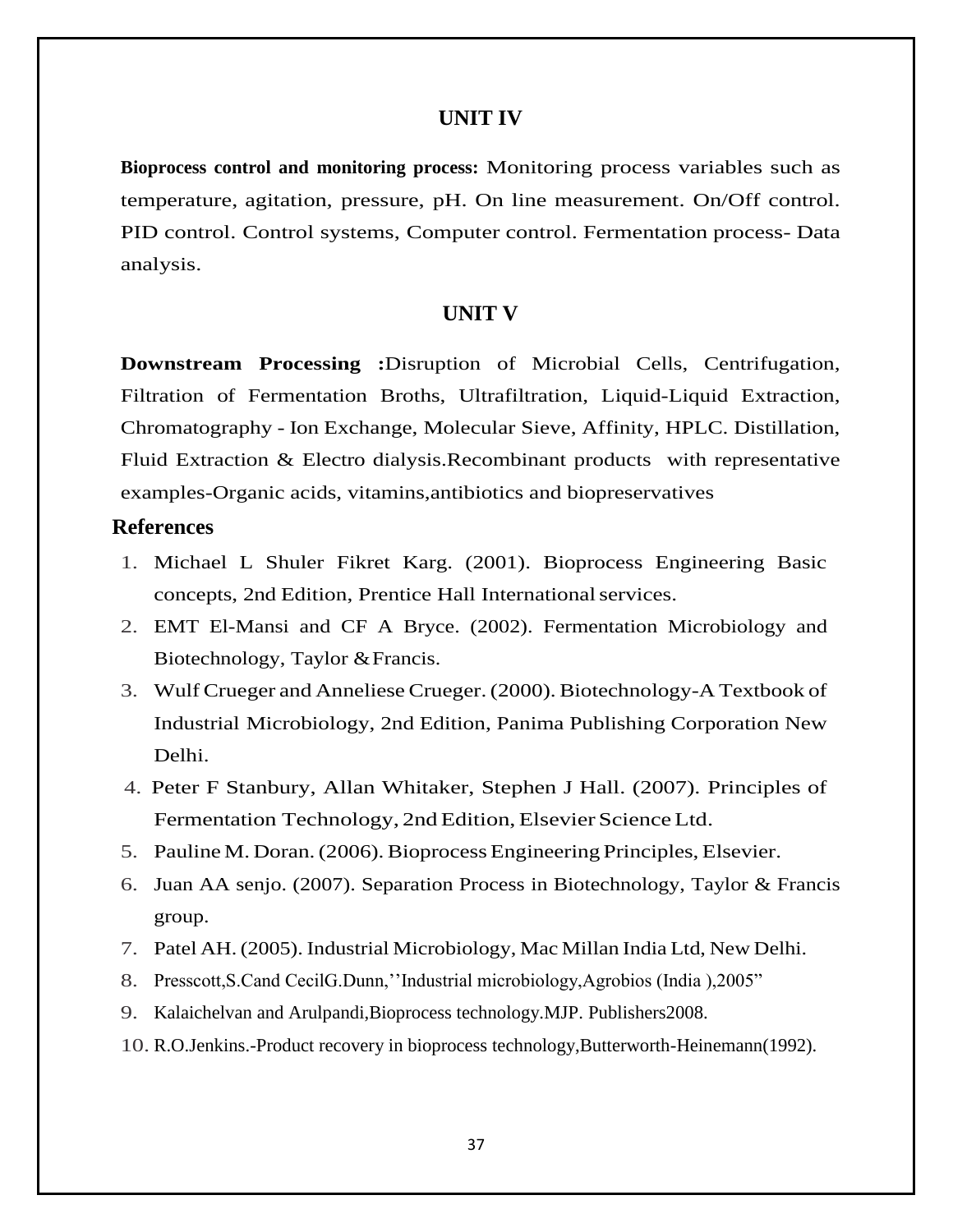## UNIT IV

**Bioprocess control and monitoring process:** Monitoring process variables such as temperature, agitation, pressure, pH. On line measurement. On/Off control. PID control. Control systems, Computer control. Fermentation process- Data analysis.

## UNIT V

**Downstream Processing :**Disruption of Microbial Cells, Centrifugation, Filtration of Fermentation Broths, Ultrafiltration, Liquid-Liquid Extraction, Chromatography - Ion Exchange, Molecular Sieve, Affinity, HPLC. Distillation, Fluid Extraction & Electro dialysis.Recombinant products with representative examples-Organic acids, vitamins,antibiotics and biopreservatives

## References

1. Michael L Shuler Fikret Karg. (2001). Bioprocess Engineering Basic concepts, 2nd Edition, Prentice Hall International services.
2. EMT El-Mansi and CF A Bryce. (2002). Fermentation Microbiology and Biotechnology, Taylor & Francis.
3. Wulf Crueger and Anneliese Crueger. (2000). Biotechnology-A Textbook of Industrial Microbiology, 2nd Edition, Panima Publishing Corporation New Delhi.
4. Peter F Stanbury, Allan Whitaker, Stephen J Hall. (2007). Principles of Fermentation Technology, 2nd Edition, Elsevier Science Ltd.
5. Pauline M. Doran. (2006). Bioprocess Engineering Principles, Elsevier.
6. Juan AA senjo. (2007). Separation Process in Biotechnology, Taylor & Francis group.
7. Patel AH. (2005). Industrial Microbiology, Mac Millan India Ltd, New Delhi.
8. Presscott,S.Cand CecilG.Dunn,''Industrial microbiology,Agrobios (India ),2005"
9. Kalaichelvan and Arulpandi,Bioprocess technology.MJP. Publishers2008.
10. R.O.Jenkins.-Product recovery in bioprocess technology,Butterworth-Heinemann(1992).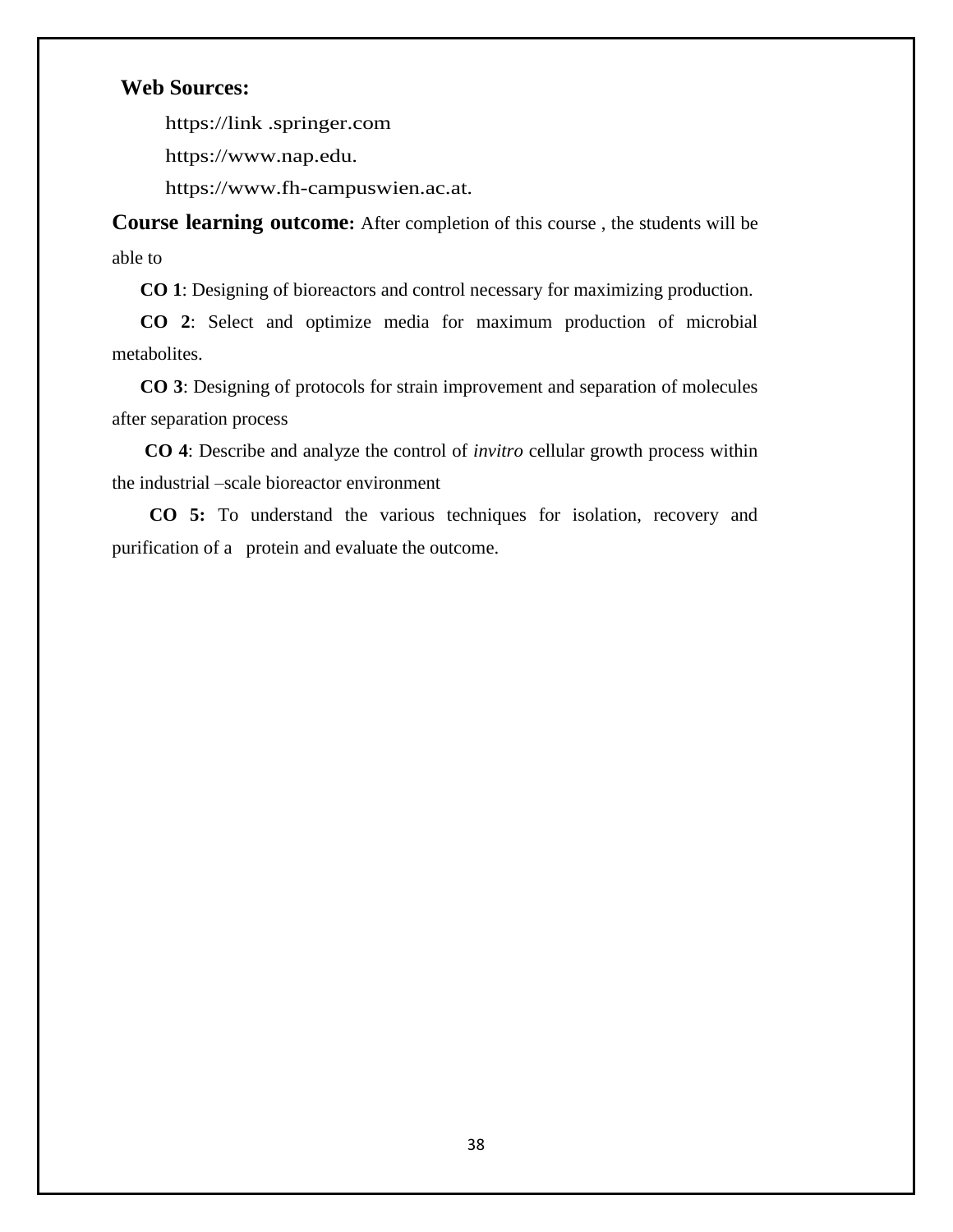**Web Sources:**

https://link .springer.com

https://www.nap.edu.

https://www.fh-campuswien.ac.at.

**Course learning outcome:** After completion of this course , the students will be able to

**CO 1**: Designing of bioreactors and control necessary for maximizing production.

**CO 2**: Select and optimize media for maximum production of microbial metabolites.

**CO 3**: Designing of protocols for strain improvement and separation of molecules after separation process

**CO 4**: Describe and analyze the control of *invitro* cellular growth process within the industrial –scale bioreactor environment

**CO 5:** To understand the various techniques for isolation, recovery and purification of a protein and evaluate the outcome.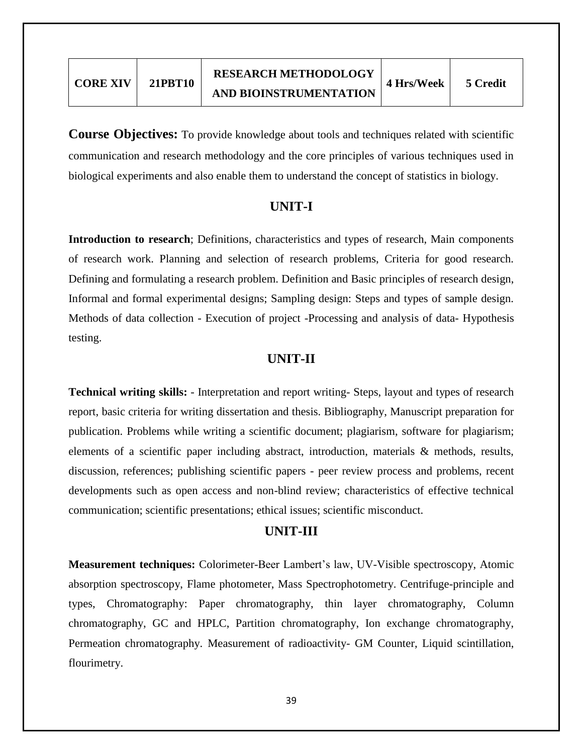| CORE XIV | 21PBT10 | RESEARCH METHODOLOGY AND BIOINSTRUMENTATION | 4 Hrs/Week | 5 Credit |
|---|---|---|---|---|

**Course Objectives:** To provide knowledge about tools and techniques related with scientific communication and research methodology and the core principles of various techniques used in biological experiments and also enable them to understand the concept of statistics in biology.

## UNIT-I

**Introduction to research**; Definitions, characteristics and types of research, Main components of research work. Planning and selection of research problems, Criteria for good research. Defining and formulating a research problem. Definition and Basic principles of research design, Informal and formal experimental designs; Sampling design: Steps and types of sample design. Methods of data collection - Execution of project -Processing and analysis of data- Hypothesis testing.

## UNIT-II

**Technical writing skills:** - Interpretation and report writing- Steps, layout and types of research report, basic criteria for writing dissertation and thesis. Bibliography, Manuscript preparation for publication. Problems while writing a scientific document; plagiarism, software for plagiarism; elements of a scientific paper including abstract, introduction, materials & methods, results, discussion, references; publishing scientific papers - peer review process and problems, recent developments such as open access and non-blind review; characteristics of effective technical communication; scientific presentations; ethical issues; scientific misconduct.

## UNIT-III

**Measurement techniques:** Colorimeter-Beer Lambert's law, UV-Visible spectroscopy, Atomic absorption spectroscopy, Flame photometer, Mass Spectrophotometry. Centrifuge-principle and types, Chromatography: Paper chromatography, thin layer chromatography, Column chromatography, GC and HPLC, Partition chromatography, Ion exchange chromatography, Permeation chromatography. Measurement of radioactivity- GM Counter, Liquid scintillation, flourimetry.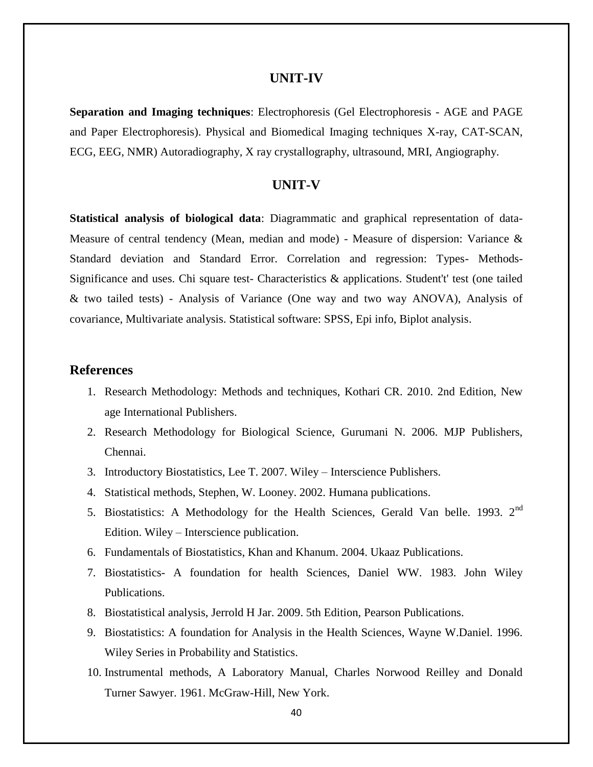## UNIT-IV

**Separation and Imaging techniques**: Electrophoresis (Gel Electrophoresis - AGE and PAGE and Paper Electrophoresis). Physical and Biomedical Imaging techniques X-ray, CAT-SCAN, ECG, EEG, NMR) Autoradiography, X ray crystallography, ultrasound, MRI, Angiography.

## UNIT-V

**Statistical analysis of biological data**: Diagrammatic and graphical representation of data-Measure of central tendency (Mean, median and mode) - Measure of dispersion: Variance & Standard deviation and Standard Error. Correlation and regression: Types- Methods-Significance and uses. Chi square test- Characteristics & applications. Student't' test (one tailed & two tailed tests) - Analysis of Variance (One way and two way ANOVA), Analysis of covariance, Multivariate analysis. Statistical software: SPSS, Epi info, Biplot analysis.

## References

1. Research Methodology: Methods and techniques, Kothari CR. 2010. 2nd Edition, New age International Publishers.
2. Research Methodology for Biological Science, Gurumani N. 2006. MJP Publishers, Chennai.
3. Introductory Biostatistics, Lee T. 2007. Wiley – Interscience Publishers.
4. Statistical methods, Stephen, W. Looney. 2002. Humana publications.
5. Biostatistics: A Methodology for the Health Sciences, Gerald Van belle. 1993. 2nd Edition. Wiley – Interscience publication.
6. Fundamentals of Biostatistics, Khan and Khanum. 2004. Ukaaz Publications.
7. Biostatistics- A foundation for health Sciences, Daniel WW. 1983. John Wiley Publications.
8. Biostatistical analysis, Jerrold H Jar. 2009. 5th Edition, Pearson Publications.
9. Biostatistics: A foundation for Analysis in the Health Sciences, Wayne W.Daniel. 1996. Wiley Series in Probability and Statistics.
10. Instrumental methods, A Laboratory Manual, Charles Norwood Reilley and Donald Turner Sawyer. 1961. McGraw-Hill, New York.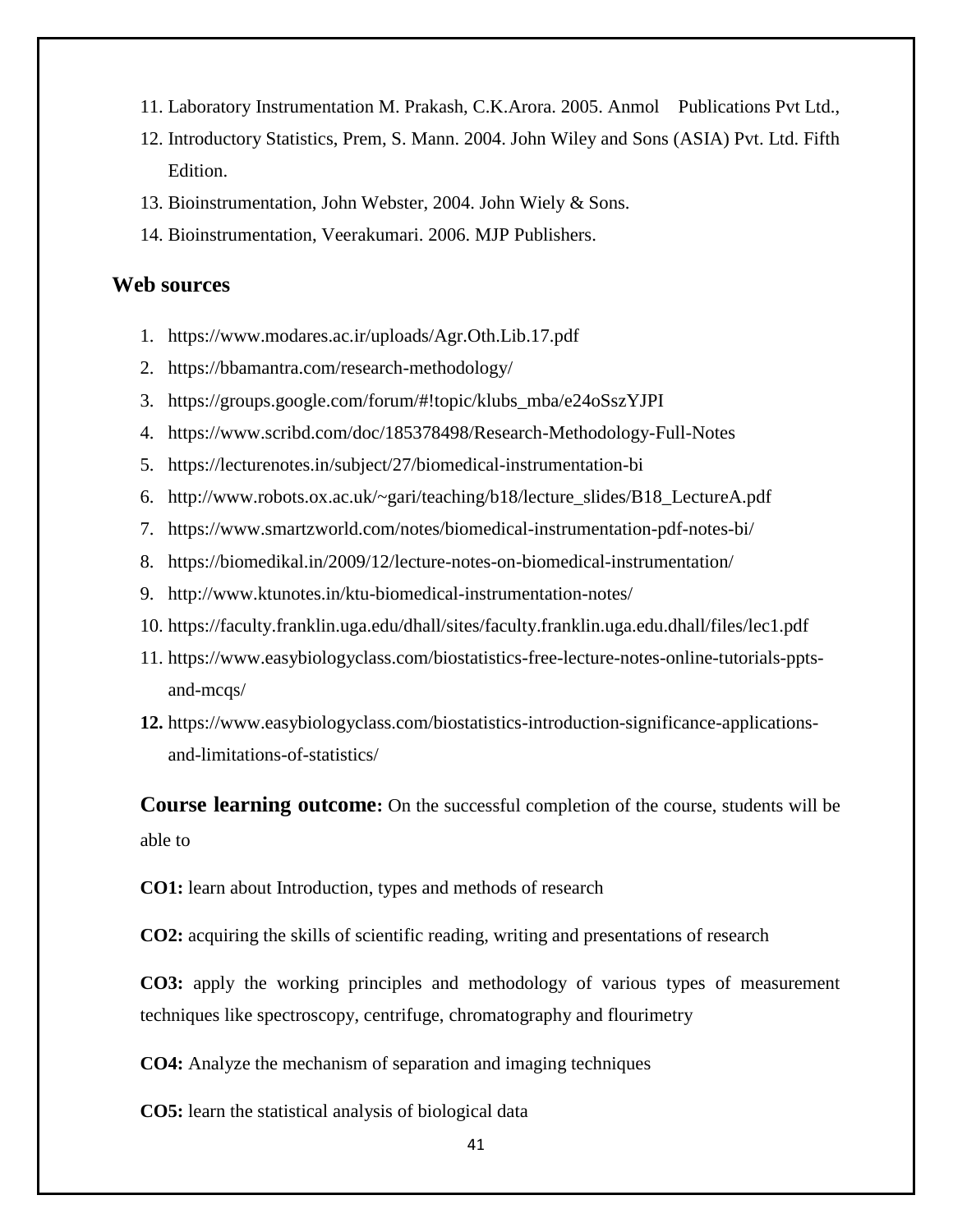11. Laboratory Instrumentation M. Prakash, C.K.Arora. 2005. Anmol Publications Pvt Ltd.,
12. Introductory Statistics, Prem, S. Mann. 2004. John Wiley and Sons (ASIA) Pvt. Ltd. Fifth Edition.
13. Bioinstrumentation, John Webster, 2004. John Wiely & Sons.
14. Bioinstrumentation, Veerakumari. 2006. MJP Publishers.

## Web sources

1. https://www.modares.ac.ir/uploads/Agr.Oth.Lib.17.pdf
2. https://bbamantra.com/research-methodology/
3. https://groups.google.com/forum/#!topic/klubs_mba/e24oSszYJPI
4. https://www.scribd.com/doc/185378498/Research-Methodology-Full-Notes
5. https://lecturenotes.in/subject/27/biomedical-instrumentation-bi
6. http://www.robots.ox.ac.uk/~gari/teaching/b18/lecture_slides/B18_LectureA.pdf
7. https://www.smartzworld.com/notes/biomedical-instrumentation-pdf-notes-bi/
8. https://biomedikal.in/2009/12/lecture-notes-on-biomedical-instrumentation/
9. http://www.ktunotes.in/ktu-biomedical-instrumentation-notes/
10. https://faculty.franklin.uga.edu/dhall/sites/faculty.franklin.uga.edu.dhall/files/lec1.pdf
11. https://www.easybiologyclass.com/biostatistics-free-lecture-notes-online-tutorials-ppts-and-mcqs/
12. https://www.easybiologyclass.com/biostatistics-introduction-significance-applications-and-limitations-of-statistics/

**Course learning outcome:** On the successful completion of the course, students will be able to

**CO1:** learn about Introduction, types and methods of research

**CO2:** acquiring the skills of scientific reading, writing and presentations of research

**CO3:** apply the working principles and methodology of various types of measurement techniques like spectroscopy, centrifuge, chromatography and flourimetry

**CO4:** Analyze the mechanism of separation and imaging techniques

**CO5:** learn the statistical analysis of biological data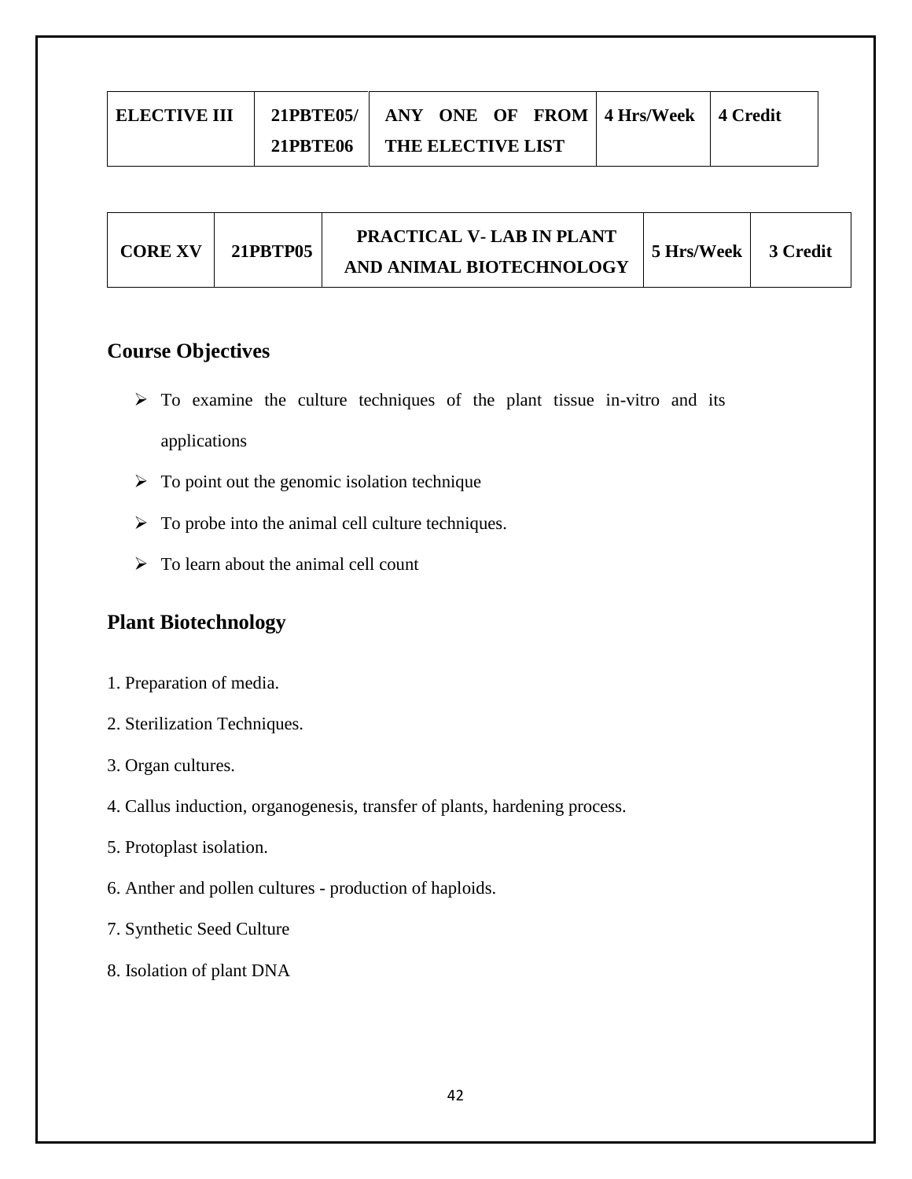| ELECTIVE III | 21PBTE05/ 21PBTE06 | ANY ONE OF FROM THE ELECTIVE LIST | 4 Hrs/Week | 4 Credit |
|---|---|---|---|---|

| CORE XV | 21PBTP05 | PRACTICAL V- LAB IN PLANT AND ANIMAL BIOTECHNOLOGY | 5 Hrs/Week | 3 Credit |
|---|---|---|---|---|

## Course Objectives

- To examine the culture techniques of the plant tissue in-vitro and its applications
- To point out the genomic isolation technique
- To probe into the animal cell culture techniques.
- To learn about the animal cell count

## Plant Biotechnology

1. Preparation of media.
2. Sterilization Techniques.
3. Organ cultures.
4. Callus induction, organogenesis, transfer of plants, hardening process.
5. Protoplast isolation.
6. Anther and pollen cultures - production of haploids.
7. Synthetic Seed Culture
8. Isolation of plant DNA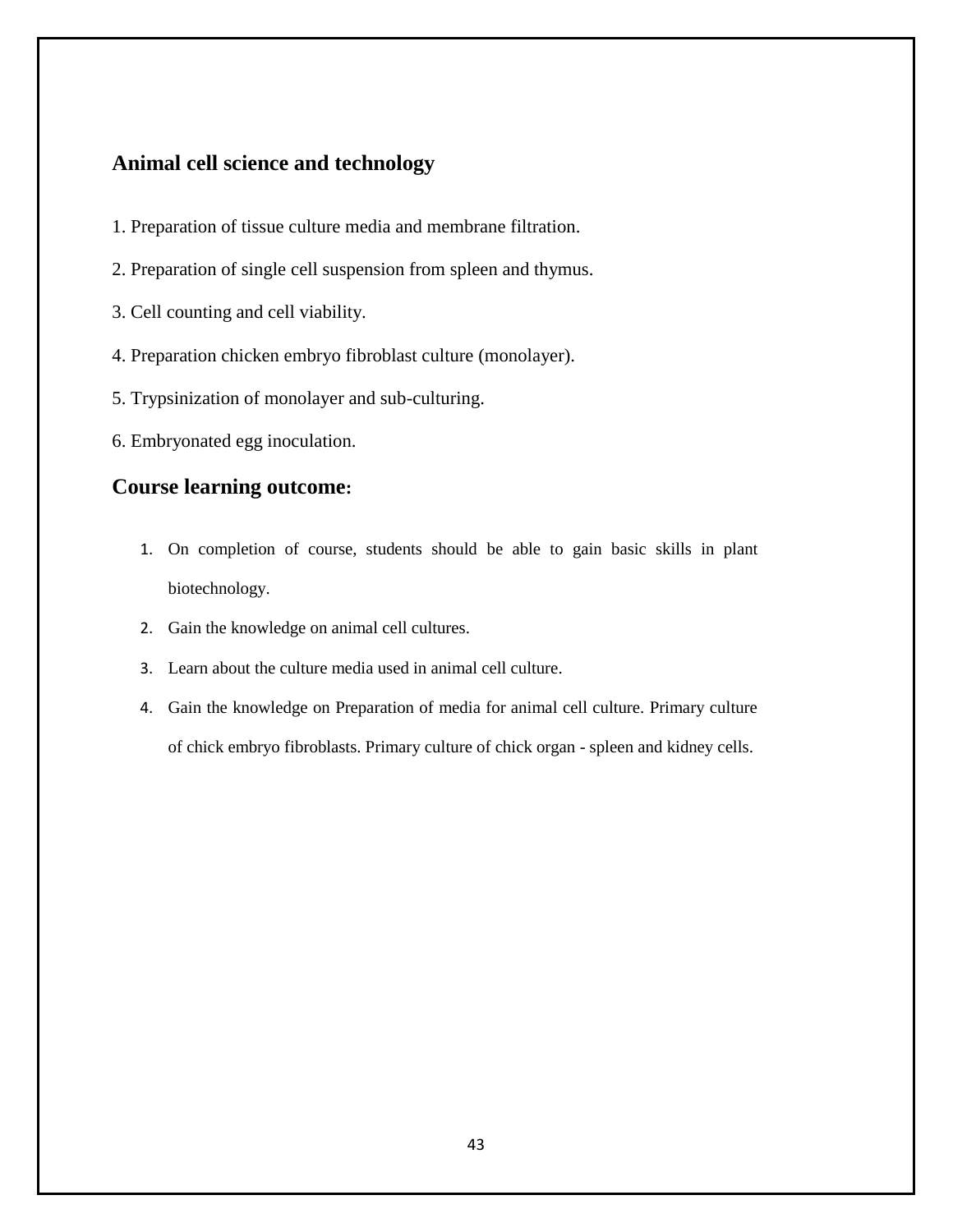## Animal cell science and technology

1. Preparation of tissue culture media and membrane filtration.
2. Preparation of single cell suspension from spleen and thymus.
3. Cell counting and cell viability.
4. Preparation chicken embryo fibroblast culture (monolayer).
5. Trypsinization of monolayer and sub-culturing.
6. Embryonated egg inoculation.

## Course learning outcome:

1. On completion of course, students should be able to gain basic skills in plant biotechnology.
2. Gain the knowledge on animal cell cultures.
3. Learn about the culture media used in animal cell culture.
4. Gain the knowledge on Preparation of media for animal cell culture. Primary culture of chick embryo fibroblasts. Primary culture of chick organ - spleen and kidney cells.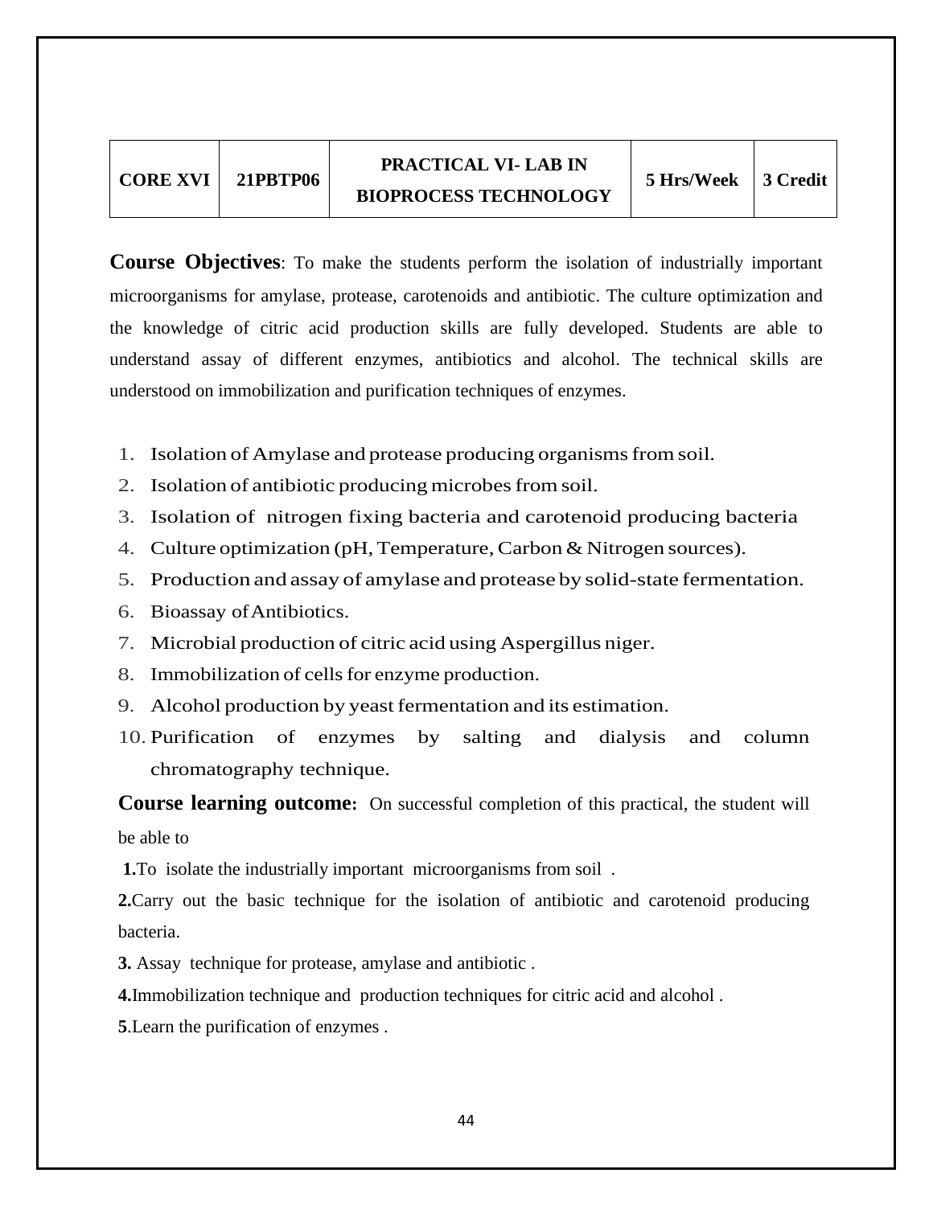| CORE XVI | 21PBTP06 | PRACTICAL VI- LAB IN BIOPROCESS TECHNOLOGY | 5 Hrs/Week | 3 Credit |
|---|---|---|---|---|

**Course Objectives**: To make the students perform the isolation of industrially important microorganisms for amylase, protease, carotenoids and antibiotic. The culture optimization and the knowledge of citric acid production skills are fully developed. Students are able to understand assay of different enzymes, antibiotics and alcohol. The technical skills are understood on immobilization and purification techniques of enzymes.

1. Isolation of Amylase and protease producing organisms from soil.
2. Isolation of antibiotic producing microbes from soil.
3. Isolation of nitrogen fixing bacteria and carotenoid producing bacteria
4. Culture optimization (pH, Temperature, Carbon & Nitrogen sources).
5. Production and assay of amylase and protease by solid-state fermentation.
6. Bioassay of Antibiotics.
7. Microbial production of citric acid using Aspergillus niger.
8. Immobilization of cells for enzyme production.
9. Alcohol production by yeast fermentation and its estimation.
10. Purification of enzymes by salting and dialysis and column chromatography technique.

**Course learning outcome:** On successful completion of this practical, the student will be able to

**1.**To isolate the industrially important microorganisms from soil .

**2.**Carry out the basic technique for the isolation of antibiotic and carotenoid producing bacteria.

**3.** Assay technique for protease, amylase and antibiotic .

**4.**Immobilization technique and production techniques for citric acid and alcohol .

**5**.Learn the purification of enzymes .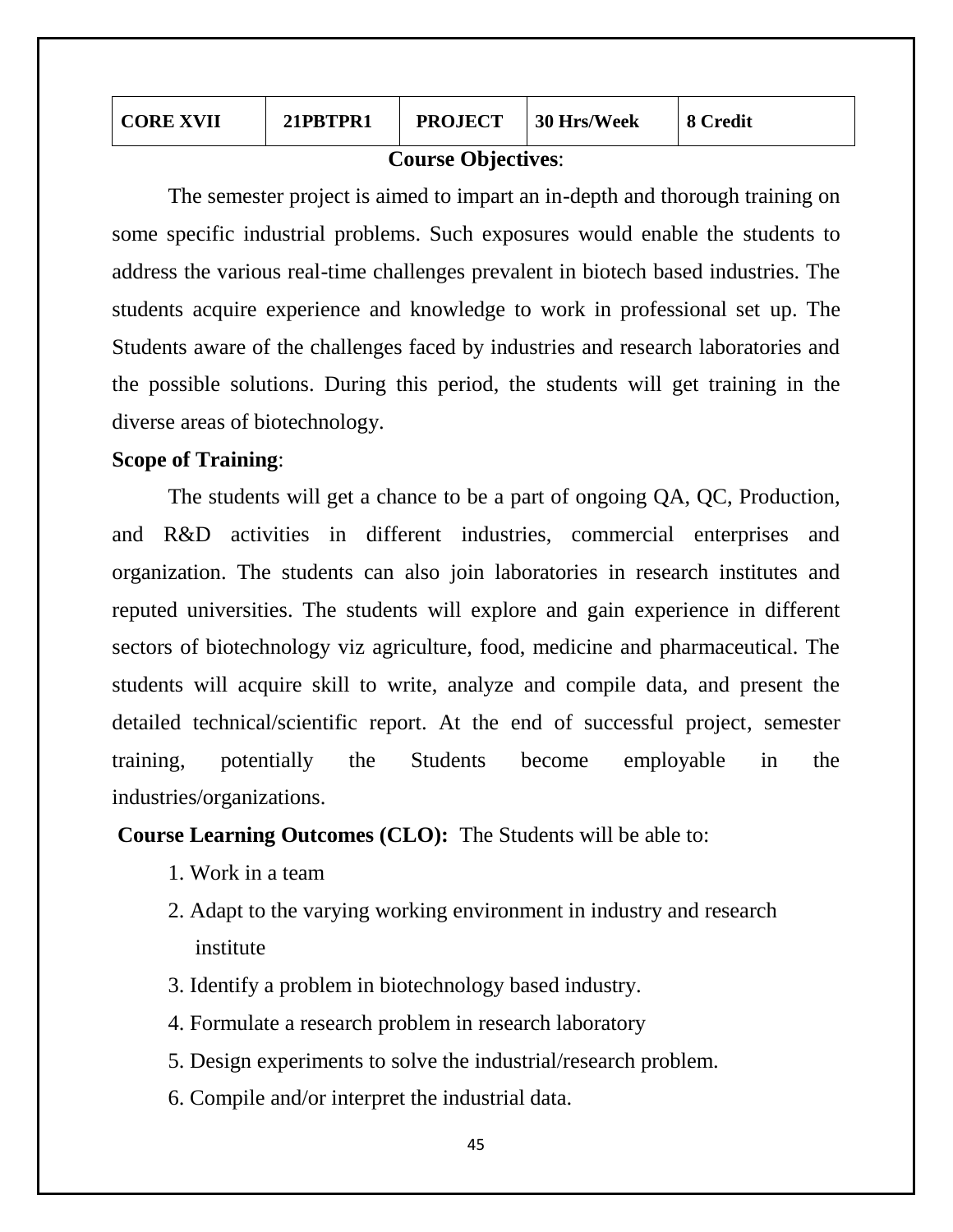| CORE XVII | 21PBTPR1 | PROJECT | 30 Hrs/Week | 8 Credit |
|---|---|---|---|---|

**Course Objectives**:

The semester project is aimed to impart an in-depth and thorough training on some specific industrial problems. Such exposures would enable the students to address the various real-time challenges prevalent in biotech based industries. The students acquire experience and knowledge to work in professional set up. The Students aware of the challenges faced by industries and research laboratories and the possible solutions. During this period, the students will get training in the diverse areas of biotechnology.

**Scope of Training**:

The students will get a chance to be a part of ongoing QA, QC, Production, and R&D activities in different industries, commercial enterprises and organization. The students can also join laboratories in research institutes and reputed universities. The students will explore and gain experience in different sectors of biotechnology viz agriculture, food, medicine and pharmaceutical. The students will acquire skill to write, analyze and compile data, and present the detailed technical/scientific report. At the end of successful project, semester training, potentially the Students become employable in the industries/organizations.

**Course Learning Outcomes (CLO):** The Students will be able to:

1. Work in a team
2. Adapt to the varying working environment in industry and research institute
3. Identify a problem in biotechnology based industry.
4. Formulate a research problem in research laboratory
5. Design experiments to solve the industrial/research problem.
6. Compile and/or interpret the industrial data.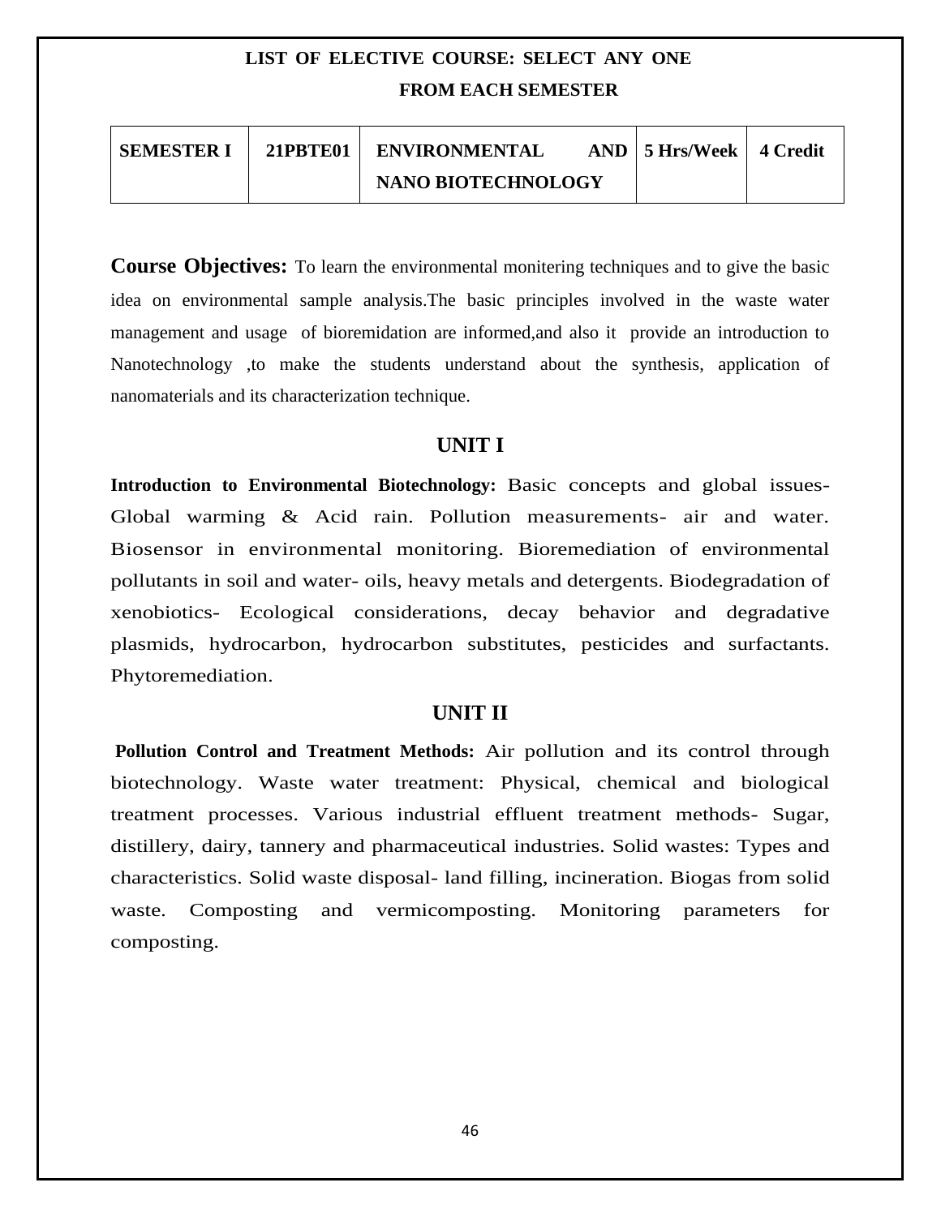## LIST OF ELECTIVE COURSE: SELECT ANY ONE FROM EACH SEMESTER

| SEMESTER I | 21PBTE01 | ENVIRONMENTAL AND NANO BIOTECHNOLOGY | 5 Hrs/Week | 4 Credit |
|---|---|---|---|---|

**Course Objectives:** To learn the environmental monitering techniques and to give the basic idea on environmental sample analysis.The basic principles involved in the waste water management and usage of bioremidation are informed,and also it provide an introduction to Nanotechnology ,to make the students understand about the synthesis, application of nanomaterials and its characterization technique.

### UNIT I

**Introduction to Environmental Biotechnology:** Basic concepts and global issues- Global warming & Acid rain. Pollution measurements- air and water. Biosensor in environmental monitoring. Bioremediation of environmental pollutants in soil and water- oils, heavy metals and detergents. Biodegradation of xenobiotics- Ecological considerations, decay behavior and degradative plasmids, hydrocarbon, hydrocarbon substitutes, pesticides and surfactants. Phytoremediation.

### UNIT II

**Pollution Control and Treatment Methods:** Air pollution and its control through biotechnology. Waste water treatment: Physical, chemical and biological treatment processes. Various industrial effluent treatment methods- Sugar, distillery, dairy, tannery and pharmaceutical industries. Solid wastes: Types and characteristics. Solid waste disposal- land filling, incineration. Biogas from solid waste. Composting and vermicomposting. Monitoring parameters for composting.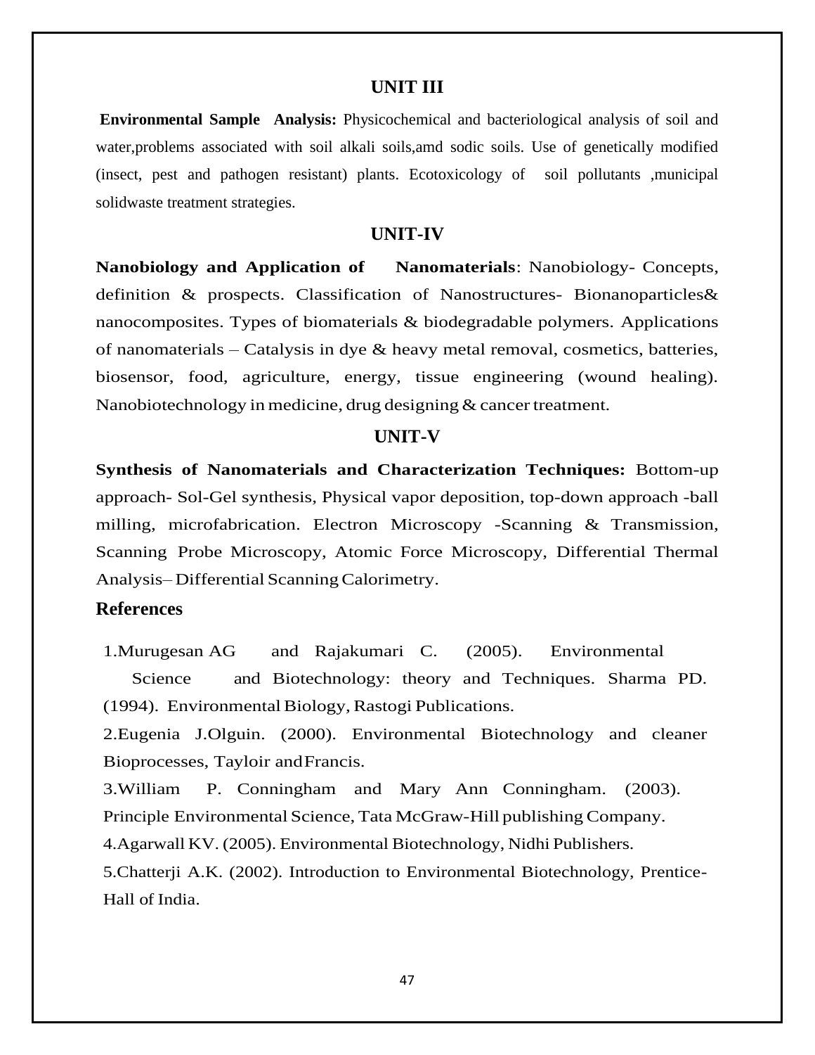## UNIT III

**Environmental Sample Analysis:** Physicochemical and bacteriological analysis of soil and water,problems associated with soil alkali soils,amd sodic soils. Use of genetically modified (insect, pest and pathogen resistant) plants. Ecotoxicology of soil pollutants ,municipal solidwaste treatment strategies.

## UNIT-IV

**Nanobiology and Application of Nanomaterials**: Nanobiology- Concepts, definition & prospects. Classification of Nanostructures- Bionanoparticles& nanocomposites. Types of biomaterials & biodegradable polymers. Applications of nanomaterials – Catalysis in dye & heavy metal removal, cosmetics, batteries, biosensor, food, agriculture, energy, tissue engineering (wound healing). Nanobiotechnology in medicine, drug designing & cancer treatment.

## UNIT-V

**Synthesis of Nanomaterials and Characterization Techniques:** Bottom-up approach- Sol-Gel synthesis, Physical vapor deposition, top-down approach -ball milling, microfabrication. Electron Microscopy -Scanning & Transmission, Scanning Probe Microscopy, Atomic Force Microscopy, Differential Thermal Analysis– Differential Scanning Calorimetry.

## References

1.Murugesan AG and Rajakumari C. (2005). Environmental Science and Biotechnology: theory and Techniques. Sharma PD. (1994). Environmental Biology, Rastogi Publications.

2.Eugenia J.Olguin. (2000). Environmental Biotechnology and cleaner Bioprocesses, Tayloir andFrancis.

3.William P. Conningham and Mary Ann Conningham. (2003). Principle Environmental Science, Tata McGraw-Hill publishing Company.

4.Agarwall KV. (2005). Environmental Biotechnology, Nidhi Publishers.

5.Chatterji A.K. (2002). Introduction to Environmental Biotechnology, Prentice-Hall of India.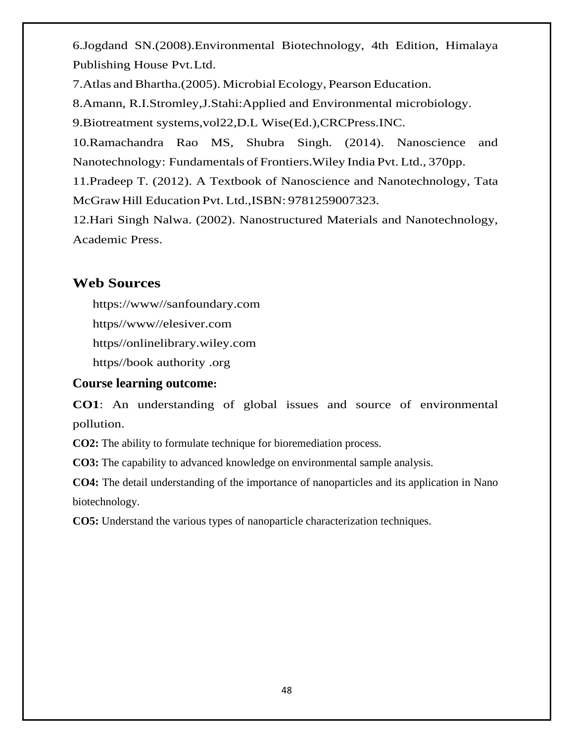6.Jogdand SN.(2008).Environmental Biotechnology, 4th Edition, Himalaya Publishing House Pvt.Ltd.

7.Atlas and Bhartha.(2005). Microbial Ecology, Pearson Education.

8.Amann, R.I.Stromley,J.Stahi:Applied and Environmental microbiology.

9.Biotreatment systems,vol22,D.L Wise(Ed.),CRCPress.INC.

10.Ramachandra Rao MS, Shubra Singh. (2014). Nanoscience and Nanotechnology: Fundamentals of Frontiers.Wiley India Pvt. Ltd., 370pp.

11.Pradeep T. (2012). A Textbook of Nanoscience and Nanotechnology, Tata McGraw Hill Education Pvt. Ltd.,ISBN: 9781259007323.

12.Hari Singh Nalwa. (2002). Nanostructured Materials and Nanotechnology, Academic Press.

## Web Sources

https://www//sanfoundary.com

https//www//elesiver.com

https//onlinelibrary.wiley.com

https//book authority .org

### Course learning outcome:

**CO1**: An understanding of global issues and source of environmental pollution.

**CO2:** The ability to formulate technique for bioremediation process.

**CO3:** The capability to advanced knowledge on environmental sample analysis.

**CO4:** The detail understanding of the importance of nanoparticles and its application in Nano biotechnology.

**CO5:** Understand the various types of nanoparticle characterization techniques.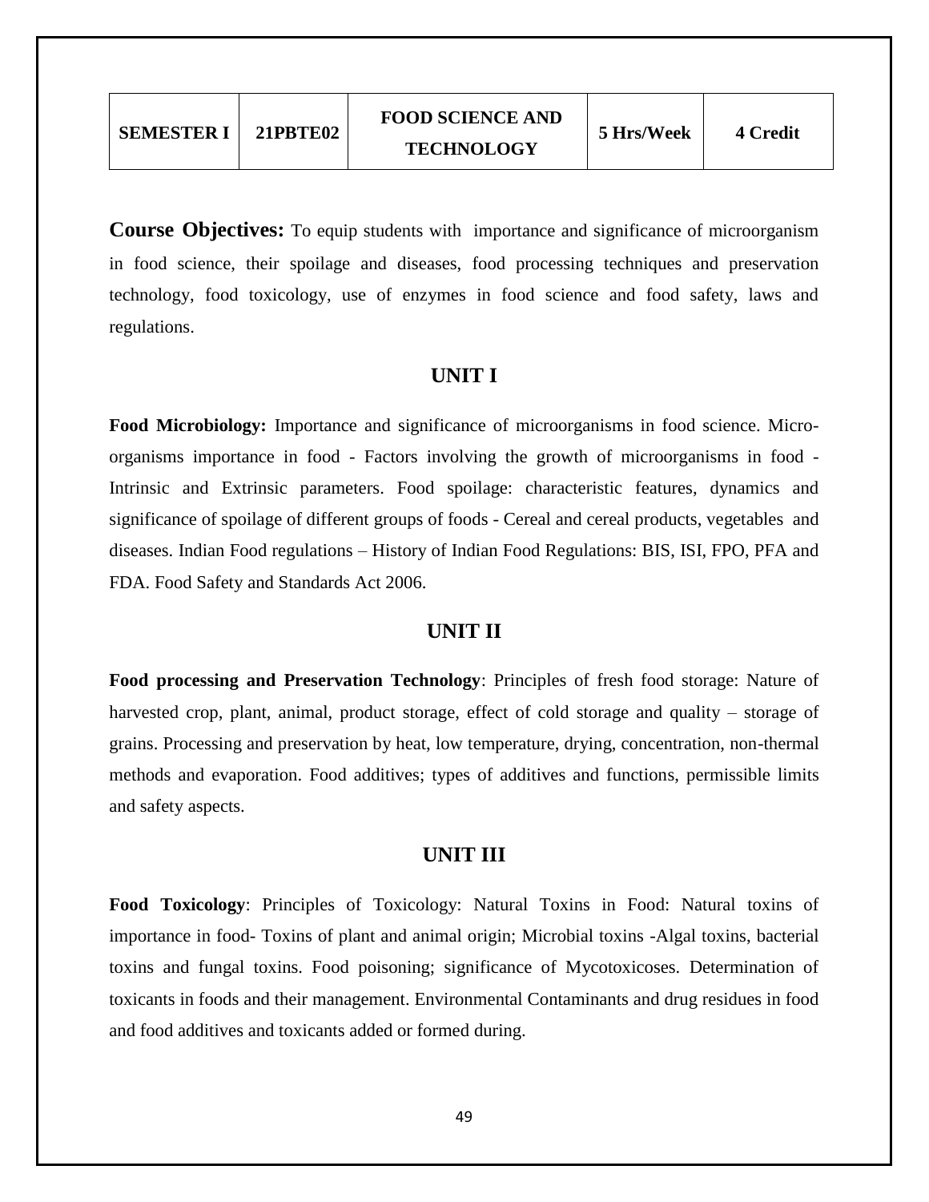| SEMESTER I | 21PBTE02 | FOOD SCIENCE AND TECHNOLOGY | 5 Hrs/Week | 4 Credit |
|---|---|---|---|---|

**Course Objectives:** To equip students with importance and significance of microorganism in food science, their spoilage and diseases, food processing techniques and preservation technology, food toxicology, use of enzymes in food science and food safety, laws and regulations.

## UNIT I

**Food Microbiology:** Importance and significance of microorganisms in food science. Micro-organisms importance in food - Factors involving the growth of microorganisms in food - Intrinsic and Extrinsic parameters. Food spoilage: characteristic features, dynamics and significance of spoilage of different groups of foods - Cereal and cereal products, vegetables and diseases. Indian Food regulations – History of Indian Food Regulations: BIS, ISI, FPO, PFA and FDA. Food Safety and Standards Act 2006.

## UNIT II

**Food processing and Preservation Technology**: Principles of fresh food storage: Nature of harvested crop, plant, animal, product storage, effect of cold storage and quality – storage of grains. Processing and preservation by heat, low temperature, drying, concentration, non-thermal methods and evaporation. Food additives; types of additives and functions, permissible limits and safety aspects.

## UNIT III

**Food Toxicology**: Principles of Toxicology: Natural Toxins in Food: Natural toxins of importance in food- Toxins of plant and animal origin; Microbial toxins -Algal toxins, bacterial toxins and fungal toxins. Food poisoning; significance of Mycotoxicoses. Determination of toxicants in foods and their management. Environmental Contaminants and drug residues in food and food additives and toxicants added or formed during.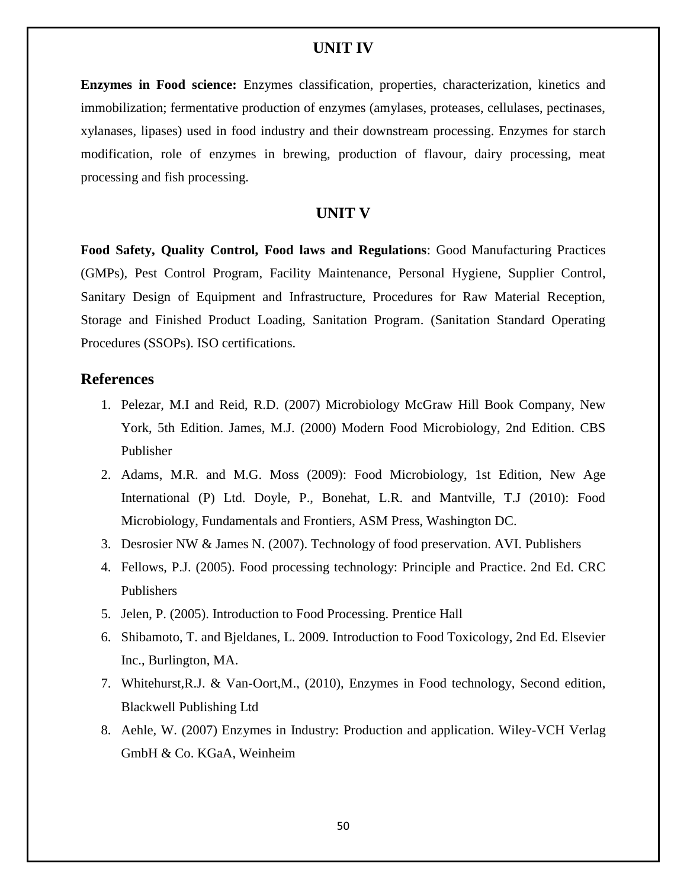## UNIT IV

**Enzymes in Food science:** Enzymes classification, properties, characterization, kinetics and immobilization; fermentative production of enzymes (amylases, proteases, cellulases, pectinases, xylanases, lipases) used in food industry and their downstream processing. Enzymes for starch modification, role of enzymes in brewing, production of flavour, dairy processing, meat processing and fish processing.

## UNIT V

**Food Safety, Quality Control, Food laws and Regulations**: Good Manufacturing Practices (GMPs), Pest Control Program, Facility Maintenance, Personal Hygiene, Supplier Control, Sanitary Design of Equipment and Infrastructure, Procedures for Raw Material Reception, Storage and Finished Product Loading, Sanitation Program. (Sanitation Standard Operating Procedures (SSOPs). ISO certifications.

## References

1. Pelezar, M.I and Reid, R.D. (2007) Microbiology McGraw Hill Book Company, New York, 5th Edition. James, M.J. (2000) Modern Food Microbiology, 2nd Edition. CBS Publisher
2. Adams, M.R. and M.G. Moss (2009): Food Microbiology, 1st Edition, New Age International (P) Ltd. Doyle, P., Bonehat, L.R. and Mantville, T.J (2010): Food Microbiology, Fundamentals and Frontiers, ASM Press, Washington DC.
3. Desrosier NW & James N. (2007). Technology of food preservation. AVI. Publishers
4. Fellows, P.J. (2005). Food processing technology: Principle and Practice. 2nd Ed. CRC Publishers
5. Jelen, P. (2005). Introduction to Food Processing. Prentice Hall
6. Shibamoto, T. and Bjeldanes, L. 2009. Introduction to Food Toxicology, 2nd Ed. Elsevier Inc., Burlington, MA.
7. Whitehurst,R.J. & Van-Oort,M., (2010), Enzymes in Food technology, Second edition, Blackwell Publishing Ltd
8. Aehle, W. (2007) Enzymes in Industry: Production and application. Wiley-VCH Verlag GmbH & Co. KGaA, Weinheim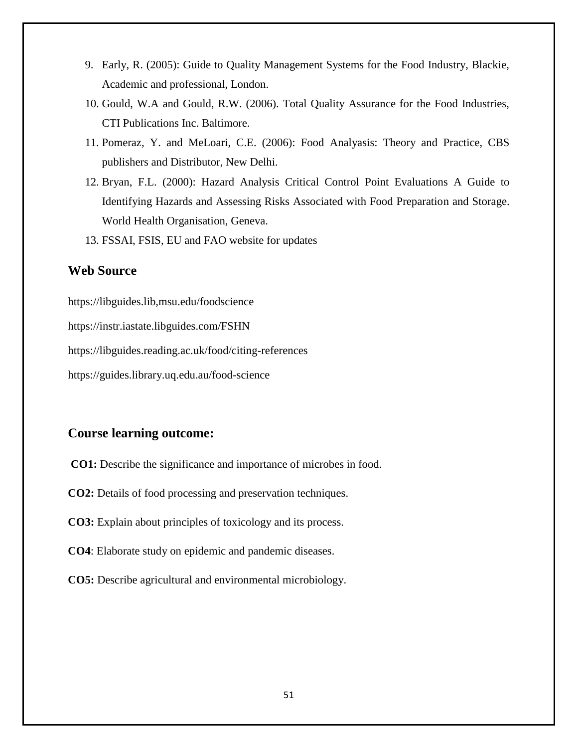9. Early, R. (2005): Guide to Quality Management Systems for the Food Industry, Blackie, Academic and professional, London.
10. Gould, W.A and Gould, R.W. (2006). Total Quality Assurance for the Food Industries, CTI Publications Inc. Baltimore.
11. Pomeraz, Y. and MeLoari, C.E. (2006): Food Analyasis: Theory and Practice, CBS publishers and Distributor, New Delhi.
12. Bryan, F.L. (2000): Hazard Analysis Critical Control Point Evaluations A Guide to Identifying Hazards and Assessing Risks Associated with Food Preparation and Storage. World Health Organisation, Geneva.
13. FSSAI, FSIS, EU and FAO website for updates

## Web Source

https://libguides.lib,msu.edu/foodscience

https://instr.iastate.libguides.com/FSHN

https://libguides.reading.ac.uk/food/citing-references

https://guides.library.uq.edu.au/food-science

## Course learning outcome:

**CO1:** Describe the significance and importance of microbes in food.

**CO2:** Details of food processing and preservation techniques.

**CO3:** Explain about principles of toxicology and its process.

**CO4**: Elaborate study on epidemic and pandemic diseases.

**CO5:** Describe agricultural and environmental microbiology.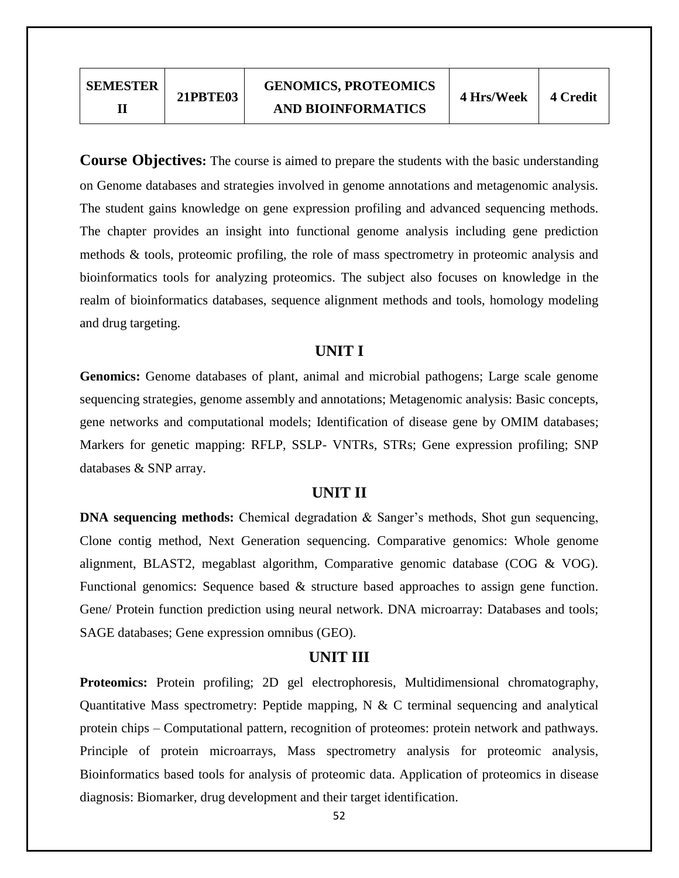| SEMESTER II | 21PBTE03 | GENOMICS, PROTEOMICS AND BIOINFORMATICS | 4 Hrs/Week | 4 Credit |
|---|---|---|---|---|

**Course Objectives:** The course is aimed to prepare the students with the basic understanding on Genome databases and strategies involved in genome annotations and metagenomic analysis. The student gains knowledge on gene expression profiling and advanced sequencing methods. The chapter provides an insight into functional genome analysis including gene prediction methods & tools, proteomic profiling, the role of mass spectrometry in proteomic analysis and bioinformatics tools for analyzing proteomics. The subject also focuses on knowledge in the realm of bioinformatics databases, sequence alignment methods and tools, homology modeling and drug targeting.

## UNIT I

**Genomics:** Genome databases of plant, animal and microbial pathogens; Large scale genome sequencing strategies, genome assembly and annotations; Metagenomic analysis: Basic concepts, gene networks and computational models; Identification of disease gene by OMIM databases; Markers for genetic mapping: RFLP, SSLP- VNTRs, STRs; Gene expression profiling; SNP databases & SNP array.

## UNIT II

**DNA sequencing methods:** Chemical degradation & Sanger's methods, Shot gun sequencing, Clone contig method, Next Generation sequencing. Comparative genomics: Whole genome alignment, BLAST2, megablast algorithm, Comparative genomic database (COG & VOG). Functional genomics: Sequence based & structure based approaches to assign gene function. Gene/ Protein function prediction using neural network. DNA microarray: Databases and tools; SAGE databases; Gene expression omnibus (GEO).

## UNIT III

**Proteomics:** Protein profiling; 2D gel electrophoresis, Multidimensional chromatography, Quantitative Mass spectrometry: Peptide mapping, N & C terminal sequencing and analytical protein chips – Computational pattern, recognition of proteomes: protein network and pathways. Principle of protein microarrays, Mass spectrometry analysis for proteomic analysis, Bioinformatics based tools for analysis of proteomic data. Application of proteomics in disease diagnosis: Biomarker, drug development and their target identification.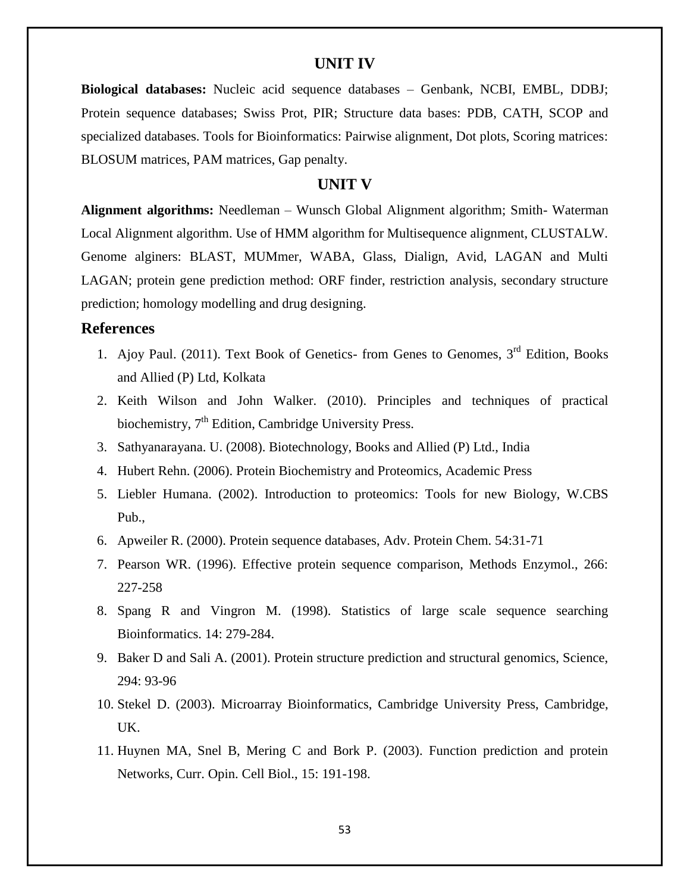## UNIT IV

**Biological databases:** Nucleic acid sequence databases – Genbank, NCBI, EMBL, DDBJ; Protein sequence databases; Swiss Prot, PIR; Structure data bases: PDB, CATH, SCOP and specialized databases. Tools for Bioinformatics: Pairwise alignment, Dot plots, Scoring matrices: BLOSUM matrices, PAM matrices, Gap penalty.

## UNIT V

**Alignment algorithms:** Needleman – Wunsch Global Alignment algorithm; Smith- Waterman Local Alignment algorithm. Use of HMM algorithm for Multisequence alignment, CLUSTALW. Genome alginers: BLAST, MUMmer, WABA, Glass, Dialign, Avid, LAGAN and Multi LAGAN; protein gene prediction method: ORF finder, restriction analysis, secondary structure prediction; homology modelling and drug designing.

## References

1. Ajoy Paul. (2011). Text Book of Genetics- from Genes to Genomes, 3rd Edition, Books and Allied (P) Ltd, Kolkata
2. Keith Wilson and John Walker. (2010). Principles and techniques of practical biochemistry, 7th Edition, Cambridge University Press.
3. Sathyanarayana. U. (2008). Biotechnology, Books and Allied (P) Ltd., India
4. Hubert Rehn. (2006). Protein Biochemistry and Proteomics, Academic Press
5. Liebler Humana. (2002). Introduction to proteomics: Tools for new Biology, W.CBS Pub.,
6. Apweiler R. (2000). Protein sequence databases, Adv. Protein Chem. 54:31-71
7. Pearson WR. (1996). Effective protein sequence comparison, Methods Enzymol., 266: 227-258
8. Spang R and Vingron M. (1998). Statistics of large scale sequence searching Bioinformatics. 14: 279-284.
9. Baker D and Sali A. (2001). Protein structure prediction and structural genomics, Science, 294: 93-96
10. Stekel D. (2003). Microarray Bioinformatics, Cambridge University Press, Cambridge, UK.
11. Huynen MA, Snel B, Mering C and Bork P. (2003). Function prediction and protein Networks, Curr. Opin. Cell Biol., 15: 191-198.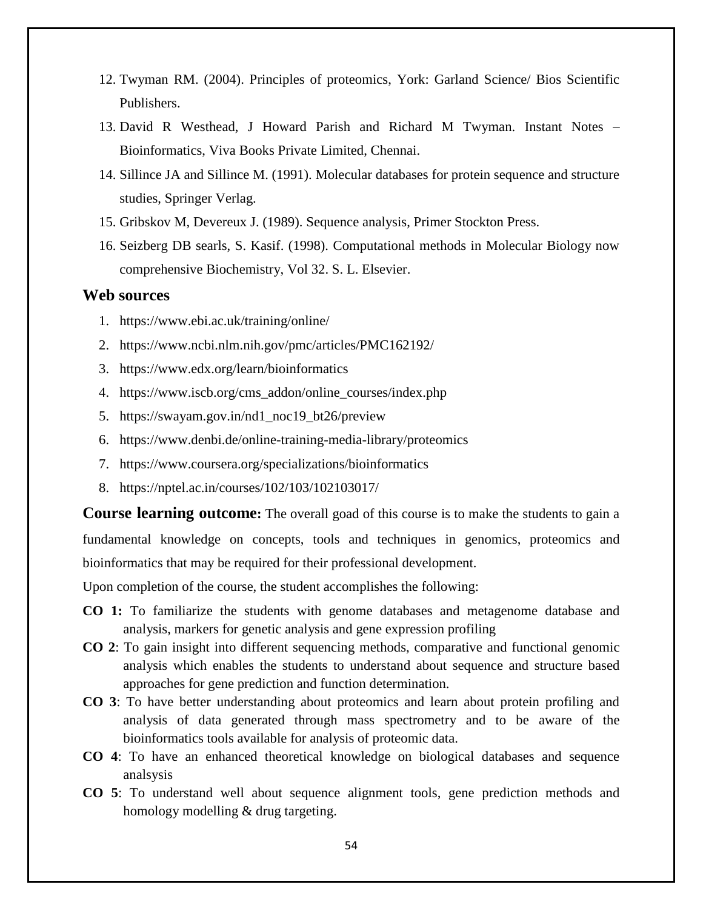12. Twyman RM. (2004). Principles of proteomics, York: Garland Science/ Bios Scientific Publishers.
13. David R Westhead, J Howard Parish and Richard M Twyman. Instant Notes – Bioinformatics, Viva Books Private Limited, Chennai.
14. Sillince JA and Sillince M. (1991). Molecular databases for protein sequence and structure studies, Springer Verlag.
15. Gribskov M, Devereux J. (1989). Sequence analysis, Primer Stockton Press.
16. Seizberg DB searls, S. Kasif. (1998). Computational methods in Molecular Biology now comprehensive Biochemistry, Vol 32. S. L. Elsevier.

## Web sources

1. https://www.ebi.ac.uk/training/online/
2. https://www.ncbi.nlm.nih.gov/pmc/articles/PMC162192/
3. https://www.edx.org/learn/bioinformatics
4. https://www.iscb.org/cms_addon/online_courses/index.php
5. https://swayam.gov.in/nd1_noc19_bt26/preview
6. https://www.denbi.de/online-training-media-library/proteomics
7. https://www.coursera.org/specializations/bioinformatics
8. https://nptel.ac.in/courses/102/103/102103017/

**Course learning outcome:** The overall goad of this course is to make the students to gain a fundamental knowledge on concepts, tools and techniques in genomics, proteomics and bioinformatics that may be required for their professional development.

Upon completion of the course, the student accomplishes the following:

**CO 1:** To familiarize the students with genome databases and metagenome database and analysis, markers for genetic analysis and gene expression profiling

**CO 2**: To gain insight into different sequencing methods, comparative and functional genomic analysis which enables the students to understand about sequence and structure based approaches for gene prediction and function determination.

**CO 3**: To have better understanding about proteomics and learn about protein profiling and analysis of data generated through mass spectrometry and to be aware of the bioinformatics tools available for analysis of proteomic data.

**CO 4**: To have an enhanced theoretical knowledge on biological databases and sequence analsysis

**CO 5**: To understand well about sequence alignment tools, gene prediction methods and homology modelling & drug targeting.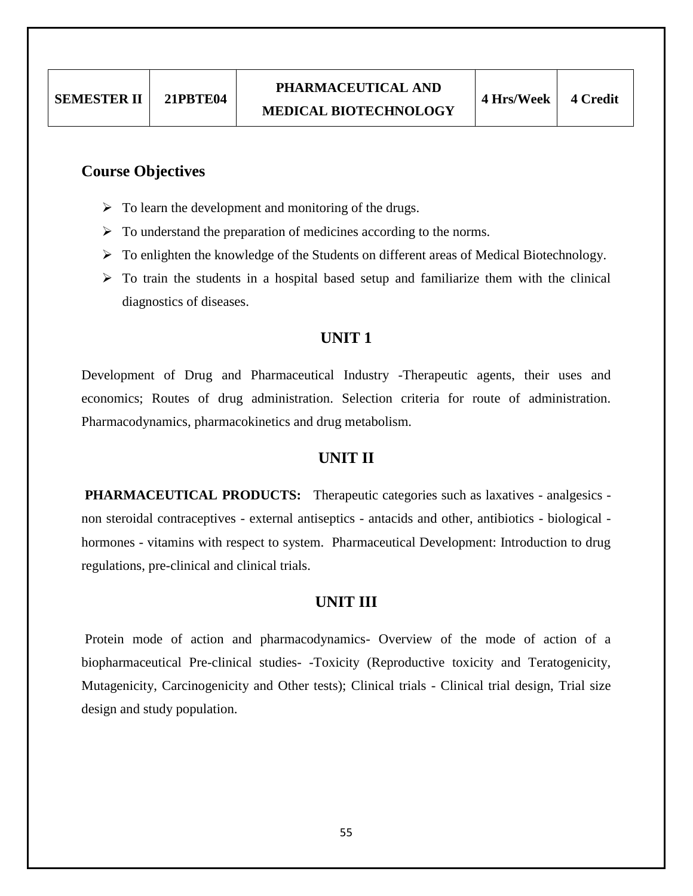| SEMESTER II | 21PBTE04 | PHARMACEUTICAL AND MEDICAL BIOTECHNOLOGY | 4 Hrs/Week | 4 Credit |
|---|---|---|---|---|

## Course Objectives

- To learn the development and monitoring of the drugs.
- To understand the preparation of medicines according to the norms.
- To enlighten the knowledge of the Students on different areas of Medical Biotechnology.
- To train the students in a hospital based setup and familiarize them with the clinical diagnostics of diseases.

## UNIT 1

Development of Drug and Pharmaceutical Industry -Therapeutic agents, their uses and economics; Routes of drug administration. Selection criteria for route of administration. Pharmacodynamics, pharmacokinetics and drug metabolism.

## UNIT II

**PHARMACEUTICAL PRODUCTS:** Therapeutic categories such as laxatives - analgesics - non steroidal contraceptives - external antiseptics - antacids and other, antibiotics - biological - hormones - vitamins with respect to system. Pharmaceutical Development: Introduction to drug regulations, pre-clinical and clinical trials.

## UNIT III

Protein mode of action and pharmacodynamics- Overview of the mode of action of a biopharmaceutical Pre-clinical studies- -Toxicity (Reproductive toxicity and Teratogenicity, Mutagenicity, Carcinogenicity and Other tests); Clinical trials - Clinical trial design, Trial size design and study population.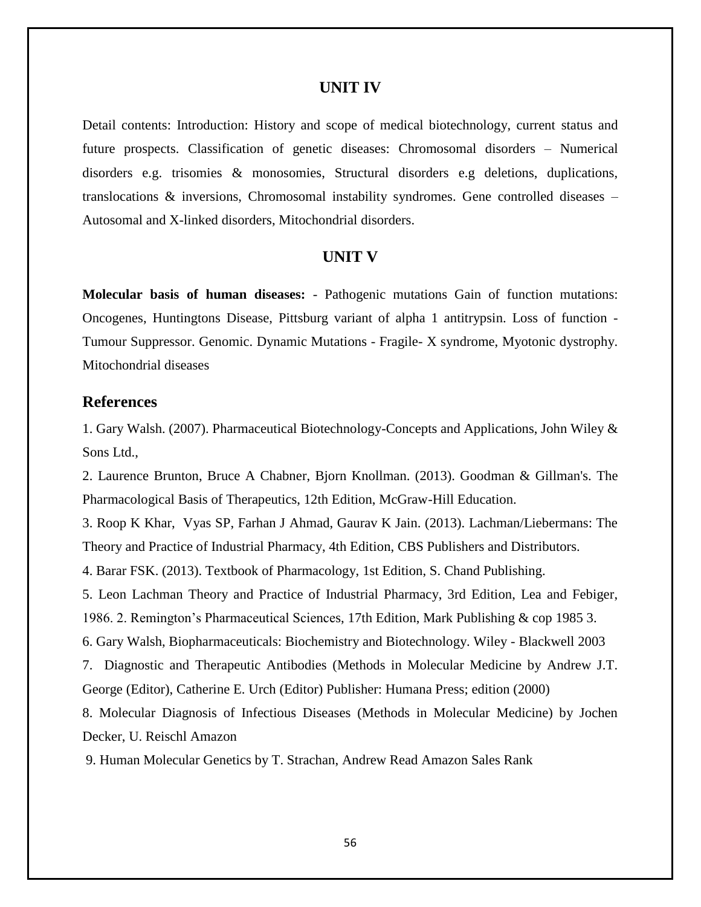## UNIT IV

Detail contents: Introduction: History and scope of medical biotechnology, current status and future prospects. Classification of genetic diseases: Chromosomal disorders – Numerical disorders e.g. trisomies & monosomies, Structural disorders e.g deletions, duplications, translocations & inversions, Chromosomal instability syndromes. Gene controlled diseases – Autosomal and X-linked disorders, Mitochondrial disorders.

## UNIT V

**Molecular basis of human diseases:** - Pathogenic mutations Gain of function mutations: Oncogenes, Huntingtons Disease, Pittsburg variant of alpha 1 antitrypsin. Loss of function - Tumour Suppressor. Genomic. Dynamic Mutations - Fragile- X syndrome, Myotonic dystrophy. Mitochondrial diseases

## References

1. Gary Walsh. (2007). Pharmaceutical Biotechnology-Concepts and Applications, John Wiley & Sons Ltd.,
2. Laurence Brunton, Bruce A Chabner, Bjorn Knollman. (2013). Goodman & Gillman's. The Pharmacological Basis of Therapeutics, 12th Edition, McGraw-Hill Education.
3. Roop K Khar, Vyas SP, Farhan J Ahmad, Gaurav K Jain. (2013). Lachman/Liebermans: The Theory and Practice of Industrial Pharmacy, 4th Edition, CBS Publishers and Distributors.
4. Barar FSK. (2013). Textbook of Pharmacology, 1st Edition, S. Chand Publishing.
5. Leon Lachman Theory and Practice of Industrial Pharmacy, 3rd Edition, Lea and Febiger, 1986. 2. Remington's Pharmaceutical Sciences, 17th Edition, Mark Publishing & cop 1985 3.
6. Gary Walsh, Biopharmaceuticals: Biochemistry and Biotechnology. Wiley - Blackwell 2003
7. Diagnostic and Therapeutic Antibodies (Methods in Molecular Medicine by Andrew J.T. George (Editor), Catherine E. Urch (Editor) Publisher: Humana Press; edition (2000)
8. Molecular Diagnosis of Infectious Diseases (Methods in Molecular Medicine) by Jochen Decker, U. Reischl Amazon
9. Human Molecular Genetics by T. Strachan, Andrew Read Amazon Sales Rank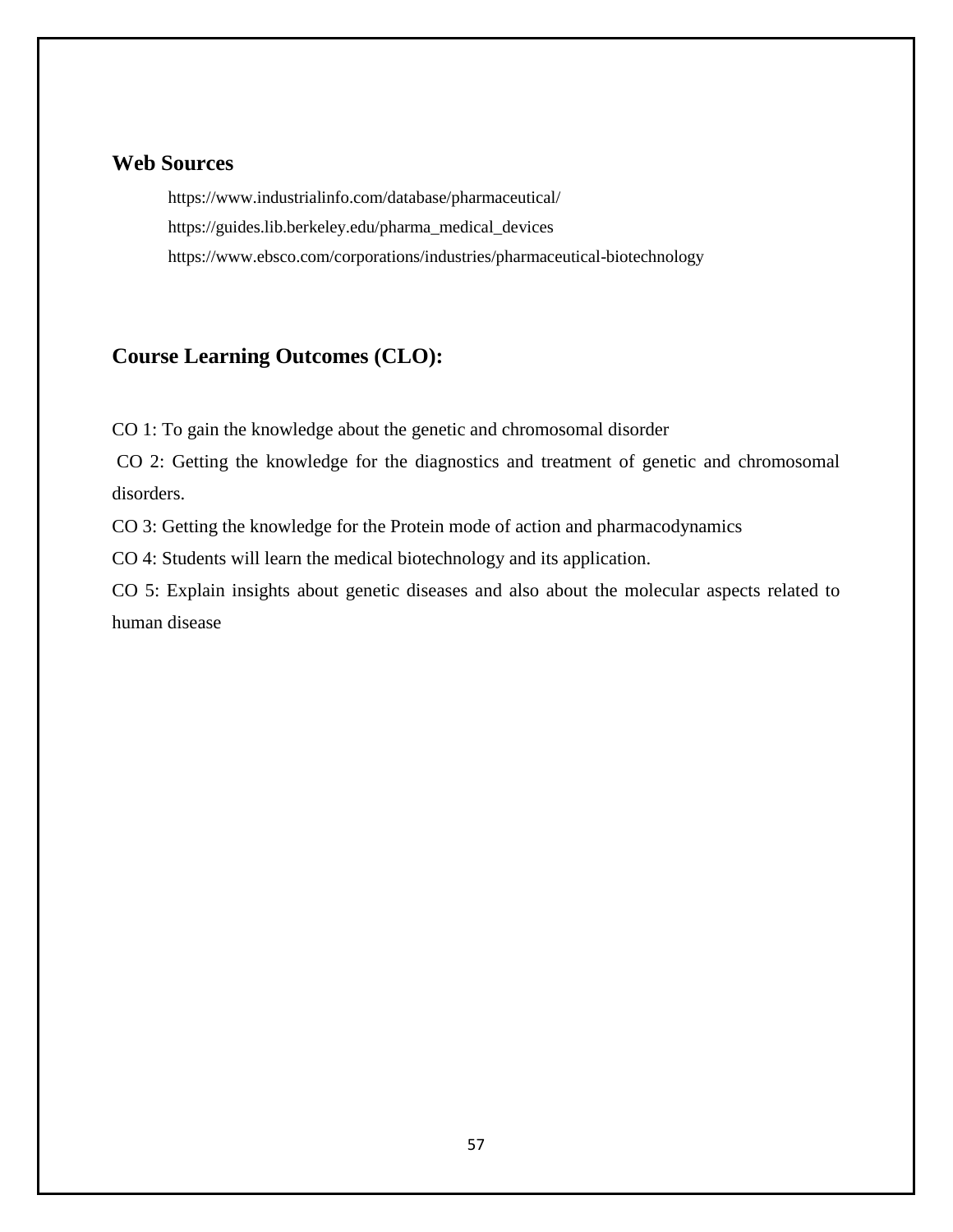## Web Sources

https://www.industrialinfo.com/database/pharmaceutical/

https://guides.lib.berkeley.edu/pharma_medical_devices

https://www.ebsco.com/corporations/industries/pharmaceutical-biotechnology

## Course Learning Outcomes (CLO):

CO 1: To gain the knowledge about the genetic and chromosomal disorder

CO 2: Getting the knowledge for the diagnostics and treatment of genetic and chromosomal disorders.

CO 3: Getting the knowledge for the Protein mode of action and pharmacodynamics

CO 4: Students will learn the medical biotechnology and its application.

CO 5: Explain insights about genetic diseases and also about the molecular aspects related to human disease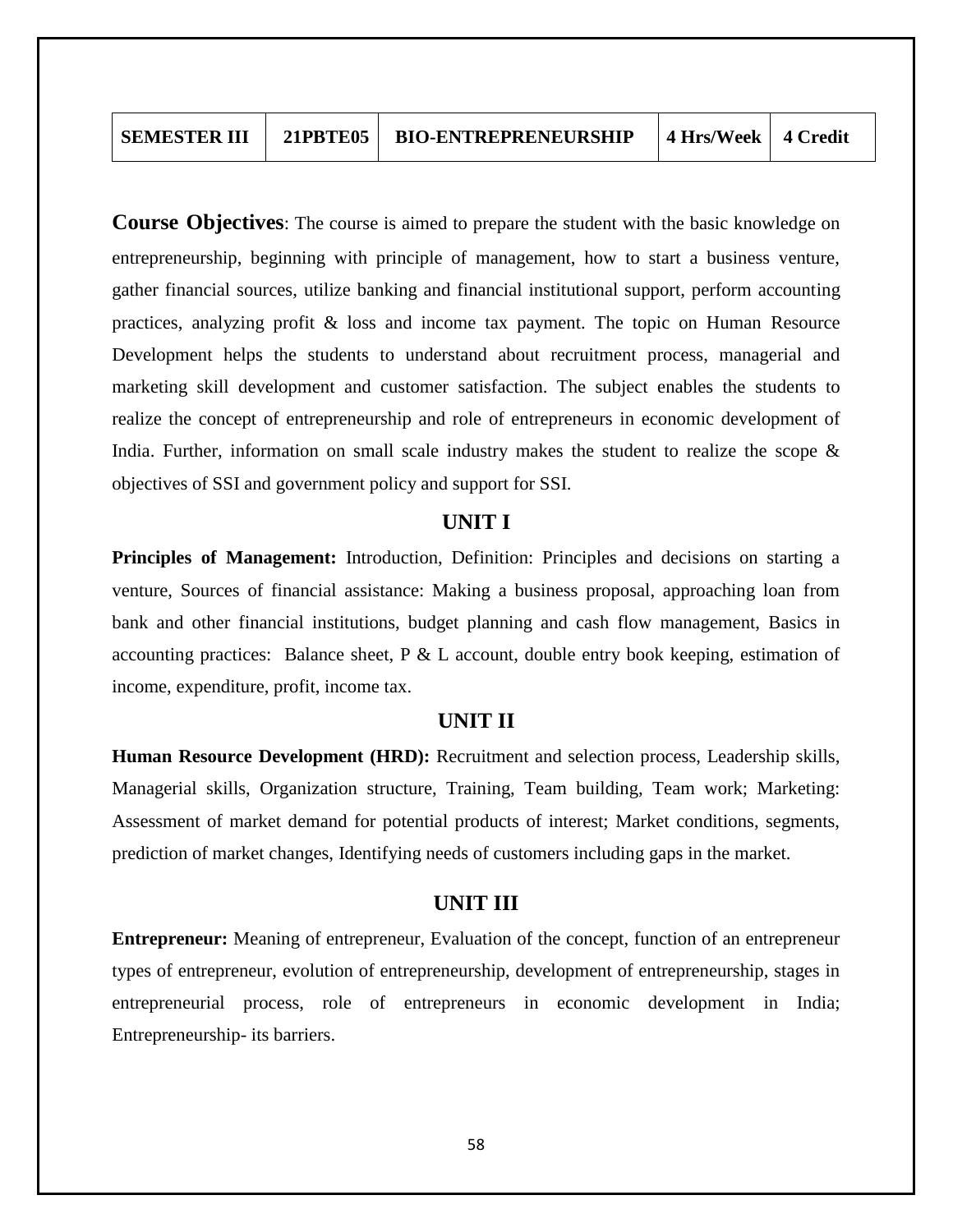| SEMESTER III | 21PBTE05 | BIO-ENTREPRENEURSHIP | 4 Hrs/Week | 4 Credit |
|---|---|---|---|---|

**Course Objectives**: The course is aimed to prepare the student with the basic knowledge on entrepreneurship, beginning with principle of management, how to start a business venture, gather financial sources, utilize banking and financial institutional support, perform accounting practices, analyzing profit & loss and income tax payment. The topic on Human Resource Development helps the students to understand about recruitment process, managerial and marketing skill development and customer satisfaction. The subject enables the students to realize the concept of entrepreneurship and role of entrepreneurs in economic development of India. Further, information on small scale industry makes the student to realize the scope & objectives of SSI and government policy and support for SSI.

## UNIT I

**Principles of Management:** Introduction, Definition: Principles and decisions on starting a venture, Sources of financial assistance: Making a business proposal, approaching loan from bank and other financial institutions, budget planning and cash flow management, Basics in accounting practices: Balance sheet, P & L account, double entry book keeping, estimation of income, expenditure, profit, income tax.

## UNIT II

**Human Resource Development (HRD):** Recruitment and selection process, Leadership skills, Managerial skills, Organization structure, Training, Team building, Team work; Marketing: Assessment of market demand for potential products of interest; Market conditions, segments, prediction of market changes, Identifying needs of customers including gaps in the market.

## UNIT III

**Entrepreneur:** Meaning of entrepreneur, Evaluation of the concept, function of an entrepreneur types of entrepreneur, evolution of entrepreneurship, development of entrepreneurship, stages in entrepreneurial process, role of entrepreneurs in economic development in India; Entrepreneurship- its barriers.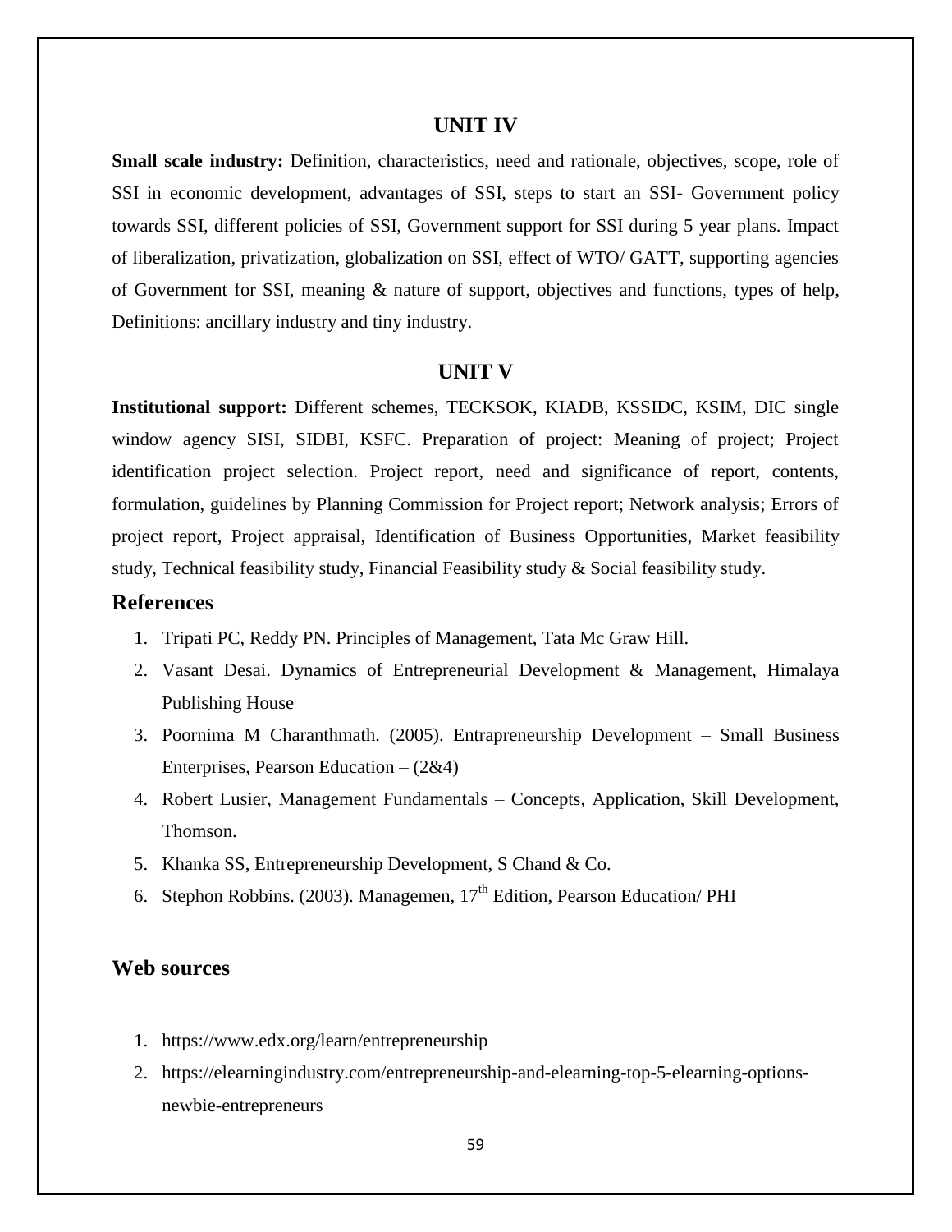## UNIT IV

**Small scale industry:** Definition, characteristics, need and rationale, objectives, scope, role of SSI in economic development, advantages of SSI, steps to start an SSI- Government policy towards SSI, different policies of SSI, Government support for SSI during 5 year plans. Impact of liberalization, privatization, globalization on SSI, effect of WTO/ GATT, supporting agencies of Government for SSI, meaning & nature of support, objectives and functions, types of help, Definitions: ancillary industry and tiny industry.

## UNIT V

**Institutional support:** Different schemes, TECKSOK, KIADB, KSSIDC, KSIM, DIC single window agency SISI, SIDBI, KSFC. Preparation of project: Meaning of project; Project identification project selection. Project report, need and significance of report, contents, formulation, guidelines by Planning Commission for Project report; Network analysis; Errors of project report, Project appraisal, Identification of Business Opportunities, Market feasibility study, Technical feasibility study, Financial Feasibility study & Social feasibility study.

## References

1. Tripati PC, Reddy PN. Principles of Management, Tata Mc Graw Hill.
2. Vasant Desai. Dynamics of Entrepreneurial Development & Management, Himalaya Publishing House
3. Poornima M Charanthmath. (2005). Entrapreneurship Development – Small Business Enterprises, Pearson Education – (2&4)
4. Robert Lusier, Management Fundamentals – Concepts, Application, Skill Development, Thomson.
5. Khanka SS, Entrepreneurship Development, S Chand & Co.
6. Stephon Robbins. (2003). Managemen, 17th Edition, Pearson Education/ PHI

## Web sources

1. https://www.edx.org/learn/entrepreneurship
2. https://elearningindustry.com/entrepreneurship-and-elearning-top-5-elearning-options-newbie-entrepreneurs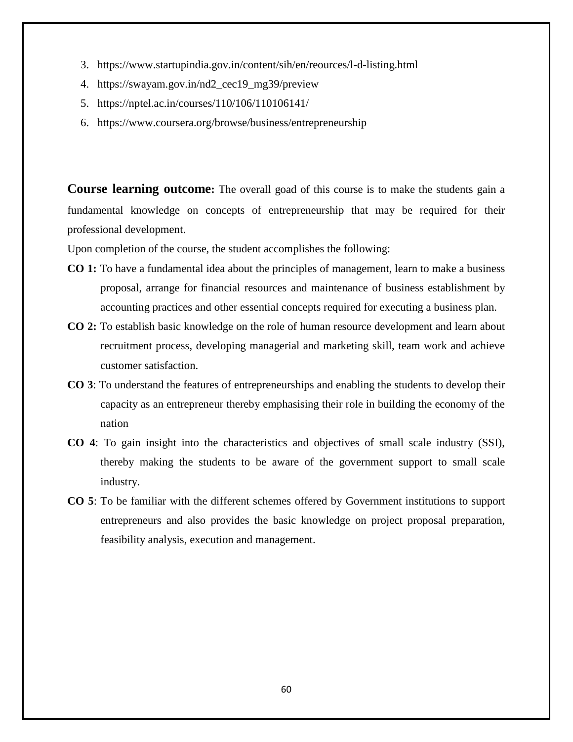3. https://www.startupindia.gov.in/content/sih/en/reources/l-d-listing.html
4. https://swayam.gov.in/nd2_cec19_mg39/preview
5. https://nptel.ac.in/courses/110/106/110106141/
6. https://www.coursera.org/browse/business/entrepreneurship

**Course learning outcome:** The overall goad of this course is to make the students gain a fundamental knowledge on concepts of entrepreneurship that may be required for their professional development.

Upon completion of the course, the student accomplishes the following:

**CO 1:** To have a fundamental idea about the principles of management, learn to make a business proposal, arrange for financial resources and maintenance of business establishment by accounting practices and other essential concepts required for executing a business plan.

**CO 2:** To establish basic knowledge on the role of human resource development and learn about recruitment process, developing managerial and marketing skill, team work and achieve customer satisfaction.

**CO 3**: To understand the features of entrepreneurships and enabling the students to develop their capacity as an entrepreneur thereby emphasising their role in building the economy of the nation

**CO 4**: To gain insight into the characteristics and objectives of small scale industry (SSI), thereby making the students to be aware of the government support to small scale industry.

**CO 5**: To be familiar with the different schemes offered by Government institutions to support entrepreneurs and also provides the basic knowledge on project proposal preparation, feasibility analysis, execution and management.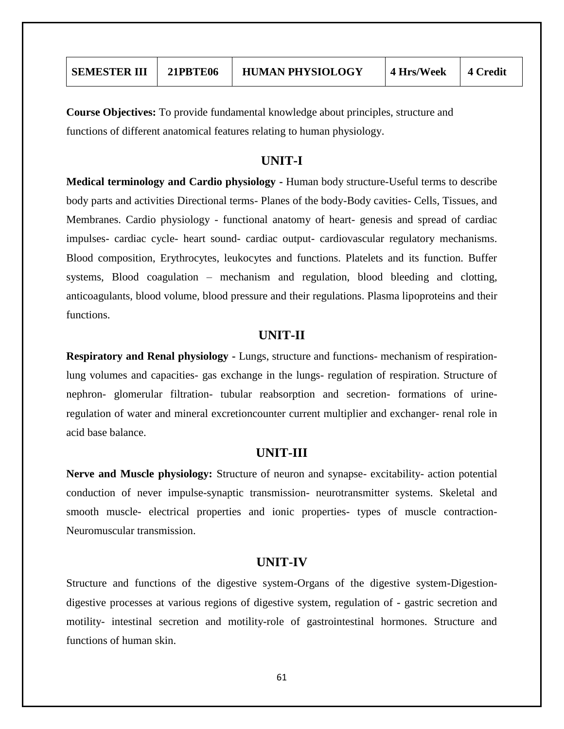| SEMESTER III | 21PBTE06 | HUMAN PHYSIOLOGY | 4 Hrs/Week | 4 Credit |
|---|---|---|---|---|

**Course Objectives:** To provide fundamental knowledge about principles, structure and functions of different anatomical features relating to human physiology.

## UNIT-I

**Medical terminology and Cardio physiology -** Human body structure-Useful terms to describe body parts and activities Directional terms- Planes of the body-Body cavities- Cells, Tissues, and Membranes. Cardio physiology - functional anatomy of heart- genesis and spread of cardiac impulses- cardiac cycle- heart sound- cardiac output- cardiovascular regulatory mechanisms. Blood composition, Erythrocytes, leukocytes and functions. Platelets and its function. Buffer systems, Blood coagulation – mechanism and regulation, blood bleeding and clotting, anticoagulants, blood volume, blood pressure and their regulations. Plasma lipoproteins and their functions.

## UNIT-II

**Respiratory and Renal physiology -** Lungs, structure and functions- mechanism of respiration-lung volumes and capacities- gas exchange in the lungs- regulation of respiration. Structure of nephron- glomerular filtration- tubular reabsorption and secretion- formations of urine-regulation of water and mineral excretioncounter current multiplier and exchanger- renal role in acid base balance.

## UNIT-III

**Nerve and Muscle physiology:** Structure of neuron and synapse- excitability- action potential conduction of never impulse-synaptic transmission- neurotransmitter systems. Skeletal and smooth muscle- electrical properties and ionic properties- types of muscle contraction-Neuromuscular transmission.

## UNIT-IV

Structure and functions of the digestive system-Organs of the digestive system-Digestion-digestive processes at various regions of digestive system, regulation of - gastric secretion and motility- intestinal secretion and motility-role of gastrointestinal hormones. Structure and functions of human skin.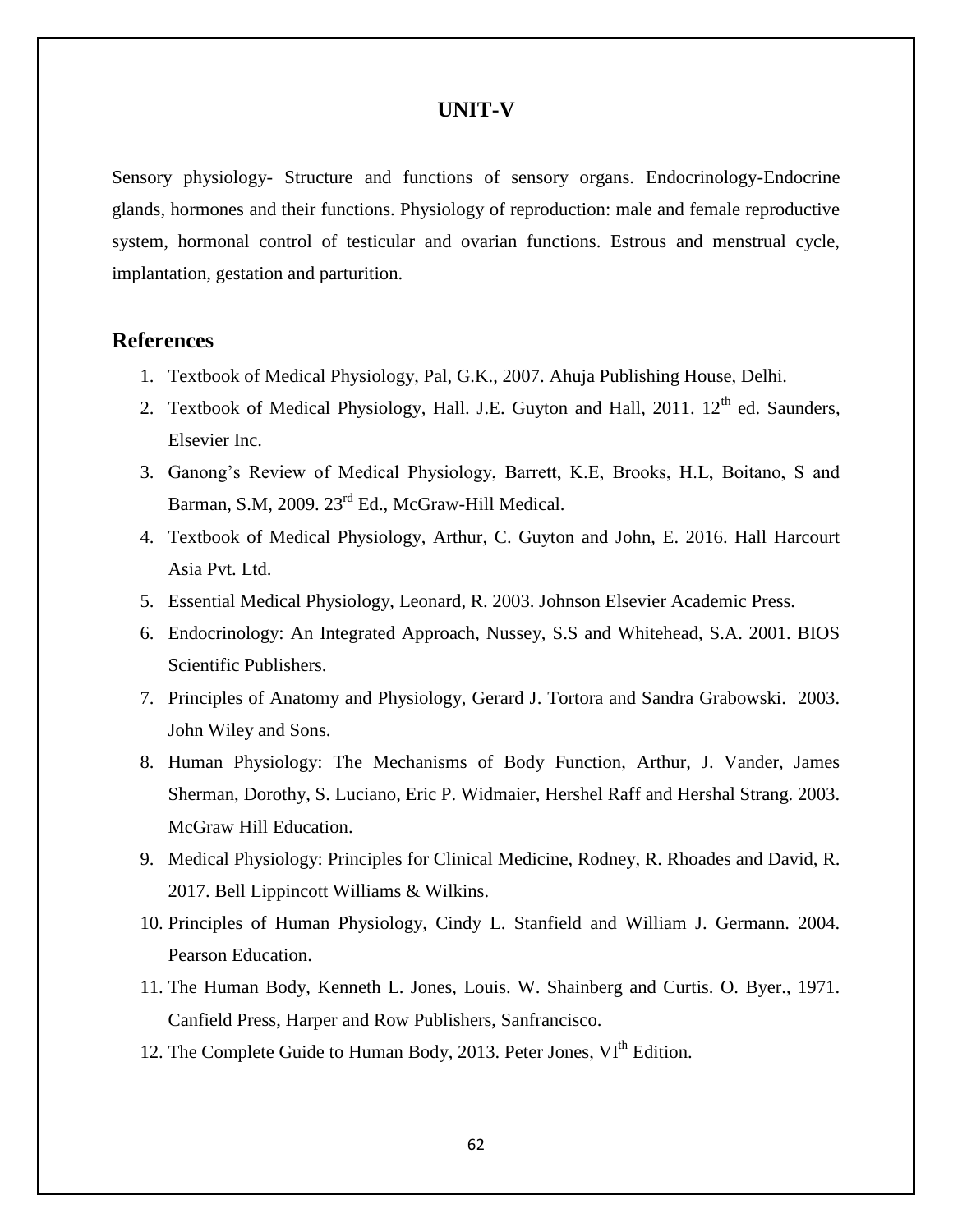# UNIT-V

Sensory physiology- Structure and functions of sensory organs. Endocrinology-Endocrine glands, hormones and their functions. Physiology of reproduction: male and female reproductive system, hormonal control of testicular and ovarian functions. Estrous and menstrual cycle, implantation, gestation and parturition.

## References

1. Textbook of Medical Physiology, Pal, G.K., 2007. Ahuja Publishing House, Delhi.
2. Textbook of Medical Physiology, Hall. J.E. Guyton and Hall, 2011. 12th ed. Saunders, Elsevier Inc.
3. Ganong's Review of Medical Physiology, Barrett, K.E, Brooks, H.L, Boitano, S and Barman, S.M, 2009. 23rd Ed., McGraw-Hill Medical.
4. Textbook of Medical Physiology, Arthur, C. Guyton and John, E. 2016. Hall Harcourt Asia Pvt. Ltd.
5. Essential Medical Physiology, Leonard, R. 2003. Johnson Elsevier Academic Press.
6. Endocrinology: An Integrated Approach, Nussey, S.S and Whitehead, S.A. 2001. BIOS Scientific Publishers.
7. Principles of Anatomy and Physiology, Gerard J. Tortora and Sandra Grabowski. 2003. John Wiley and Sons.
8. Human Physiology: The Mechanisms of Body Function, Arthur, J. Vander, James Sherman, Dorothy, S. Luciano, Eric P. Widmaier, Hershel Raff and Hershal Strang. 2003. McGraw Hill Education.
9. Medical Physiology: Principles for Clinical Medicine, Rodney, R. Rhoades and David, R. 2017. Bell Lippincott Williams & Wilkins.
10. Principles of Human Physiology, Cindy L. Stanfield and William J. Germann. 2004. Pearson Education.
11. The Human Body, Kenneth L. Jones, Louis. W. Shainberg and Curtis. O. Byer., 1971. Canfield Press, Harper and Row Publishers, Sanfrancisco.
12. The Complete Guide to Human Body, 2013. Peter Jones, VIth Edition.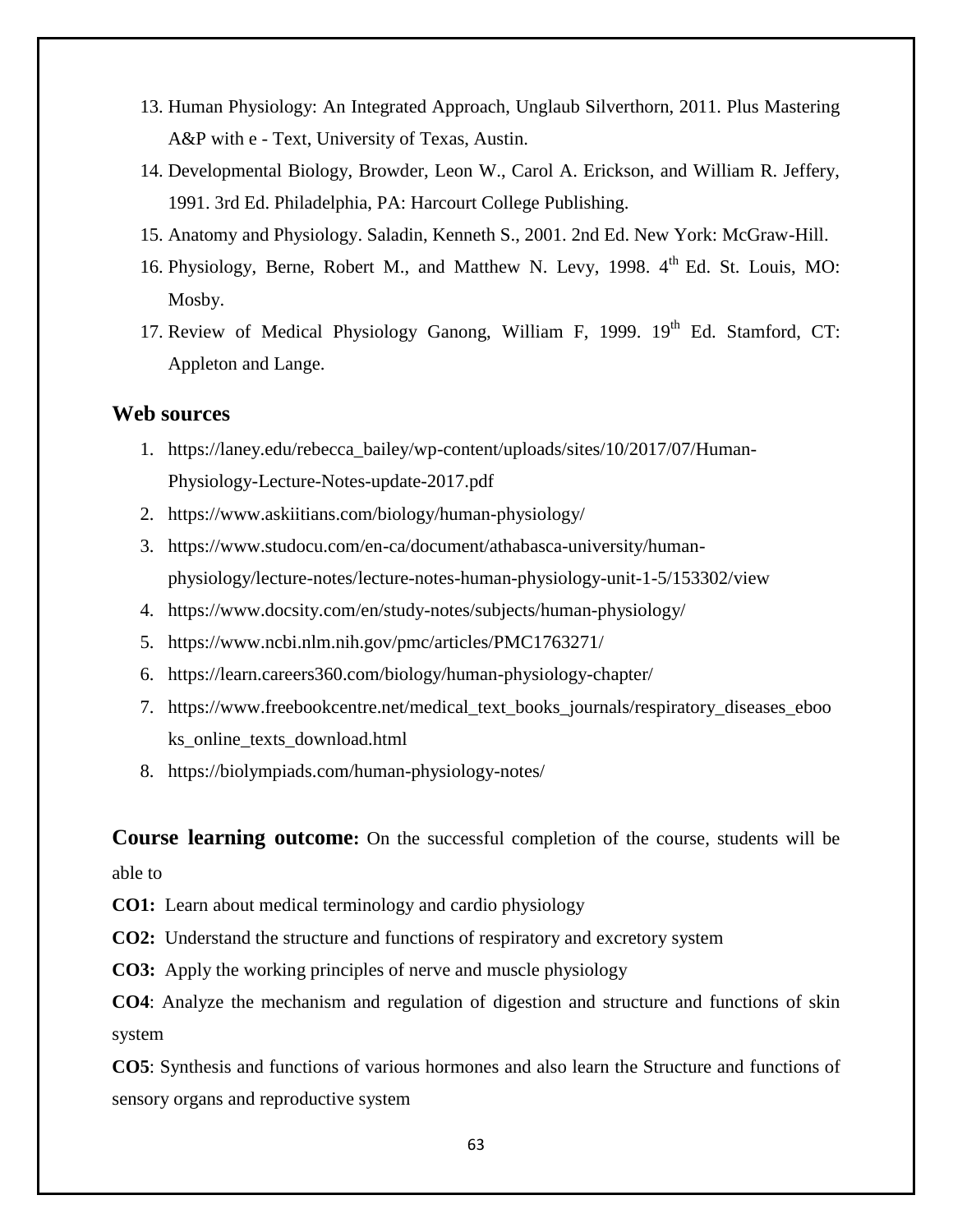13. Human Physiology: An Integrated Approach, Unglaub Silverthorn, 2011. Plus Mastering A&P with e - Text, University of Texas, Austin.
14. Developmental Biology, Browder, Leon W., Carol A. Erickson, and William R. Jeffery, 1991. 3rd Ed. Philadelphia, PA: Harcourt College Publishing.
15. Anatomy and Physiology. Saladin, Kenneth S., 2001. 2nd Ed. New York: McGraw-Hill.
16. Physiology, Berne, Robert M., and Matthew N. Levy, 1998. 4th Ed. St. Louis, MO: Mosby.
17. Review of Medical Physiology Ganong, William F, 1999. 19th Ed. Stamford, CT: Appleton and Lange.

## Web sources

1. https://laney.edu/rebecca_bailey/wp-content/uploads/sites/10/2017/07/Human-Physiology-Lecture-Notes-update-2017.pdf
2. https://www.askiitians.com/biology/human-physiology/
3. https://www.studocu.com/en-ca/document/athabasca-university/human-physiology/lecture-notes/lecture-notes-human-physiology-unit-1-5/153302/view
4. https://www.docsity.com/en/study-notes/subjects/human-physiology/
5. https://www.ncbi.nlm.nih.gov/pmc/articles/PMC1763271/
6. https://learn.careers360.com/biology/human-physiology-chapter/
7. https://www.freebookcentre.net/medical_text_books_journals/respiratory_diseases_ebooks_online_texts_download.html
8. https://biolympiads.com/human-physiology-notes/

**Course learning outcome:** On the successful completion of the course, students will be able to

**CO1:** Learn about medical terminology and cardio physiology

**CO2:** Understand the structure and functions of respiratory and excretory system

**CO3:** Apply the working principles of nerve and muscle physiology

**CO4**: Analyze the mechanism and regulation of digestion and structure and functions of skin system

**CO5**: Synthesis and functions of various hormones and also learn the Structure and functions of sensory organs and reproductive system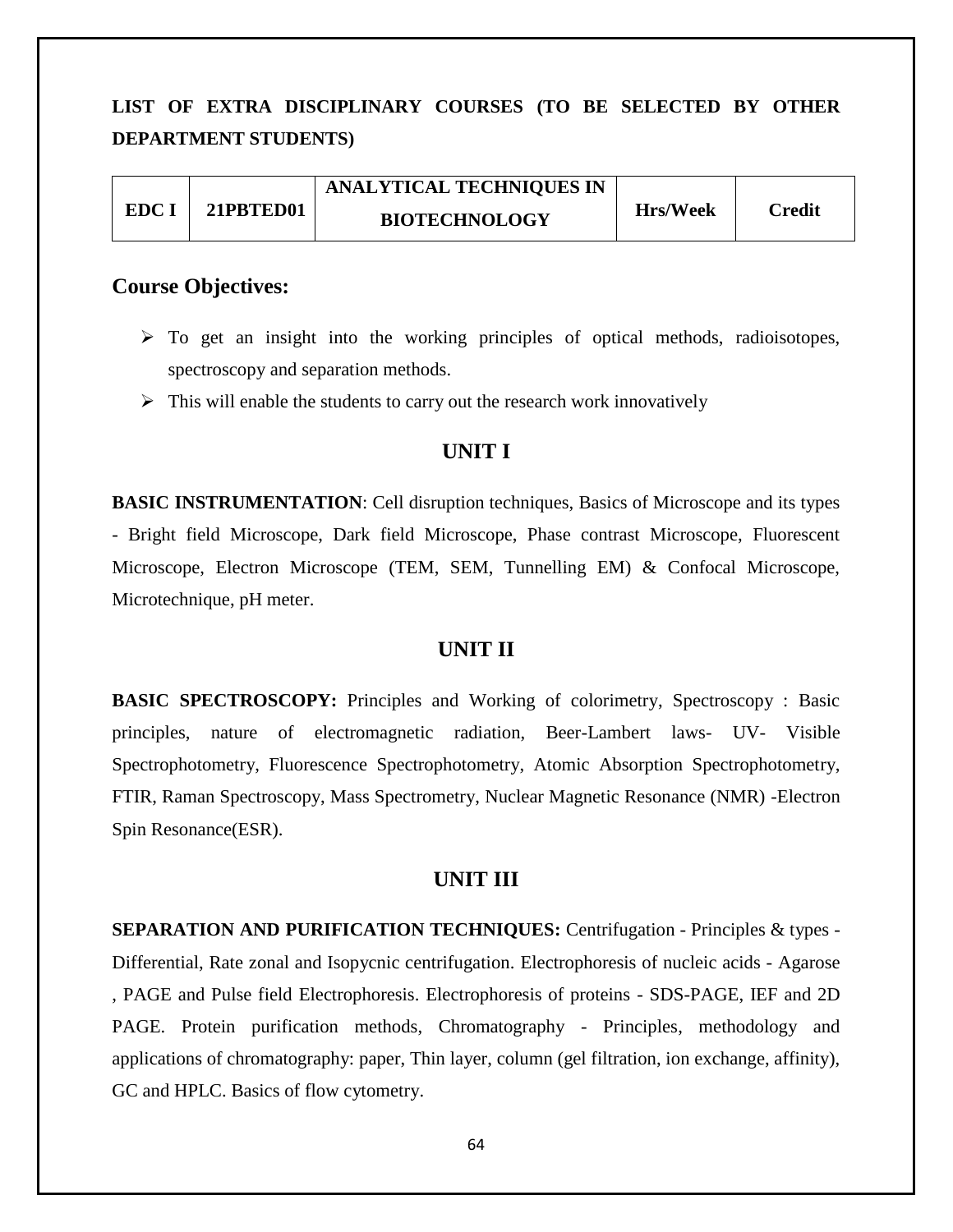## LIST OF EXTRA DISCIPLINARY COURSES (TO BE SELECTED BY OTHER DEPARTMENT STUDENTS)

| EDC I | 21PBTED01 | ANALYTICAL TECHNIQUES IN BIOTECHNOLOGY | Hrs/Week | Credit |
|---|---|---|---|---|

### Course Objectives:

- To get an insight into the working principles of optical methods, radioisotopes, spectroscopy and separation methods.
- This will enable the students to carry out the research work innovatively

### UNIT I

**BASIC INSTRUMENTATION**: Cell disruption techniques, Basics of Microscope and its types - Bright field Microscope, Dark field Microscope, Phase contrast Microscope, Fluorescent Microscope, Electron Microscope (TEM, SEM, Tunnelling EM) & Confocal Microscope, Microtechnique, pH meter.

### UNIT II

**BASIC SPECTROSCOPY:** Principles and Working of colorimetry, Spectroscopy : Basic principles, nature of electromagnetic radiation, Beer-Lambert laws- UV- Visible Spectrophotometry, Fluorescence Spectrophotometry, Atomic Absorption Spectrophotometry, FTIR, Raman Spectroscopy, Mass Spectrometry, Nuclear Magnetic Resonance (NMR) -Electron Spin Resonance(ESR).

### UNIT III

**SEPARATION AND PURIFICATION TECHNIQUES:** Centrifugation - Principles & types - Differential, Rate zonal and Isopycnic centrifugation. Electrophoresis of nucleic acids - Agarose , PAGE and Pulse field Electrophoresis. Electrophoresis of proteins - SDS-PAGE, IEF and 2D PAGE. Protein purification methods, Chromatography - Principles, methodology and applications of chromatography: paper, Thin layer, column (gel filtration, ion exchange, affinity), GC and HPLC. Basics of flow cytometry.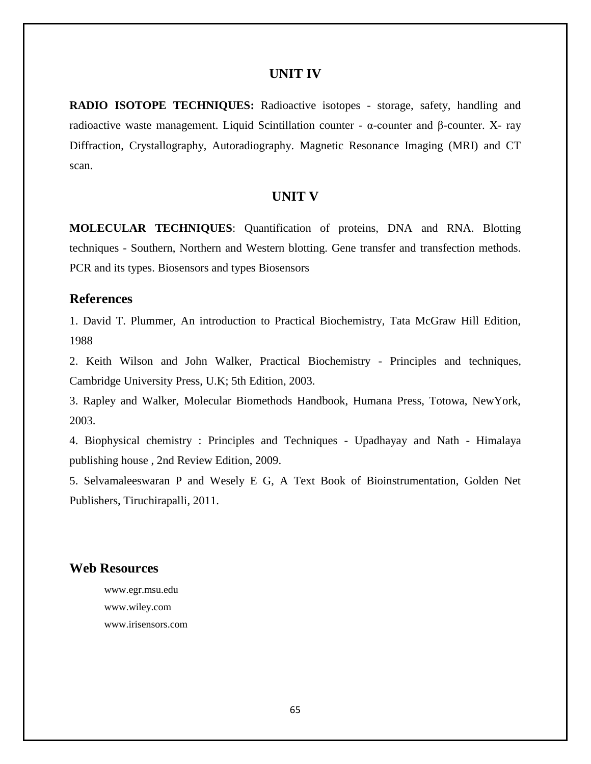## UNIT IV

**RADIO ISOTOPE TECHNIQUES:** Radioactive isotopes - storage, safety, handling and radioactive waste management. Liquid Scintillation counter - α-counter and β-counter. X- ray Diffraction, Crystallography, Autoradiography. Magnetic Resonance Imaging (MRI) and CT scan.

## UNIT V

**MOLECULAR TECHNIQUES**: Quantification of proteins, DNA and RNA. Blotting techniques - Southern, Northern and Western blotting. Gene transfer and transfection methods. PCR and its types. Biosensors and types Biosensors

## References

1. David T. Plummer, An introduction to Practical Biochemistry, Tata McGraw Hill Edition, 1988
2. Keith Wilson and John Walker, Practical Biochemistry - Principles and techniques, Cambridge University Press, U.K; 5th Edition, 2003.
3. Rapley and Walker, Molecular Biomethods Handbook, Humana Press, Totowa, NewYork, 2003.
4. Biophysical chemistry : Principles and Techniques - Upadhayay and Nath - Himalaya publishing house , 2nd Review Edition, 2009.
5. Selvamaleeswaran P and Wesely E G, A Text Book of Bioinstrumentation, Golden Net Publishers, Tiruchirapalli, 2011.

## Web Resources

www.egr.msu.edu
www.wiley.com
www.irisensors.com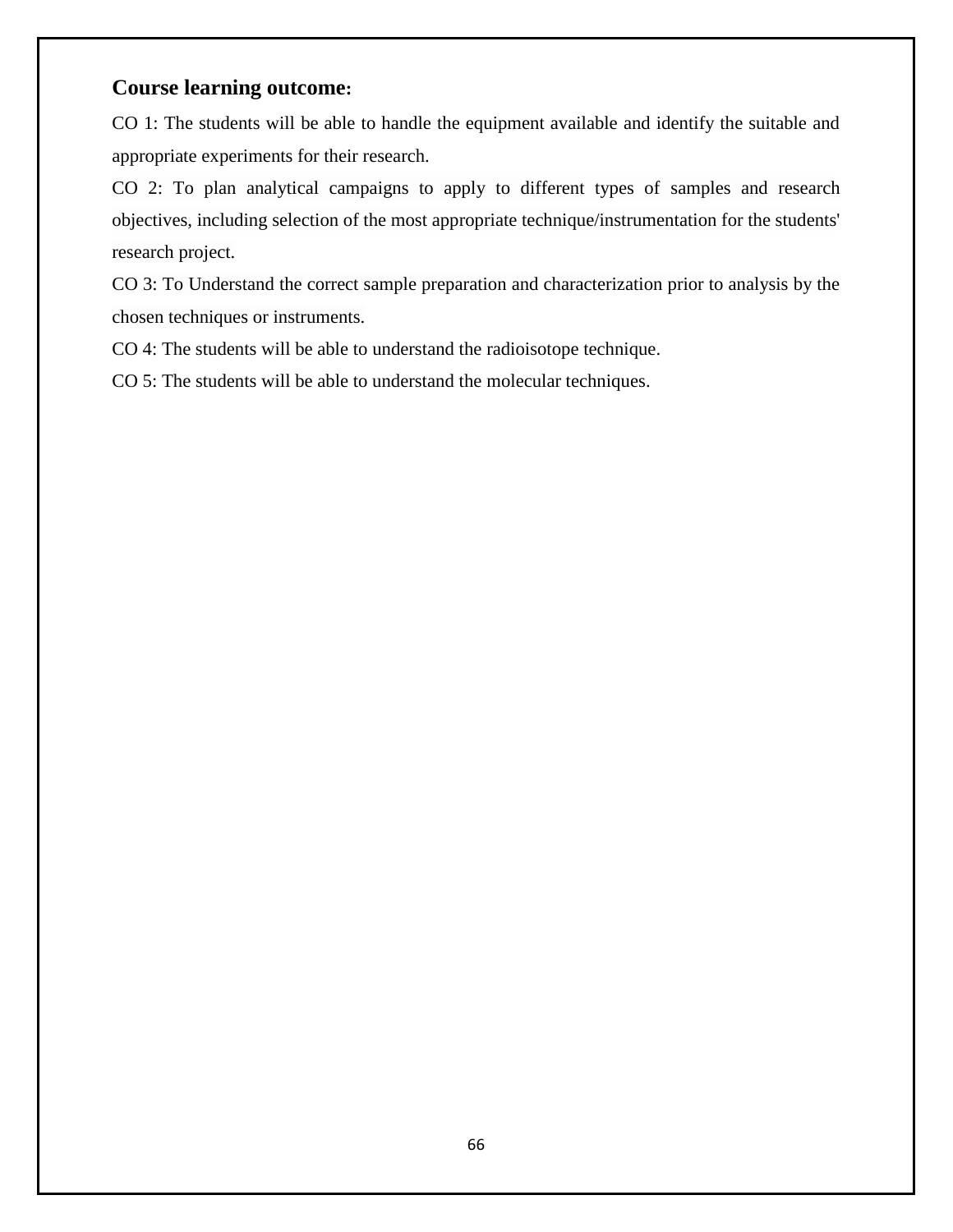**Course learning outcome:**

CO 1: The students will be able to handle the equipment available and identify the suitable and appropriate experiments for their research.

CO 2: To plan analytical campaigns to apply to different types of samples and research objectives, including selection of the most appropriate technique/instrumentation for the students' research project.

CO 3: To Understand the correct sample preparation and characterization prior to analysis by the chosen techniques or instruments.

CO 4: The students will be able to understand the radioisotope technique.

CO 5: The students will be able to understand the molecular techniques.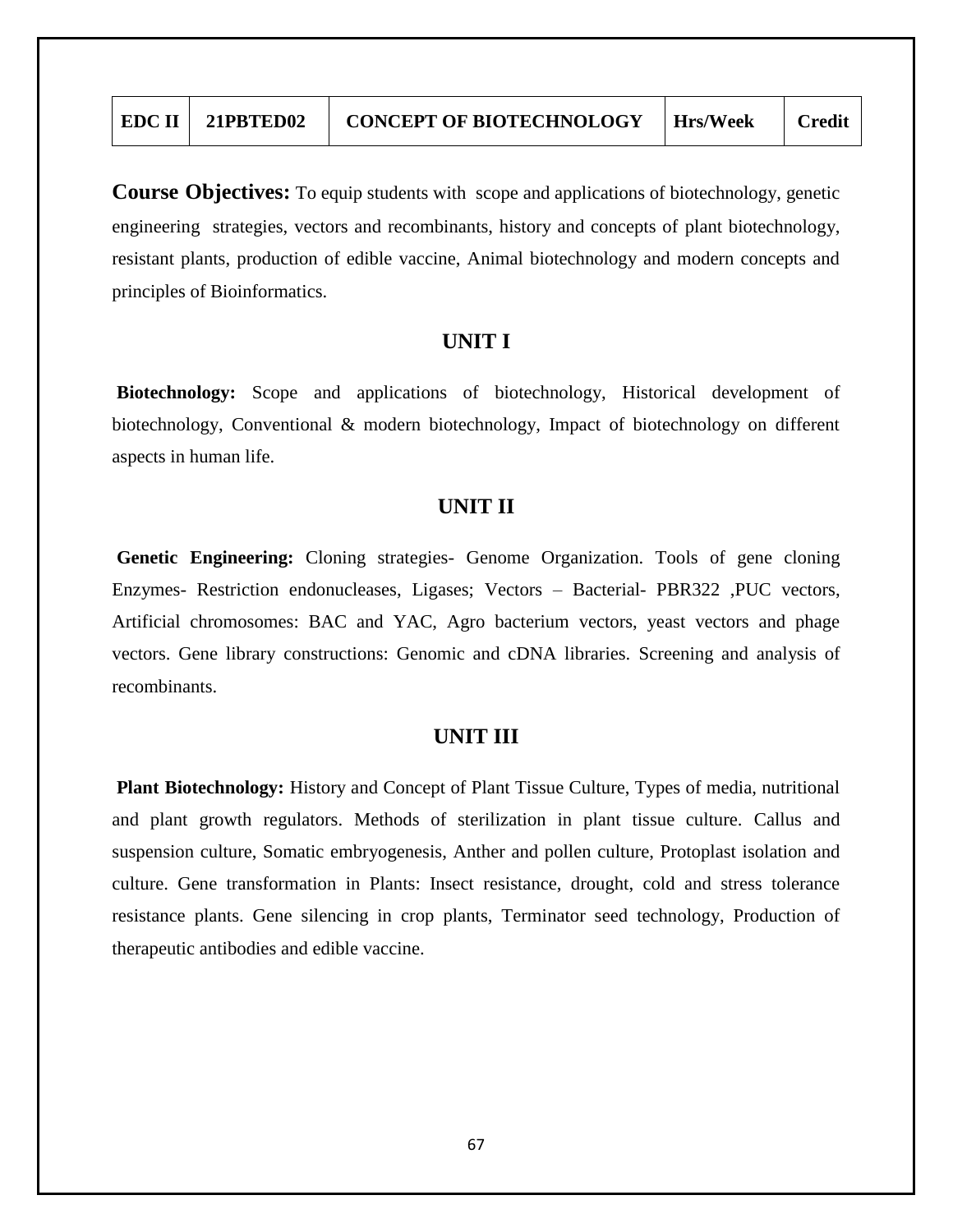| EDC II | 21PBTED02 | CONCEPT OF BIOTECHNOLOGY | Hrs/Week | Credit |
|---|---|---|---|---|

**Course Objectives:** To equip students with scope and applications of biotechnology, genetic engineering strategies, vectors and recombinants, history and concepts of plant biotechnology, resistant plants, production of edible vaccine, Animal biotechnology and modern concepts and principles of Bioinformatics.

## UNIT I

**Biotechnology:** Scope and applications of biotechnology, Historical development of biotechnology, Conventional & modern biotechnology, Impact of biotechnology on different aspects in human life.

## UNIT II

**Genetic Engineering:** Cloning strategies- Genome Organization. Tools of gene cloning Enzymes- Restriction endonucleases, Ligases; Vectors – Bacterial- PBR322 ,PUC vectors, Artificial chromosomes: BAC and YAC, Agro bacterium vectors, yeast vectors and phage vectors. Gene library constructions: Genomic and cDNA libraries. Screening and analysis of recombinants.

## UNIT III

**Plant Biotechnology:** History and Concept of Plant Tissue Culture, Types of media, nutritional and plant growth regulators. Methods of sterilization in plant tissue culture. Callus and suspension culture, Somatic embryogenesis, Anther and pollen culture, Protoplast isolation and culture. Gene transformation in Plants: Insect resistance, drought, cold and stress tolerance resistance plants. Gene silencing in crop plants, Terminator seed technology, Production of therapeutic antibodies and edible vaccine.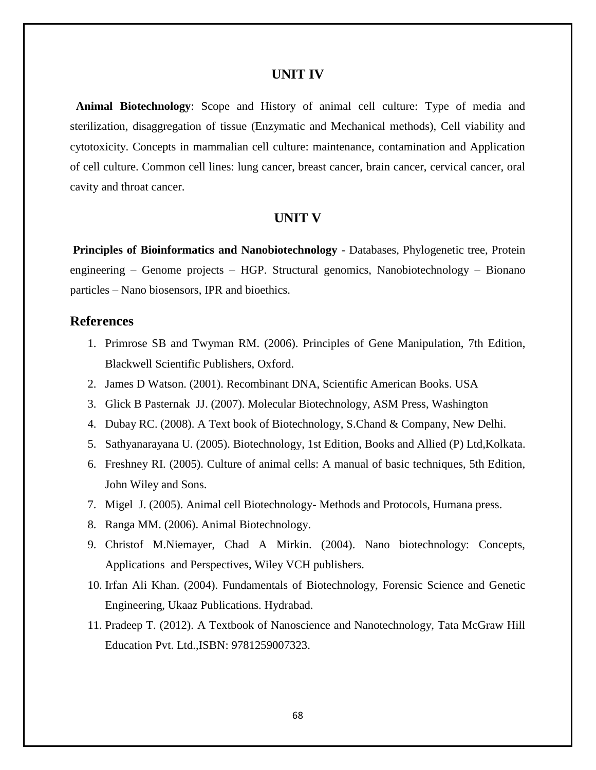## UNIT IV

**Animal Biotechnology**: Scope and History of animal cell culture: Type of media and sterilization, disaggregation of tissue (Enzymatic and Mechanical methods), Cell viability and cytotoxicity. Concepts in mammalian cell culture: maintenance, contamination and Application of cell culture. Common cell lines: lung cancer, breast cancer, brain cancer, cervical cancer, oral cavity and throat cancer.

## UNIT V

**Principles of Bioinformatics and Nanobiotechnology** - Databases, Phylogenetic tree, Protein engineering – Genome projects – HGP. Structural genomics, Nanobiotechnology – Bionano particles – Nano biosensors, IPR and bioethics.

## References

1. Primrose SB and Twyman RM. (2006). Principles of Gene Manipulation, 7th Edition, Blackwell Scientific Publishers, Oxford.
2. James D Watson. (2001). Recombinant DNA, Scientific American Books. USA
3. Glick B Pasternak JJ. (2007). Molecular Biotechnology, ASM Press, Washington
4. Dubay RC. (2008). A Text book of Biotechnology, S.Chand & Company, New Delhi.
5. Sathyanarayana U. (2005). Biotechnology, 1st Edition, Books and Allied (P) Ltd,Kolkata.
6. Freshney RI. (2005). Culture of animal cells: A manual of basic techniques, 5th Edition, John Wiley and Sons.
7. Migel J. (2005). Animal cell Biotechnology- Methods and Protocols, Humana press.
8. Ranga MM. (2006). Animal Biotechnology.
9. Christof M.Niemayer, Chad A Mirkin. (2004). Nano biotechnology: Concepts, Applications and Perspectives, Wiley VCH publishers.
10. Irfan Ali Khan. (2004). Fundamentals of Biotechnology, Forensic Science and Genetic Engineering, Ukaaz Publications. Hydrabad.
11. Pradeep T. (2012). A Textbook of Nanoscience and Nanotechnology, Tata McGraw Hill Education Pvt. Ltd.,ISBN: 9781259007323.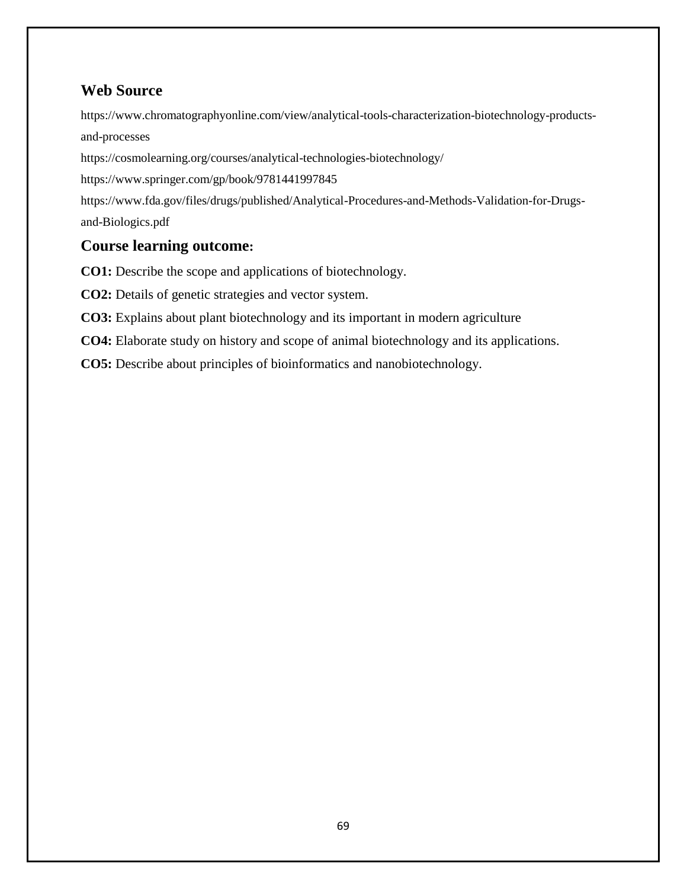## Web Source

https://www.chromatographyonline.com/view/analytical-tools-characterization-biotechnology-products-and-processes

https://cosmolearning.org/courses/analytical-technologies-biotechnology/

https://www.springer.com/gp/book/9781441997845

https://www.fda.gov/files/drugs/published/Analytical-Procedures-and-Methods-Validation-for-Drugs-and-Biologics.pdf

## Course learning outcome:

**CO1:** Describe the scope and applications of biotechnology.

**CO2:** Details of genetic strategies and vector system.

**CO3:** Explains about plant biotechnology and its important in modern agriculture

**CO4:** Elaborate study on history and scope of animal biotechnology and its applications.

**CO5:** Describe about principles of bioinformatics and nanobiotechnology.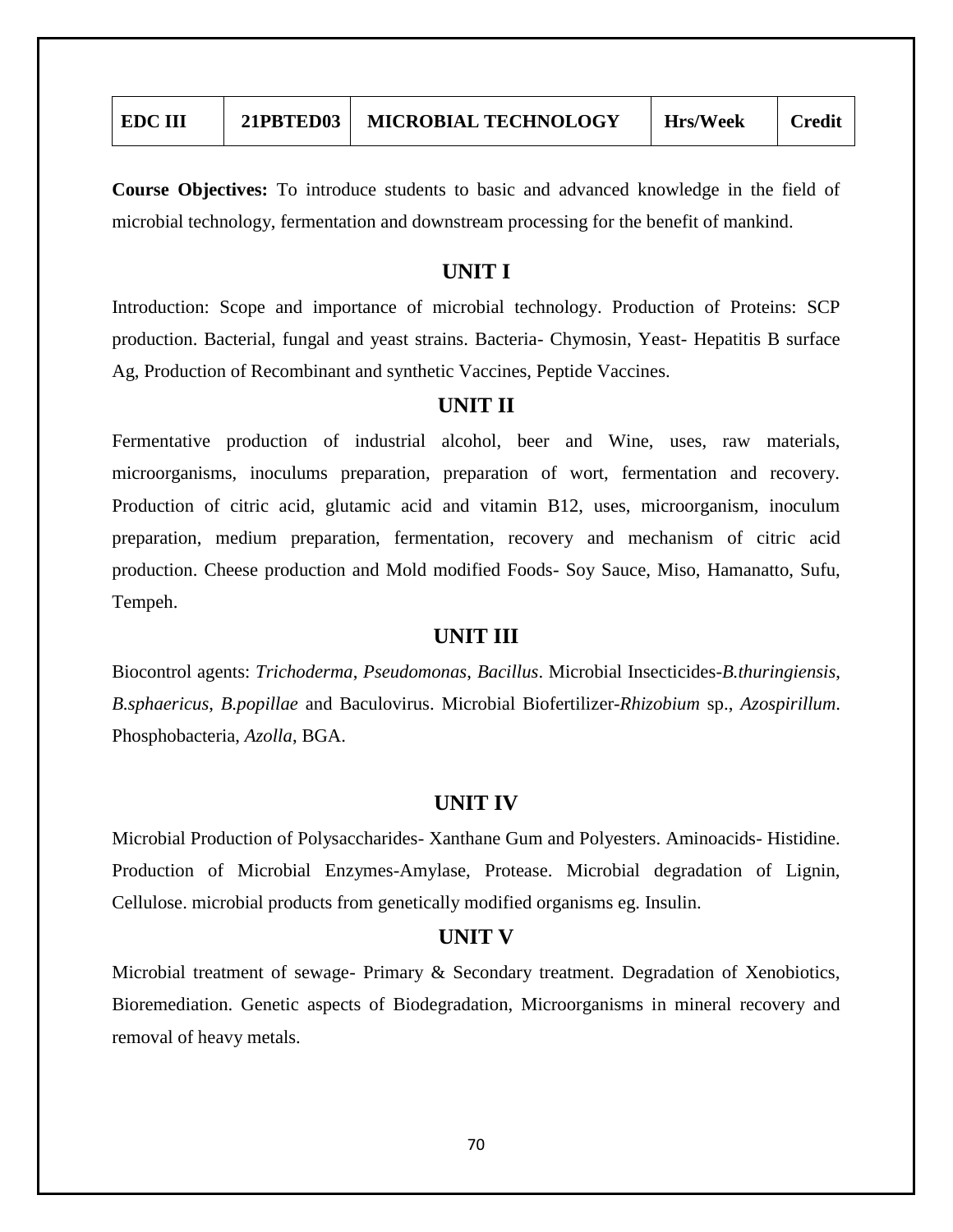| EDC III | 21PBTED03 | MICROBIAL TECHNOLOGY | Hrs/Week | Credit |
|---|---|---|---|---|

**Course Objectives:** To introduce students to basic and advanced knowledge in the field of microbial technology, fermentation and downstream processing for the benefit of mankind.

## UNIT I

Introduction: Scope and importance of microbial technology. Production of Proteins: SCP production. Bacterial, fungal and yeast strains. Bacteria- Chymosin, Yeast- Hepatitis B surface Ag, Production of Recombinant and synthetic Vaccines, Peptide Vaccines.

## UNIT II

Fermentative production of industrial alcohol, beer and Wine, uses, raw materials, microorganisms, inoculums preparation, preparation of wort, fermentation and recovery. Production of citric acid, glutamic acid and vitamin B12, uses, microorganism, inoculum preparation, medium preparation, fermentation, recovery and mechanism of citric acid production. Cheese production and Mold modified Foods- Soy Sauce, Miso, Hamanatto, Sufu, Tempeh.

## UNIT III

Biocontrol agents: *Trichoderma*, *Pseudomonas*, *Bacillus*. Microbial Insecticides-*B.thuringiensis*, *B.sphaericus*, *B.popillae* and Baculovirus. Microbial Biofertilizer-*Rhizobium* sp., *Azospirillum*. Phosphobacteria, *Azolla*, BGA.

## UNIT IV

Microbial Production of Polysaccharides- Xanthane Gum and Polyesters. Aminoacids- Histidine. Production of Microbial Enzymes-Amylase, Protease. Microbial degradation of Lignin, Cellulose. microbial products from genetically modified organisms eg. Insulin.

## UNIT V

Microbial treatment of sewage- Primary & Secondary treatment. Degradation of Xenobiotics, Bioremediation. Genetic aspects of Biodegradation, Microorganisms in mineral recovery and removal of heavy metals.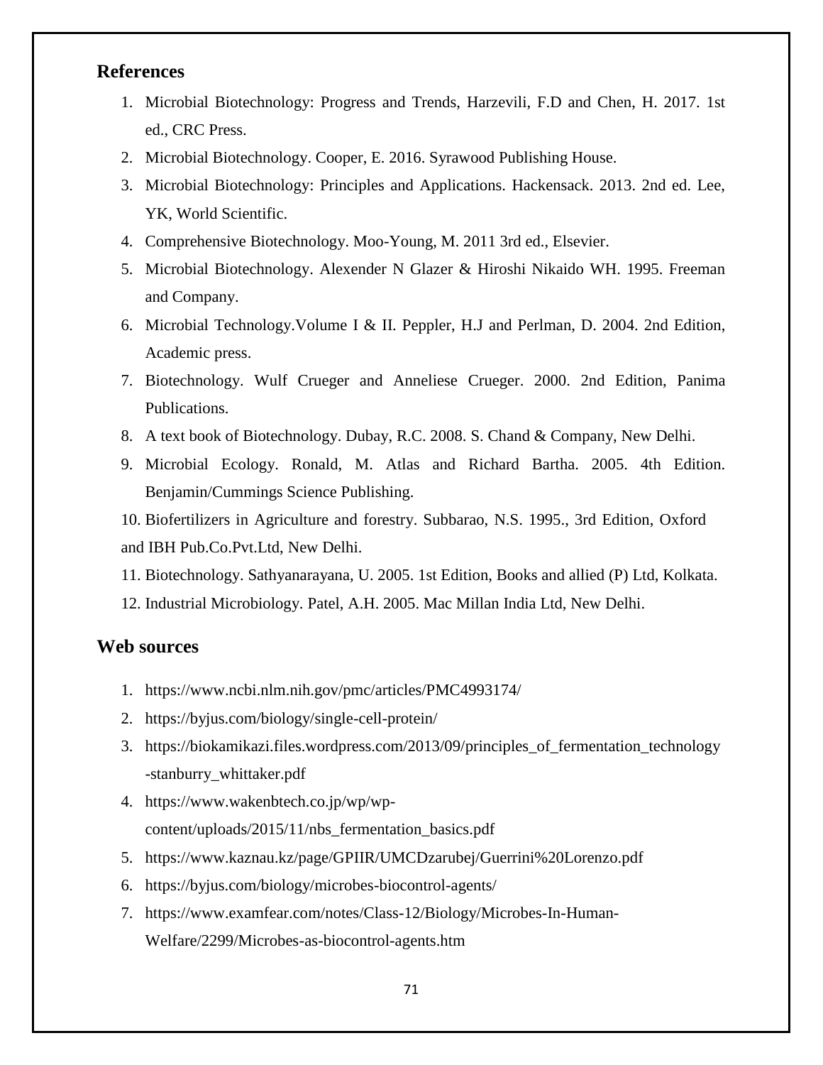## References

1. Microbial Biotechnology: Progress and Trends, Harzevili, F.D and Chen, H. 2017. 1st ed., CRC Press.
2. Microbial Biotechnology. Cooper, E. 2016. Syrawood Publishing House.
3. Microbial Biotechnology: Principles and Applications. Hackensack. 2013. 2nd ed. Lee, YK, World Scientific.
4. Comprehensive Biotechnology. Moo-Young, M. 2011 3rd ed., Elsevier.
5. Microbial Biotechnology. Alexender N Glazer & Hiroshi Nikaido WH. 1995. Freeman and Company.
6. Microbial Technology.Volume I & II. Peppler, H.J and Perlman, D. 2004. 2nd Edition, Academic press.
7. Biotechnology. Wulf Crueger and Anneliese Crueger. 2000. 2nd Edition, Panima Publications.
8. A text book of Biotechnology. Dubay, R.C. 2008. S. Chand & Company, New Delhi.
9. Microbial Ecology. Ronald, M. Atlas and Richard Bartha. 2005. 4th Edition. Benjamin/Cummings Science Publishing.
10. Biofertilizers in Agriculture and forestry. Subbarao, N.S. 1995., 3rd Edition, Oxford and IBH Pub.Co.Pvt.Ltd, New Delhi.
11. Biotechnology. Sathyanarayana, U. 2005. 1st Edition, Books and allied (P) Ltd, Kolkata.
12. Industrial Microbiology. Patel, A.H. 2005. Mac Millan India Ltd, New Delhi.

## Web sources

1. https://www.ncbi.nlm.nih.gov/pmc/articles/PMC4993174/
2. https://byjus.com/biology/single-cell-protein/
3. https://biokamikazi.files.wordpress.com/2013/09/principles_of_fermentation_technology-stanburry_whittaker.pdf
4. https://www.wakenbtech.co.jp/wp/wp-content/uploads/2015/11/nbs_fermentation_basics.pdf
5. https://www.kaznau.kz/page/GPIIR/UMCDzarubej/Guerrini%20Lorenzo.pdf
6. https://byjus.com/biology/microbes-biocontrol-agents/
7. https://www.examfear.com/notes/Class-12/Biology/Microbes-In-Human-Welfare/2299/Microbes-as-biocontrol-agents.htm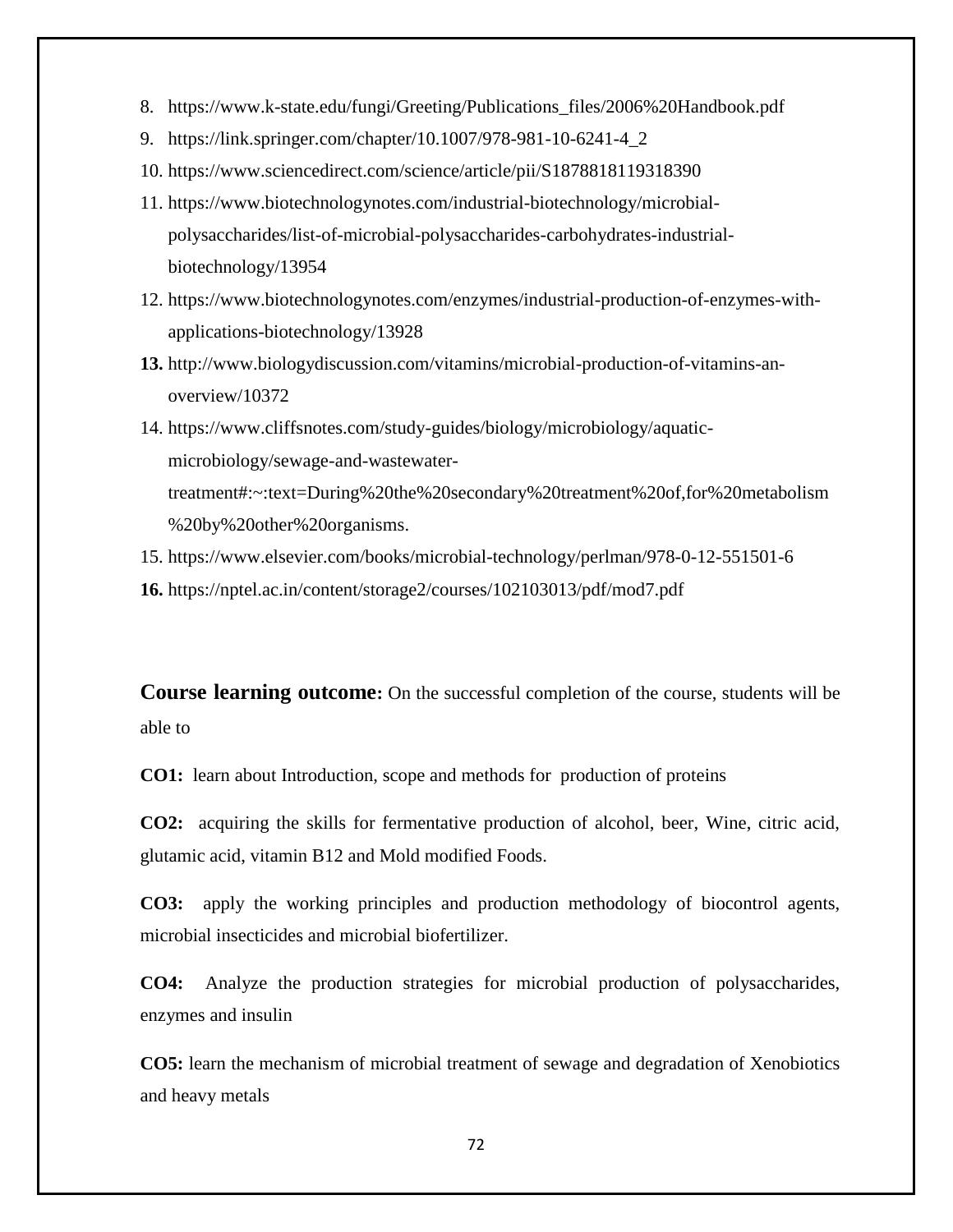8. https://www.k-state.edu/fungi/Greeting/Publications_files/2006%20Handbook.pdf
9. https://link.springer.com/chapter/10.1007/978-981-10-6241-4_2
10. https://www.sciencedirect.com/science/article/pii/S1878818119318390
11. https://www.biotechnologynotes.com/industrial-biotechnology/microbial-polysaccharides/list-of-microbial-polysaccharides-carbohydrates-industrial-biotechnology/13954
12. https://www.biotechnologynotes.com/enzymes/industrial-production-of-enzymes-with-applications-biotechnology/13928
13. http://www.biologydiscussion.com/vitamins/microbial-production-of-vitamins-an-overview/10372
14. https://www.cliffsnotes.com/study-guides/biology/microbiology/aquatic-microbiology/sewage-and-wastewater-treatment#:~:text=During%20the%20secondary%20treatment%20of,for%20metabolism%20by%20other%20organisms.
15. https://www.elsevier.com/books/microbial-technology/perlman/978-0-12-551501-6
16. https://nptel.ac.in/content/storage2/courses/102103013/pdf/mod7.pdf

**Course learning outcome:** On the successful completion of the course, students will be able to

**CO1:** learn about Introduction, scope and methods for production of proteins

**CO2:** acquiring the skills for fermentative production of alcohol, beer, Wine, citric acid, glutamic acid, vitamin B12 and Mold modified Foods.

**CO3:** apply the working principles and production methodology of biocontrol agents, microbial insecticides and microbial biofertilizer.

**CO4:** Analyze the production strategies for microbial production of polysaccharides, enzymes and insulin

**CO5:** learn the mechanism of microbial treatment of sewage and degradation of Xenobiotics and heavy metals